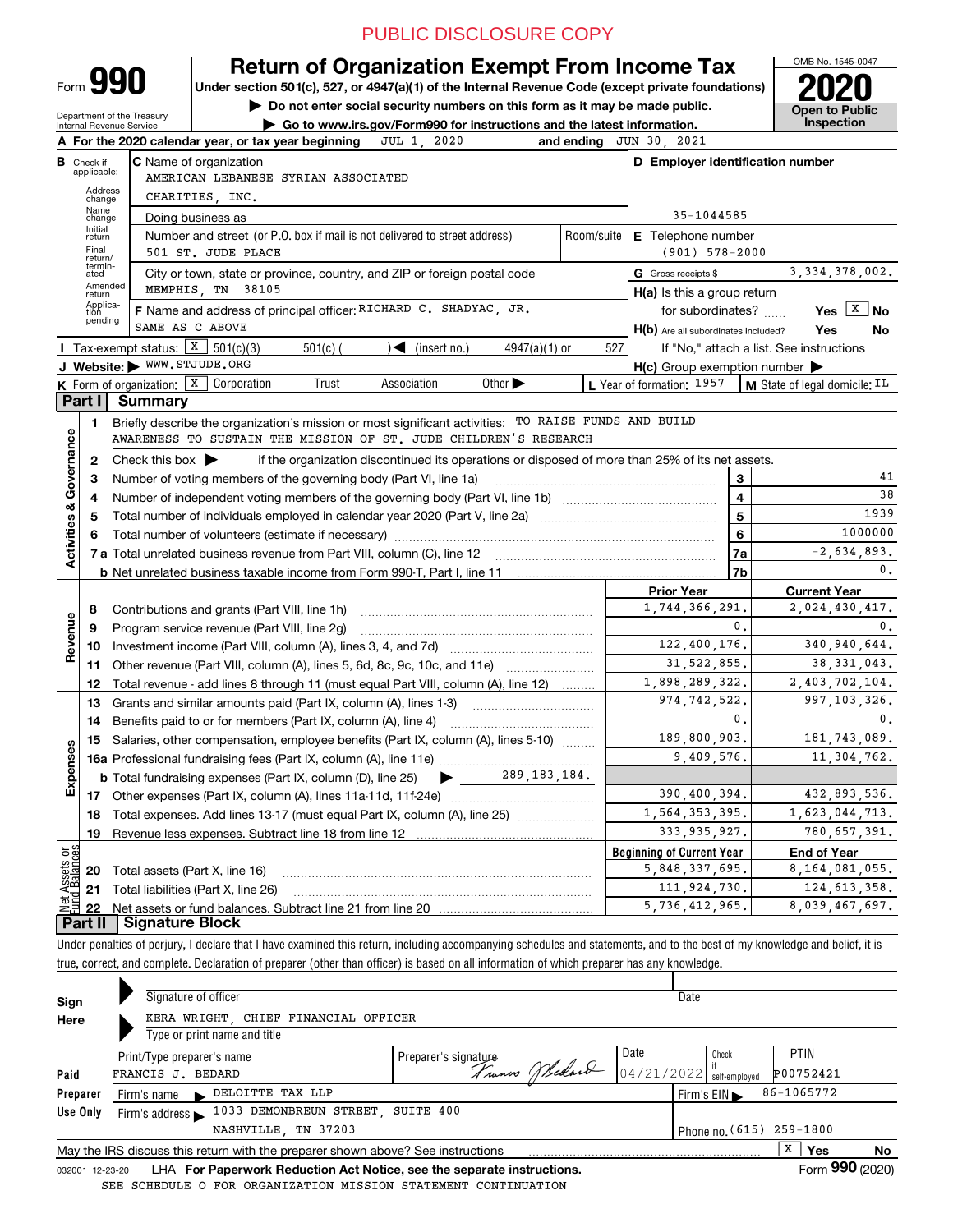PUBLIC DISCLOSURE COPY

# Form 990 — Return of Organization Exempt From Income Tax

**Under section 501(c), 527, or 4947(a)(1) of the Internal Revenue Code (except private foundations)**

▶ Do not enter social security numbers on this form as it may be made public.

▶ Go to www.irs.gov/Form990 for instructions and the latest information.

Department of the Treasury
Internal Revenue Service

OMB No. 1545-0047

**2020**

**Open to Public Inspection**

**A** For the 2020 calendar year, or tax year beginning JUL 1, 2020 and ending JUN 30, 2021

**B** Check if applicable: Address change, Name change, Initial return, Final return/terminated, Amended return, Application pending

**C** Name of organization: AMERICAN LEBANESE SYRIAN ASSOCIATED CHARITIES, INC.

Doing business as

Number and street (or P.O. box if mail is not delivered to street address): 501 ST. JUDE PLACE — Room/suite

City or town, state or province, country, and ZIP or foreign postal code: MEMPHIS, TN 38105

**D** Employer identification number: 35-1044585

**E** Telephone number: (901) 578-2000

**G** Gross receipts $ 3,334,378,002.

**F** Name and address of principal officer: RICHARD C. SHADYAC, JR. SAME AS C ABOVE

**H(a)** Is this a group return for subordinates? Yes [X] No

**H(b)** Are all subordinates included? Yes No — If "No," attach a list. See instructions

**H(c)** Group exemption number ▶

**I** Tax-exempt status: [X] 501(c)(3) 501(c) ( ) ◀ (insert no.) 4947(a)(1) or 527

**J** Website: ▶ WWW.STJUDE.ORG

**K** Form of organization: [X] Corporation Trust Association Other ▶

**L** Year of formation: 1957

**M** State of legal domicile: IL

## Part I Summary

**Activities & Governance**

1 Briefly describe the organization's mission or most significant activities: TO RAISE FUNDS AND BUILD AWARENESS TO SUSTAIN THE MISSION OF ST. JUDE CHILDREN'S RESEARCH

2 Check this box ▶ if the organization discontinued its operations or disposed of more than 25% of its net assets.

| Line | Description | | Value |
|---|---|---|---|
| 3 | Number of voting members of the governing body (Part VI, line 1a) | 3 | 41 |
| 4 | Number of independent voting members of the governing body (Part VI, line 1b) | 4 | 38 |
| 5 | Total number of individuals employed in calendar year 2020 (Part V, line 2a) | 5 | 1939 |
| 6 | Total number of volunteers (estimate if necessary) | 6 | 1000000 |
| 7a | Total unrelated business revenue from Part VIII, column (C), line 12 | 7a | -2,634,893. |
| 7b | Net unrelated business taxable income from Form 990-T, Part I, line 11 | 7b | 0. |

| Line | Description | Prior Year | Current Year |
|---|---|---|---|
| **Revenue** | | | |
| 8 | Contributions and grants (Part VIII, line 1h) | 1,744,366,291. | 2,024,430,417. |
| 9 | Program service revenue (Part VIII, line 2g) | 0. | 0. |
| 10 | Investment income (Part VIII, column (A), lines 3, 4, and 7d) | 122,400,176. | 340,940,644. |
| 11 | Other revenue (Part VIII, column (A), lines 5, 6d, 8c, 9c, 10c, and 11e) | 31,522,855. | 38,331,043. |
| 12 | Total revenue - add lines 8 through 11 (must equal Part VIII, column (A), line 12) | 1,898,289,322. | 2,403,702,104. |
| **Expenses** | | | |
| 13 | Grants and similar amounts paid (Part IX, column (A), lines 1-3) | 974,742,522. | 997,103,326. |
| 14 | Benefits paid to or for members (Part IX, column (A), line 4) | 0. | 0. |
| 15 | Salaries, other compensation, employee benefits (Part IX, column (A), lines 5-10) | 189,800,903. | 181,743,089. |
| 16a | Professional fundraising fees (Part IX, column (A), line 11e) | 9,409,576. | 11,304,762. |
| b | Total fundraising expenses (Part IX, column (D), line 25) ▶ 289,183,184. | | |
| 17 | Other expenses (Part IX, column (A), lines 11a-11d, 11f-24e) | 390,400,394. | 432,893,536. |
| 18 | Total expenses. Add lines 13-17 (must equal Part IX, column (A), line 25) | 1,564,353,395. | 1,623,044,713. |
| 19 | Revenue less expenses. Subtract line 18 from line 12 | 333,935,927. | 780,657,391. |

| Line | Net Assets or Fund Balances | Beginning of Current Year | End of Year |
|---|---|---|---|
| 20 | Total assets (Part X, line 16) | 5,848,337,695. | 8,164,081,055. |
| 21 | Total liabilities (Part X, line 26) | 111,924,730. | 124,613,358. |
| 22 | Net assets or fund balances. Subtract line 21 from line 20 | 5,736,412,965. | 8,039,467,697. |

## Part II Signature Block

Under penalties of perjury, I declare that I have examined this return, including accompanying schedules and statements, and to the best of my knowledge and belief, it is true, correct, and complete. Declaration of preparer (other than officer) is based on all information of which preparer has any knowledge.

**Sign Here**

Signature of officer — Date

KERA WRIGHT, CHIEF FINANCIAL OFFICER
Type or print name and title

**Paid Preparer Use Only**

| Print/Type preparer's name | Preparer's signature | Date | Check if self-employed | PTIN |
|---|---|---|---|---|
| FRANCIS J. BEDARD | Francis J. Bedard | 04/21/2022 | | P00752421 |

Firm's name ▶ DELOITTE TAX LLP — Firm's EIN ▶ 86-1065772

Firm's address ▶ 1033 DEMONBREUN STREET, SUITE 400 NASHVILLE, TN 37203 — Phone no. (615) 259-1800

May the IRS discuss this return with the preparer shown above? See instructions [X] Yes No

032001 12-23-20 LHA **For Paperwork Reduction Act Notice, see the separate instructions.** Form **990** (2020)

SEE SCHEDULE O FOR ORGANIZATION MISSION STATEMENT CONTINUATION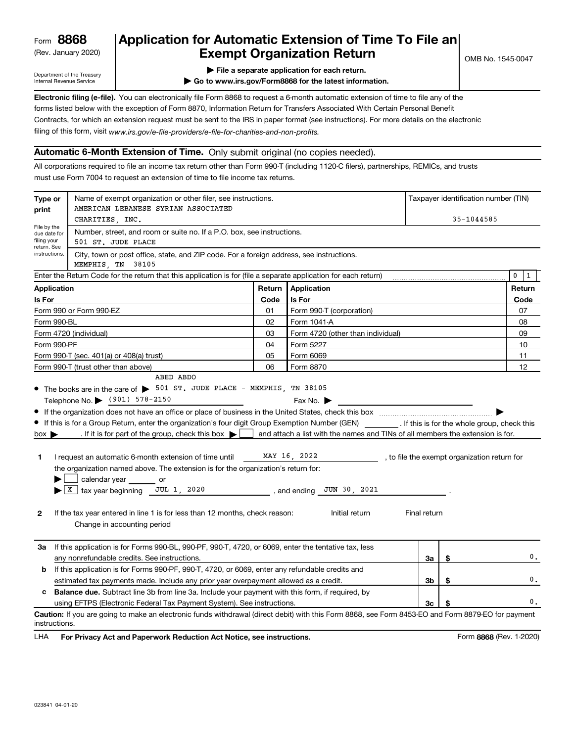Form **8868**
(Rev. January 2020)

Department of the Treasury
Internal Revenue Service

# Application for Automatic Extension of Time To File an Exempt Organization Return

OMB No. 1545-0047

▶ File a separate application for each return.
▶ Go to www.irs.gov/Form8868 for the latest information.

**Electronic filing (e-file).** You can electronically file Form 8868 to request a 6-month automatic extension of time to file any of the forms listed below with the exception of Form 8870, Information Return for Transfers Associated With Certain Personal Benefit Contracts, for which an extension request must be sent to the IRS in paper format (see instructions). For more details on the electronic filing of this form, visit *www.irs.gov/e-file-providers/e-file-for-charities-and-non-profits.*

## Automatic 6-Month Extension of Time. Only submit original (no copies needed).

All corporations required to file an income tax return other than Form 990-T (including 1120-C filers), partnerships, REMICs, and trusts must use Form 7004 to request an extension of time to file income tax returns.

| Type or print | Name of exempt organization or other filer, see instructions. | Taxpayer identification number (TIN) |
|---|---|---|
| File by the due date for filing your return. See instructions. | AMERICAN LEBANESE SYRIAN ASSOCIATED CHARITIES, INC. | 35-1044585 |
| | Number, street, and room or suite no. If a P.O. box, see instructions. 501 ST. JUDE PLACE | |
| | City, town or post office, state, and ZIP code. For a foreign address, see instructions. MEMPHIS, TN 38105 | |

Enter the Return Code for the return that this application is for (file a separate application for each return) ........ 0 1

| Application Is For | Return Code | Application Is For | Return Code |
|---|---|---|---|
| Form 990 or Form 990-EZ | 01 | Form 990-T (corporation) | 07 |
| Form 990-BL | 02 | Form 1041-A | 08 |
| Form 4720 (individual) | 03 | Form 4720 (other than individual) | 09 |
| Form 990-PF | 04 | Form 5227 | 10 |
| Form 990-T (sec. 401(a) or 408(a) trust) | 05 | Form 6069 | 11 |
| Form 990-T (trust other than above) | 06 | Form 8870 | 12 |

- The books are in the care of ▶ ABED ABDO 501 ST. JUDE PLACE - MEMPHIS, TN 38105
  Telephone No. ▶ (901) 578-2150 Fax No. ▶
- If the organization does not have an office or place of business in the United States, check this box ........ ▶
- If this is for a Group Return, enter the organization's four digit Group Exemption Number (GEN) ________ . If this is for the whole group, check this box ▶ ☐ . If it is for part of the group, check this box ▶ ☐ and attach a list with the names and TINs of all members the extension is for.

**1** I request an automatic 6-month extension of time until MAY 16, 2022, to file the exempt organization return for the organization named above. The extension is for the organization's return for:
▶ ☐ calendar year ______ or
▶ ☒ tax year beginning JUL 1, 2020, and ending JUN 30, 2021.

**2** If the tax year entered in line 1 is for less than 12 months, check reason: ☐ Initial return ☐ Final return ☐ Change in accounting period

| | | | |
|---|---|---|---|
| **3a** | If this application is for Forms 990-BL, 990-PF, 990-T, 4720, or 6069, enter the tentative tax, less any nonrefundable credits. See instructions. | 3a | $ 0. |
| **b** | If this application is for Forms 990-PF, 990-T, 4720, or 6069, enter any refundable credits and estimated tax payments made. Include any prior year overpayment allowed as a credit. | 3b | $ 0. |
| **c** | **Balance due.** Subtract line 3b from line 3a. Include your payment with this form, if required, by using EFTPS (Electronic Federal Tax Payment System). See instructions. | 3c | $ 0. |

**Caution:** If you are going to make an electronic funds withdrawal (direct debit) with this Form 8868, see Form 8453-EO and Form 8879-EO for payment instructions.

LHA **For Privacy Act and Paperwork Reduction Act Notice, see instructions.** Form **8868** (Rev. 1-2020)

023841 04-01-20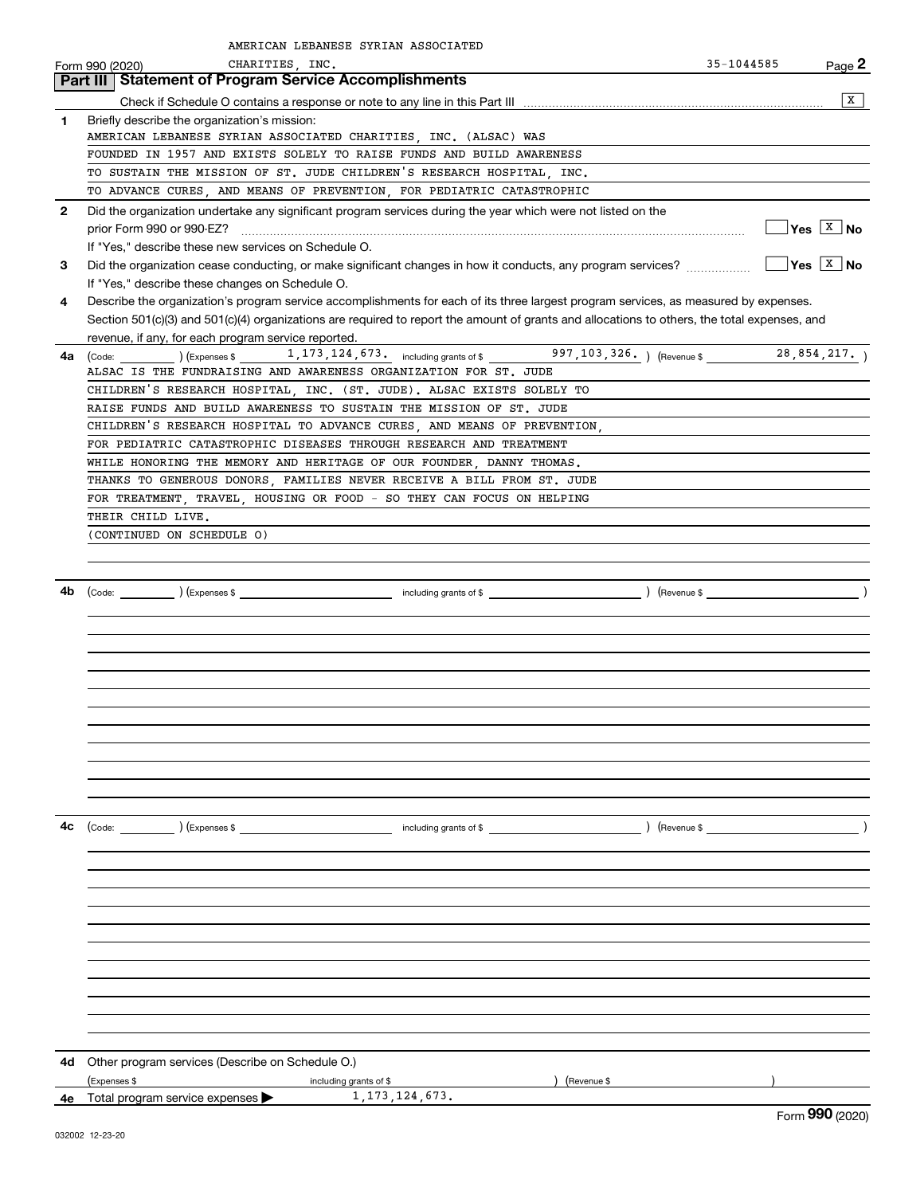AMERICAN LEBANESE SYRIAN ASSOCIATED CHARITIES, INC.

Form 990 (2020) 35-1044585 Page 2

## Part III Statement of Program Service Accomplishments

Check if Schedule O contains a response or note to any line in this Part III .......... [X]

**1** Briefly describe the organization's mission:

AMERICAN LEBANESE SYRIAN ASSOCIATED CHARITIES, INC. (ALSAC) WAS FOUNDED IN 1957 AND EXISTS SOLELY TO RAISE FUNDS AND BUILD AWARENESS TO SUSTAIN THE MISSION OF ST. JUDE CHILDREN'S RESEARCH HOSPITAL, INC. TO ADVANCE CURES, AND MEANS OF PREVENTION, FOR PEDIATRIC CATASTROPHIC

**2** Did the organization undertake any significant program services during the year which were not listed on the prior Form 990 or 990-EZ? .......... [ ] Yes [X] No

If "Yes," describe these new services on Schedule O.

**3** Did the organization cease conducting, or make significant changes in how it conducts, any program services? .......... [ ] Yes [X] No

If "Yes," describe these changes on Schedule O.

**4** Describe the organization's program service accomplishments for each of its three largest program services, as measured by expenses. Section 501(c)(3) and 501(c)(4) organizations are required to report the amount of grants and allocations to others, the total expenses, and revenue, if any, for each program service reported.

**4a** (Code: ) (Expenses $ 1,173,124,673. including grants of $ 997,103,326. ) (Revenue $ 28,854,217. )

ALSAC IS THE FUNDRAISING AND AWARENESS ORGANIZATION FOR ST. JUDE CHILDREN'S RESEARCH HOSPITAL, INC. (ST. JUDE). ALSAC EXISTS SOLELY TO RAISE FUNDS AND BUILD AWARENESS TO SUSTAIN THE MISSION OF ST. JUDE CHILDREN'S RESEARCH HOSPITAL TO ADVANCE CURES, AND MEANS OF PREVENTION, FOR PEDIATRIC CATASTROPHIC DISEASES THROUGH RESEARCH AND TREATMENT WHILE HONORING THE MEMORY AND HERITAGE OF OUR FOUNDER, DANNY THOMAS. THANKS TO GENEROUS DONORS, FAMILIES NEVER RECEIVE A BILL FROM ST. JUDE FOR TREATMENT, TRAVEL, HOUSING OR FOOD - SO THEY CAN FOCUS ON HELPING THEIR CHILD LIVE.

(CONTINUED ON SCHEDULE O)

**4b** (Code: ) (Expenses $ including grants of $ ) (Revenue $ )

**4c** (Code: ) (Expenses $ including grants of $ ) (Revenue $ )

**4d** Other program services (Describe on Schedule O.)

(Expenses $ including grants of $ ) (Revenue $ )

**4e** Total program service expenses ▶ 1,173,124,673.

Form **990** (2020)

032002 12-23-20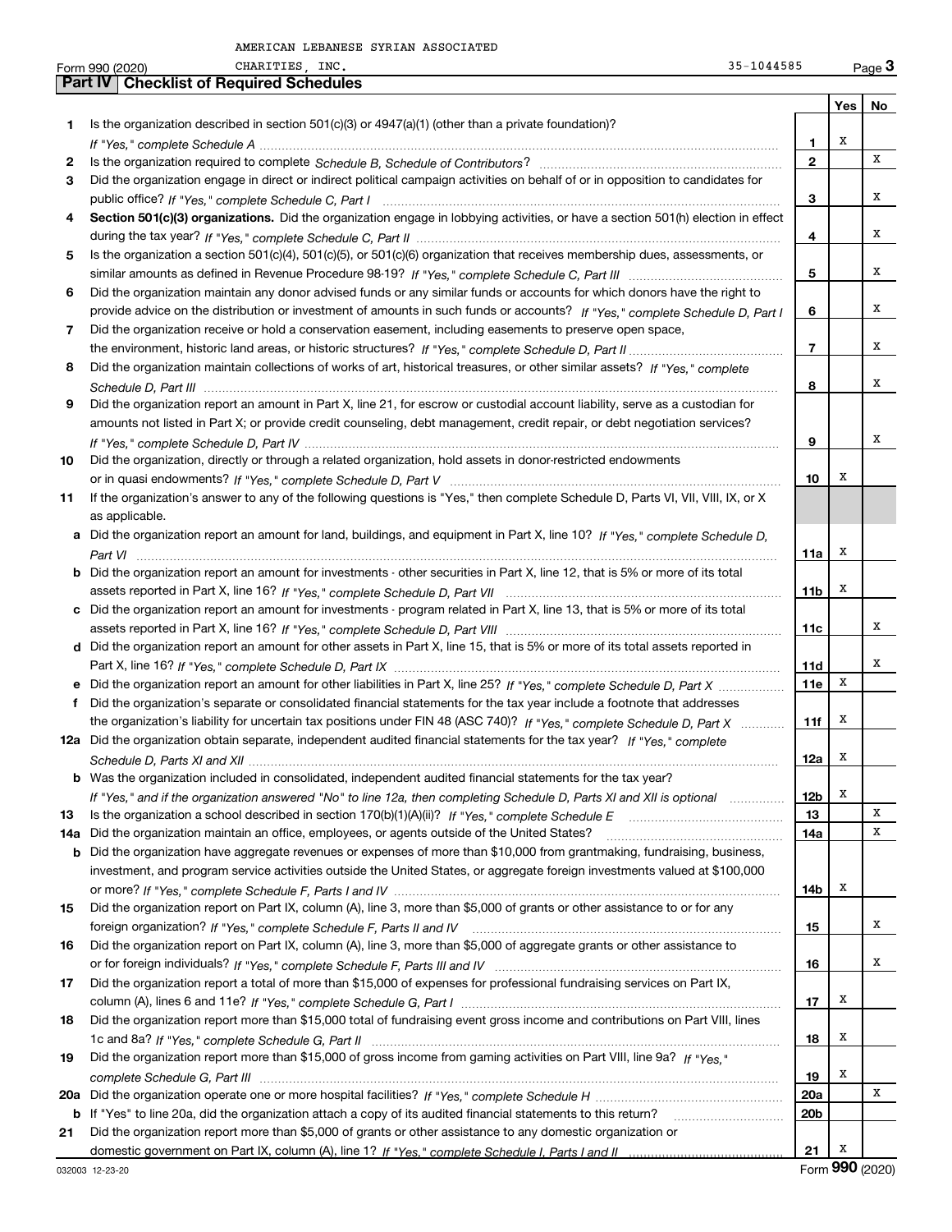AMERICAN LEBANESE SYRIAN ASSOCIATED CHARITIES, INC. 35-1044585

Form 990 (2020)

## Part IV Checklist of Required Schedules

| | | Line | Yes | No |
|---|---|---|---|---|
| 1 | Is the organization described in section 501(c)(3) or 4947(a)(1) (other than a private foundation)? *If "Yes," complete Schedule A* | 1 | X | |
| 2 | Is the organization required to complete *Schedule B, Schedule of Contributors*? | 2 | | X |
| 3 | Did the organization engage in direct or indirect political campaign activities on behalf of or in opposition to candidates for public office? *If "Yes," complete Schedule C, Part I* | 3 | | X |
| 4 | **Section 501(c)(3) organizations.** Did the organization engage in lobbying activities, or have a section 501(h) election in effect during the tax year? *If "Yes," complete Schedule C, Part II* | 4 | | X |
| 5 | Is the organization a section 501(c)(4), 501(c)(5), or 501(c)(6) organization that receives membership dues, assessments, or similar amounts as defined in Revenue Procedure 98-19? *If "Yes," complete Schedule C, Part III* | 5 | | X |
| 6 | Did the organization maintain any donor advised funds or any similar funds or accounts for which donors have the right to provide advice on the distribution or investment of amounts in such funds or accounts? *If "Yes," complete Schedule D, Part I* | 6 | | X |
| 7 | Did the organization receive or hold a conservation easement, including easements to preserve open space, the environment, historic land areas, or historic structures? *If "Yes," complete Schedule D, Part II* | 7 | | X |
| 8 | Did the organization maintain collections of works of art, historical treasures, or other similar assets? *If "Yes," complete Schedule D, Part III* | 8 | | X |
| 9 | Did the organization report an amount in Part X, line 21, for escrow or custodial account liability, serve as a custodian for amounts not listed in Part X; or provide credit counseling, debt management, credit repair, or debt negotiation services? *If "Yes," complete Schedule D, Part IV* | 9 | | X |
| 10 | Did the organization, directly or through a related organization, hold assets in donor-restricted endowments or in quasi endowments? *If "Yes," complete Schedule D, Part V* | 10 | X | |
| 11 | If the organization's answer to any of the following questions is "Yes," then complete Schedule D, Parts VI, VII, VIII, IX, or X as applicable. | | | |
| a | Did the organization report an amount for land, buildings, and equipment in Part X, line 10? *If "Yes," complete Schedule D, Part VI* | 11a | X | |
| b | Did the organization report an amount for investments - other securities in Part X, line 12, that is 5% or more of its total assets reported in Part X, line 16? *If "Yes," complete Schedule D, Part VII* | 11b | X | |
| c | Did the organization report an amount for investments - program related in Part X, line 13, that is 5% or more of its total assets reported in Part X, line 16? *If "Yes," complete Schedule D, Part VIII* | 11c | | X |
| d | Did the organization report an amount for other assets in Part X, line 15, that is 5% or more of its total assets reported in Part X, line 16? *If "Yes," complete Schedule D, Part IX* | 11d | | X |
| e | Did the organization report an amount for other liabilities in Part X, line 25? *If "Yes," complete Schedule D, Part X* | 11e | X | |
| f | Did the organization's separate or consolidated financial statements for the tax year include a footnote that addresses the organization's liability for uncertain tax positions under FIN 48 (ASC 740)? *If "Yes," complete Schedule D, Part X* | 11f | X | |
| 12a | Did the organization obtain separate, independent audited financial statements for the tax year? *If "Yes," complete Schedule D, Parts XI and XII* | 12a | X | |
| b | Was the organization included in consolidated, independent audited financial statements for the tax year? *If "Yes," and if the organization answered "No" to line 12a, then completing Schedule D, Parts XI and XII is optional* | 12b | X | |
| 13 | Is the organization a school described in section 170(b)(1)(A)(ii)? *If "Yes," complete Schedule E* | 13 | | X |
| 14a | Did the organization maintain an office, employees, or agents outside of the United States? | 14a | | X |
| b | Did the organization have aggregate revenues or expenses of more than $10,000 from grantmaking, fundraising, business, investment, and program service activities outside the United States, or aggregate foreign investments valued at $100,000 or more? *If "Yes," complete Schedule F, Parts I and IV* | 14b | X | |
| 15 | Did the organization report on Part IX, column (A), line 3, more than $5,000 of grants or other assistance to or for any foreign organization? *If "Yes," complete Schedule F, Parts II and IV* | 15 | | X |
| 16 | Did the organization report on Part IX, column (A), line 3, more than $5,000 of aggregate grants or other assistance to or for foreign individuals? *If "Yes," complete Schedule F, Parts III and IV* | 16 | | X |
| 17 | Did the organization report a total of more than $15,000 of expenses for professional fundraising services on Part IX, column (A), lines 6 and 11e? *If "Yes," complete Schedule G, Part I* | 17 | X | |
| 18 | Did the organization report more than $15,000 total of fundraising event gross income and contributions on Part VIII, lines 1c and 8a? *If "Yes," complete Schedule G, Part II* | 18 | X | |
| 19 | Did the organization report more than $15,000 of gross income from gaming activities on Part VIII, line 9a? *If "Yes," complete Schedule G, Part III* | 19 | X | |
| 20a | Did the organization operate one or more hospital facilities? *If "Yes," complete Schedule H* | 20a | | X |
| b | If "Yes" to line 20a, did the organization attach a copy of its audited financial statements to this return? | 20b | | |
| 21 | Did the organization report more than $5,000 of grants or other assistance to any domestic organization or domestic government on Part IX, column (A), line 1? *If "Yes," complete Schedule I, Parts I and II* | 21 | X | |

032003 12-23-20

Form **990** (2020)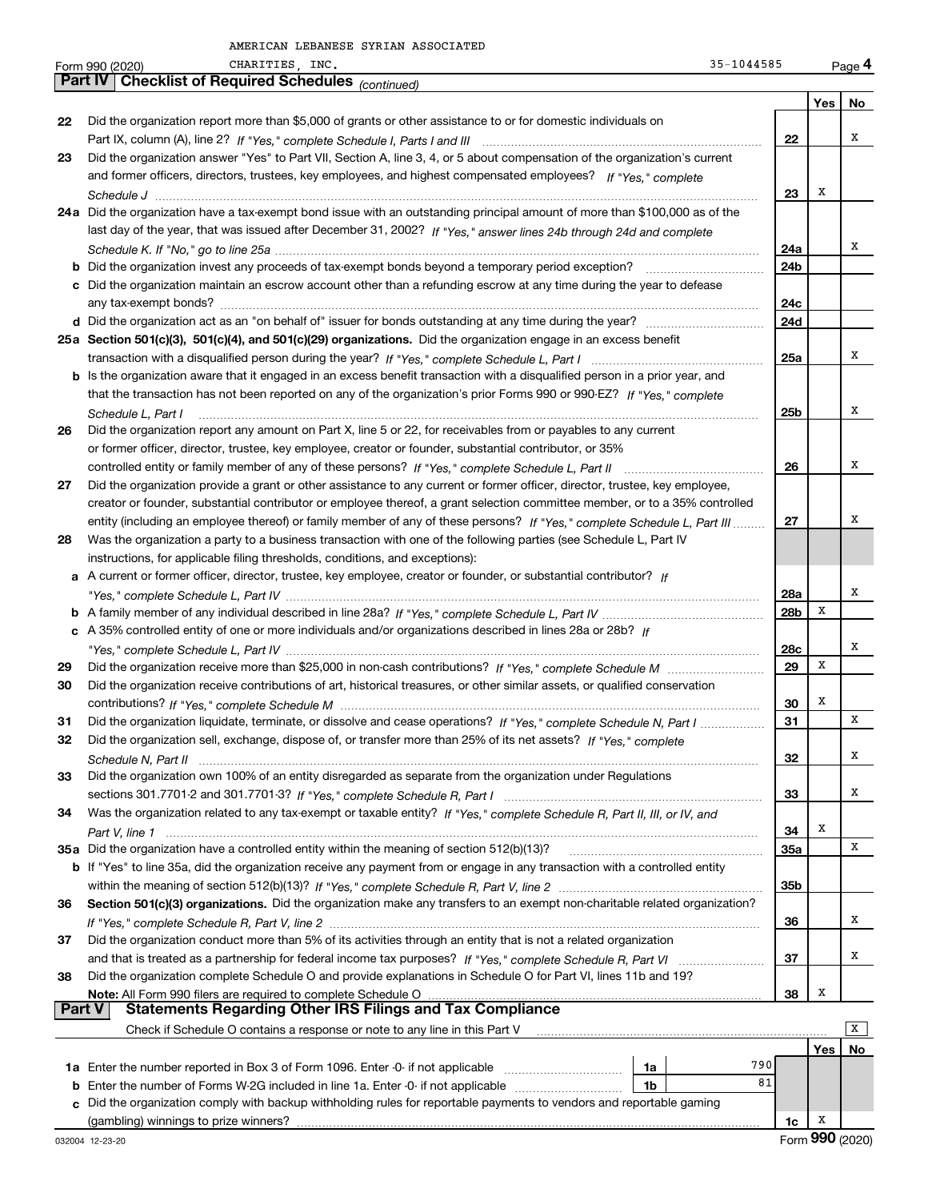AMERICAN LEBANESE SYRIAN ASSOCIATED CHARITIES, INC. 35-1044585

Form 990 (2020)

## Part IV Checklist of Required Schedules *(continued)*

| | | | Yes | No |
|---|---|---|---|---|
| 22 | Did the organization report more than $5,000 of grants or other assistance to or for domestic individuals on Part IX, column (A), line 2? *If "Yes," complete Schedule I, Parts I and III* | 22 | | X |
| 23 | Did the organization answer "Yes" to Part VII, Section A, line 3, 4, or 5 about compensation of the organization's current and former officers, directors, trustees, key employees, and highest compensated employees? *If "Yes," complete Schedule J* | 23 | X | |
| 24a | Did the organization have a tax-exempt bond issue with an outstanding principal amount of more than $100,000 as of the last day of the year, that was issued after December 31, 2002? *If "Yes," answer lines 24b through 24d and complete Schedule K. If "No," go to line 25a* | 24a | | X |
| b | Did the organization invest any proceeds of tax-exempt bonds beyond a temporary period exception? | 24b | | |
| c | Did the organization maintain an escrow account other than a refunding escrow at any time during the year to defease any tax-exempt bonds? | 24c | | |
| d | Did the organization act as an "on behalf of" issuer for bonds outstanding at any time during the year? | 24d | | |
| 25a | **Section 501(c)(3), 501(c)(4), and 501(c)(29) organizations.** Did the organization engage in an excess benefit transaction with a disqualified person during the year? *If "Yes," complete Schedule L, Part I* | 25a | | X |
| b | Is the organization aware that it engaged in an excess benefit transaction with a disqualified person in a prior year, and that the transaction has not been reported on any of the organization's prior Forms 990 or 990-EZ? *If "Yes," complete Schedule L, Part I* | 25b | | X |
| 26 | Did the organization report any amount on Part X, line 5 or 22, for receivables from or payables to any current or former officer, director, trustee, key employee, creator or founder, substantial contributor, or 35% controlled entity or family member of any of these persons? *If "Yes," complete Schedule L, Part II* | 26 | | X |
| 27 | Did the organization provide a grant or other assistance to any current or former officer, director, trustee, key employee, creator or founder, substantial contributor or employee thereof, a grant selection committee member, or to a 35% controlled entity (including an employee thereof) or family member of any of these persons? *If "Yes," complete Schedule L, Part III* | 27 | | X |
| 28 | Was the organization a party to a business transaction with one of the following parties (see Schedule L, Part IV instructions, for applicable filing thresholds, conditions, and exceptions): | | | |
| a | A current or former officer, director, trustee, key employee, creator or founder, or substantial contributor? *If "Yes," complete Schedule L, Part IV* | 28a | | X |
| b | A family member of any individual described in line 28a? *If "Yes," complete Schedule L, Part IV* | 28b | X | |
| c | A 35% controlled entity of one or more individuals and/or organizations described in lines 28a or 28b? *If "Yes," complete Schedule L, Part IV* | 28c | | X |
| 29 | Did the organization receive more than $25,000 in non-cash contributions? *If "Yes," complete Schedule M* | 29 | X | |
| 30 | Did the organization receive contributions of art, historical treasures, or other similar assets, or qualified conservation contributions? *If "Yes," complete Schedule M* | 30 | X | |
| 31 | Did the organization liquidate, terminate, or dissolve and cease operations? *If "Yes," complete Schedule N, Part I* | 31 | | X |
| 32 | Did the organization sell, exchange, dispose of, or transfer more than 25% of its net assets? *If "Yes," complete Schedule N, Part II* | 32 | | X |
| 33 | Did the organization own 100% of an entity disregarded as separate from the organization under Regulations sections 301.7701-2 and 301.7701-3? *If "Yes," complete Schedule R, Part I* | 33 | | X |
| 34 | Was the organization related to any tax-exempt or taxable entity? *If "Yes," complete Schedule R, Part II, III, or IV, and Part V, line 1* | 34 | X | |
| 35a | Did the organization have a controlled entity within the meaning of section 512(b)(13)? | 35a | | X |
| b | If "Yes" to line 35a, did the organization receive any payment from or engage in any transaction with a controlled entity within the meaning of section 512(b)(13)? *If "Yes," complete Schedule R, Part V, line 2* | 35b | | |
| 36 | **Section 501(c)(3) organizations.** Did the organization make any transfers to an exempt non-charitable related organization? *If "Yes," complete Schedule R, Part V, line 2* | 36 | | X |
| 37 | Did the organization conduct more than 5% of its activities through an entity that is not a related organization and that is treated as a partnership for federal income tax purposes? *If "Yes," complete Schedule R, Part VI* | 37 | | X |
| 38 | Did the organization complete Schedule O and provide explanations in Schedule O for Part VI, lines 11b and 19? **Note:** All Form 990 filers are required to complete Schedule O | 38 | X | |

## Part V Statements Regarding Other IRS Filings and Tax Compliance

Check if Schedule O contains a response or note to any line in this Part V [X]

| | | | | | Yes | No |
|---|---|---|---|---|---|---|
| 1a | Enter the number reported in Box 3 of Form 1096. Enter -0- if not applicable | 1a | 790 | | | |
| b | Enter the number of Forms W-2G included in line 1a. Enter -0- if not applicable | 1b | 81 | | | |
| c | Did the organization comply with backup withholding rules for reportable payments to vendors and reportable gaming (gambling) winnings to prize winners? | | | 1c | X | |

032004 12-23-20 Form **990** (2020)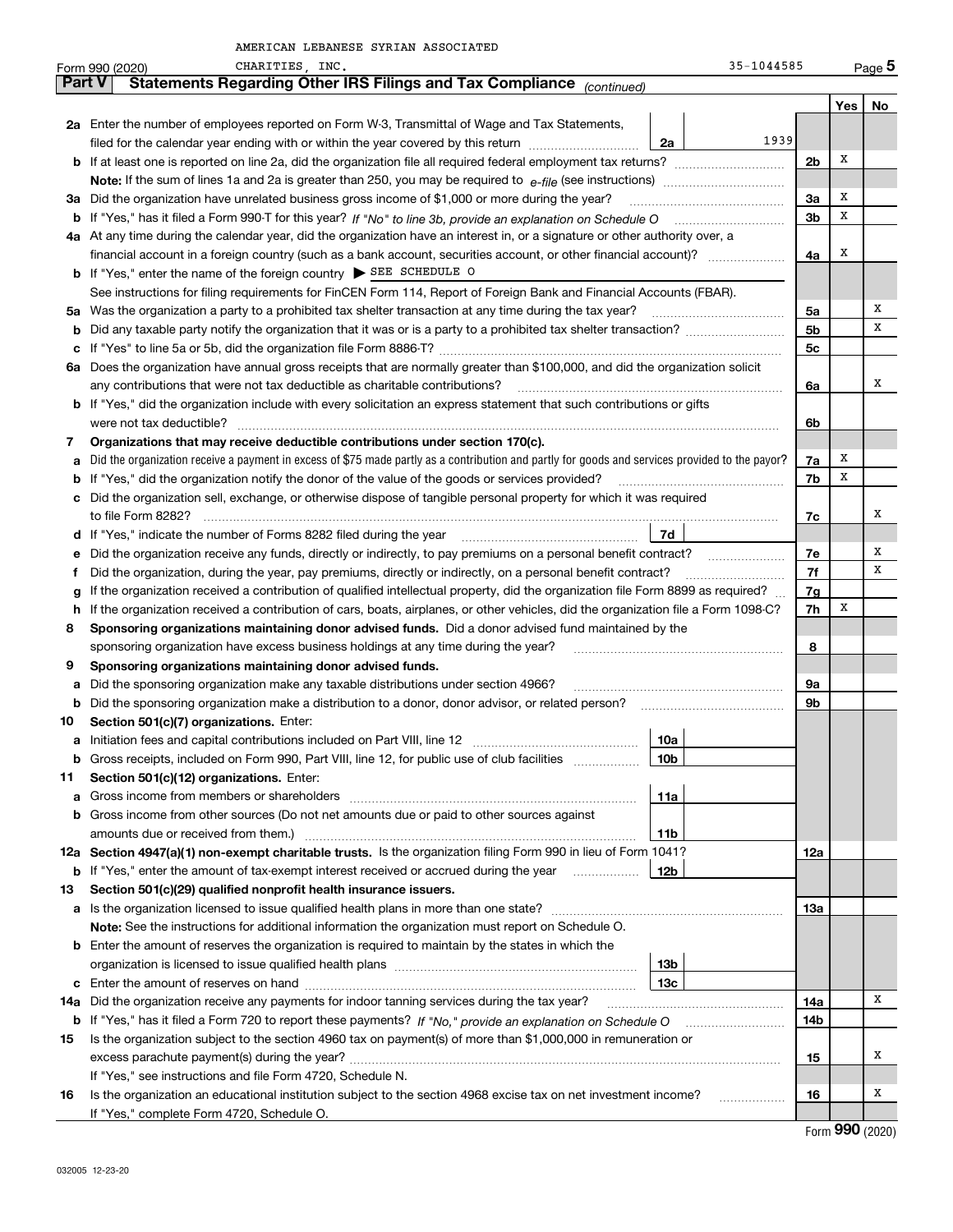AMERICAN LEBANESE SYRIAN ASSOCIATED CHARITIES, INC. 35-1044585

Form 990 (2020)

## Part V Statements Regarding Other IRS Filings and Tax Compliance *(continued)*

| | | | | | Yes | No |
|---|---|---|---|---|---|---|
| **2a** | Enter the number of employees reported on Form W-3, Transmittal of Wage and Tax Statements, filed for the calendar year ending with or within the year covered by this return | 2a | 1939 | | | |
| **b** | If at least one is reported on line 2a, did the organization file all required federal employment tax returns? | | | 2b | X | |
| | **Note:** If the sum of lines 1a and 2a is greater than 250, you may be required to *e-file* (see instructions) | | | | | |
| **3a** | Did the organization have unrelated business gross income of $1,000 or more during the year? | | | 3a | X | |
| **b** | If "Yes," has it filed a Form 990-T for this year? *If "No" to line 3b, provide an explanation on Schedule O* | | | 3b | X | |
| **4a** | At any time during the calendar year, did the organization have an interest in, or a signature or other authority over, a financial account in a foreign country (such as a bank account, securities account, or other financial account)? | | | 4a | X | |
| **b** | If "Yes," enter the name of the foreign country ▶ SEE SCHEDULE O | | | | | |
| | See instructions for filing requirements for FinCEN Form 114, Report of Foreign Bank and Financial Accounts (FBAR). | | | | | |
| **5a** | Was the organization a party to a prohibited tax shelter transaction at any time during the tax year? | | | 5a | | X |
| **b** | Did any taxable party notify the organization that it was or is a party to a prohibited tax shelter transaction? | | | 5b | | X |
| **c** | If "Yes" to line 5a or 5b, did the organization file Form 8886-T? | | | 5c | | |
| **6a** | Does the organization have annual gross receipts that are normally greater than $100,000, and did the organization solicit any contributions that were not tax deductible as charitable contributions? | | | 6a | | X |
| **b** | If "Yes," did the organization include with every solicitation an express statement that such contributions or gifts were not tax deductible? | | | 6b | | |
| **7** | **Organizations that may receive deductible contributions under section 170(c).** | | | | | |
| **a** | Did the organization receive a payment in excess of $75 made partly as a contribution and partly for goods and services provided to the payor? | | | 7a | X | |
| **b** | If "Yes," did the organization notify the donor of the value of the goods or services provided? | | | 7b | X | |
| **c** | Did the organization sell, exchange, or otherwise dispose of tangible personal property for which it was required to file Form 8282? | | | 7c | | X |
| **d** | If "Yes," indicate the number of Forms 8282 filed during the year | 7d | | | | |
| **e** | Did the organization receive any funds, directly or indirectly, to pay premiums on a personal benefit contract? | | | 7e | | X |
| **f** | Did the organization, during the year, pay premiums, directly or indirectly, on a personal benefit contract? | | | 7f | | X |
| **g** | If the organization received a contribution of qualified intellectual property, did the organization file Form 8899 as required? | | | 7g | | |
| **h** | If the organization received a contribution of cars, boats, airplanes, or other vehicles, did the organization file a Form 1098-C? | | | 7h | X | |
| **8** | **Sponsoring organizations maintaining donor advised funds.** Did a donor advised fund maintained by the sponsoring organization have excess business holdings at any time during the year? | | | 8 | | |
| **9** | **Sponsoring organizations maintaining donor advised funds.** | | | | | |
| **a** | Did the sponsoring organization make any taxable distributions under section 4966? | | | 9a | | |
| **b** | Did the sponsoring organization make a distribution to a donor, donor advisor, or related person? | | | 9b | | |
| **10** | **Section 501(c)(7) organizations.** Enter: | | | | | |
| **a** | Initiation fees and capital contributions included on Part VIII, line 12 | 10a | | | | |
| **b** | Gross receipts, included on Form 990, Part VIII, line 12, for public use of club facilities | 10b | | | | |
| **11** | **Section 501(c)(12) organizations.** Enter: | | | | | |
| **a** | Gross income from members or shareholders | 11a | | | | |
| **b** | Gross income from other sources (Do not net amounts due or paid to other sources against amounts due or received from them.) | 11b | | | | |
| **12a** | **Section 4947(a)(1) non-exempt charitable trusts.** Is the organization filing Form 990 in lieu of Form 1041? | | | 12a | | |
| **b** | If "Yes," enter the amount of tax-exempt interest received or accrued during the year | 12b | | | | |
| **13** | **Section 501(c)(29) qualified nonprofit health insurance issuers.** | | | | | |
| **a** | Is the organization licensed to issue qualified health plans in more than one state? | | | 13a | | |
| | **Note:** See the instructions for additional information the organization must report on Schedule O. | | | | | |
| **b** | Enter the amount of reserves the organization is required to maintain by the states in which the organization is licensed to issue qualified health plans | 13b | | | | |
| **c** | Enter the amount of reserves on hand | 13c | | | | |
| **14a** | Did the organization receive any payments for indoor tanning services during the tax year? | | | 14a | | X |
| **b** | If "Yes," has it filed a Form 720 to report these payments? *If "No," provide an explanation on Schedule O* | | | 14b | | |
| **15** | Is the organization subject to the section 4960 tax on payment(s) of more than $1,000,000 in remuneration or excess parachute payment(s) during the year? | | | 15 | | X |
| | If "Yes," see instructions and file Form 4720, Schedule N. | | | | | |
| **16** | Is the organization an educational institution subject to the section 4968 excise tax on net investment income? | | | 16 | | X |
| | If "Yes," complete Form 4720, Schedule O. | | | | | |

Form **990** (2020)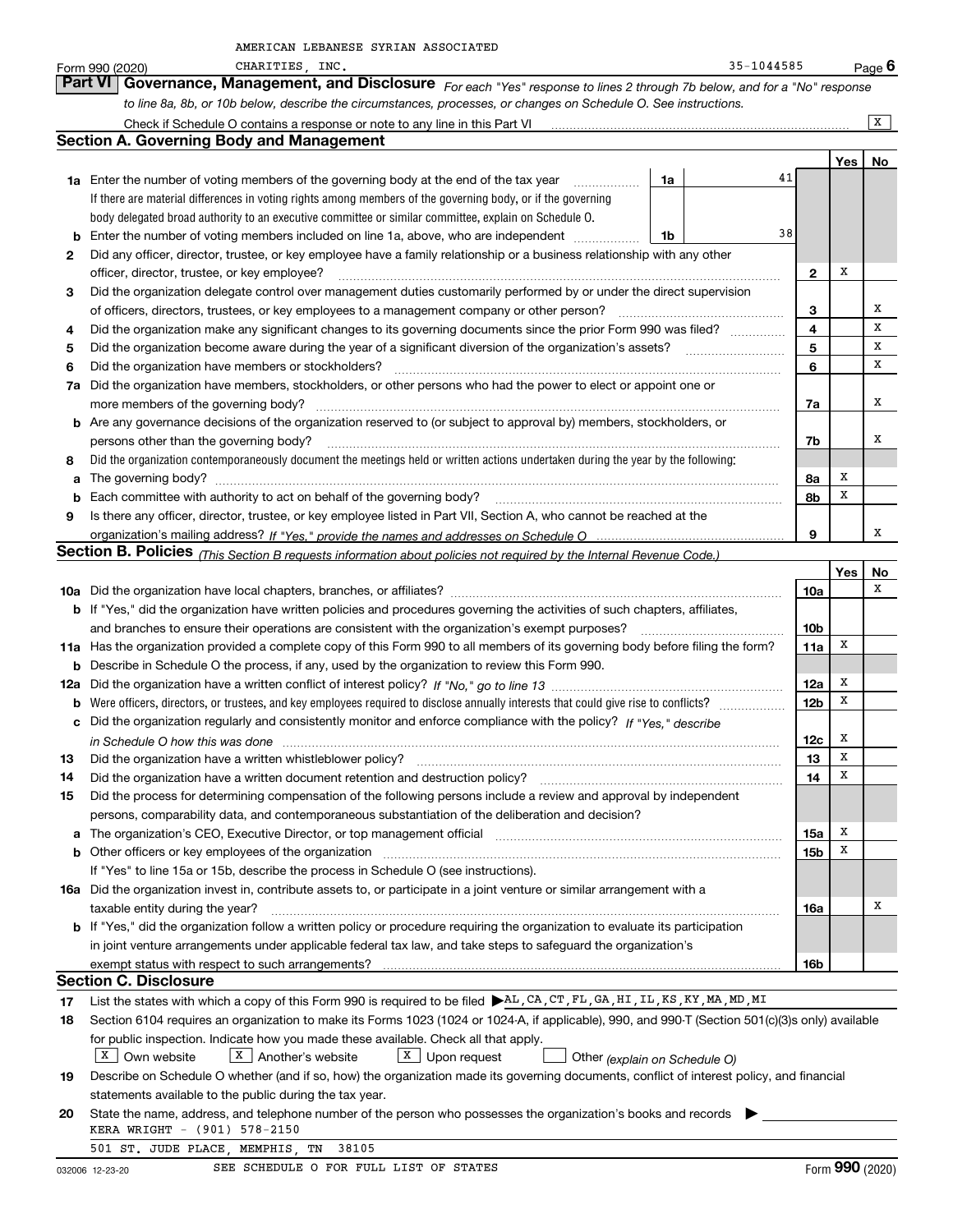AMERICAN LEBANESE SYRIAN ASSOCIATED

Form 990 (2020) CHARITIES, INC. 35-1044585 Page 6

## Part VI Governance, Management, and Disclosure

*For each "Yes" response to lines 2 through 7b below, and for a "No" response to line 8a, 8b, or 10b below, describe the circumstances, processes, or changes on Schedule O. See instructions.*

Check if Schedule O contains a response or note to any line in this Part VI ..... [X]

### Section A. Governing Body and Management

| | | | | Yes | No |
|---|---|---|---|---|---|
| **1a** | Enter the number of voting members of the governing body at the end of the tax year ..... **1a** 41 | | | | |
| | If there are material differences in voting rights among members of the governing body, or if the governing body delegated broad authority to an executive committee or similar committee, explain on Schedule O. | | | | |
| **b** | Enter the number of voting members included on line 1a, above, who are independent ..... **1b** 38 | | | | |
| **2** | Did any officer, director, trustee, or key employee have a family relationship or a business relationship with any other officer, director, trustee, or key employee? | | **2** | X | |
| **3** | Did the organization delegate control over management duties customarily performed by or under the direct supervision of officers, directors, trustees, or key employees to a management company or other person? | | **3** | | X |
| **4** | Did the organization make any significant changes to its governing documents since the prior Form 990 was filed? | | **4** | | X |
| **5** | Did the organization become aware during the year of a significant diversion of the organization's assets? | | **5** | | X |
| **6** | Did the organization have members or stockholders? | | **6** | | X |
| **7a** | Did the organization have members, stockholders, or other persons who had the power to elect or appoint one or more members of the governing body? | | **7a** | | X |
| **b** | Are any governance decisions of the organization reserved to (or subject to approval by) members, stockholders, or persons other than the governing body? | | **7b** | | X |
| **8** | Did the organization contemporaneously document the meetings held or written actions undertaken during the year by the following: | | | | |
| **a** | The governing body? | | **8a** | X | |
| **b** | Each committee with authority to act on behalf of the governing body? | | **8b** | X | |
| **9** | Is there any officer, director, trustee, or key employee listed in Part VII, Section A, who cannot be reached at the organization's mailing address? *If "Yes," provide the names and addresses on Schedule O* | | **9** | | X |

### Section B. Policies *(This Section B requests information about policies not required by the Internal Revenue Code.)*

| | | | Yes | No |
|---|---|---|---|---|
| **10a** | Did the organization have local chapters, branches, or affiliates? | **10a** | | X |
| **b** | If "Yes," did the organization have written policies and procedures governing the activities of such chapters, affiliates, and branches to ensure their operations are consistent with the organization's exempt purposes? | **10b** | | |
| **11a** | Has the organization provided a complete copy of this Form 990 to all members of its governing body before filing the form? | **11a** | X | |
| **b** | Describe in Schedule O the process, if any, used by the organization to review this Form 990. | | | |
| **12a** | Did the organization have a written conflict of interest policy? *If "No," go to line 13* | **12a** | X | |
| **b** | Were officers, directors, or trustees, and key employees required to disclose annually interests that could give rise to conflicts? | **12b** | X | |
| **c** | Did the organization regularly and consistently monitor and enforce compliance with the policy? *If "Yes," describe in Schedule O how this was done* | **12c** | X | |
| **13** | Did the organization have a written whistleblower policy? | **13** | X | |
| **14** | Did the organization have a written document retention and destruction policy? | **14** | X | |
| **15** | Did the process for determining compensation of the following persons include a review and approval by independent persons, comparability data, and contemporaneous substantiation of the deliberation and decision? | | | |
| **a** | The organization's CEO, Executive Director, or top management official | **15a** | X | |
| **b** | Other officers or key employees of the organization | **15b** | X | |
| | If "Yes" to line 15a or 15b, describe the process in Schedule O (see instructions). | | | |
| **16a** | Did the organization invest in, contribute assets to, or participate in a joint venture or similar arrangement with a taxable entity during the year? | **16a** | | X |
| **b** | If "Yes," did the organization follow a written policy or procedure requiring the organization to evaluate its participation in joint venture arrangements under applicable federal tax law, and take steps to safeguard the organization's exempt status with respect to such arrangements? | **16b** | | |

### Section C. Disclosure

**17** List the states with which a copy of this Form 990 is required to be filed ▶AL,CA,CT,FL,GA,HI,IL,KS,KY,MA,MD,MI

**18** Section 6104 requires an organization to make its Forms 1023 (1024 or 1024-A, if applicable), 990, and 990-T (Section 501(c)(3)s only) available for public inspection. Indicate how you made these available. Check all that apply.

[X] Own website [X] Another's website [X] Upon request [ ] Other *(explain on Schedule O)*

**19** Describe on Schedule O whether (and if so, how) the organization made its governing documents, conflict of interest policy, and financial statements available to the public during the tax year.

**20** State the name, address, and telephone number of the person who possesses the organization's books and records ▶

KERA WRIGHT - (901) 578-2150

501 ST. JUDE PLACE, MEMPHIS, TN 38105

SEE SCHEDULE O FOR FULL LIST OF STATES

032006 12-23-20 Form **990** (2020)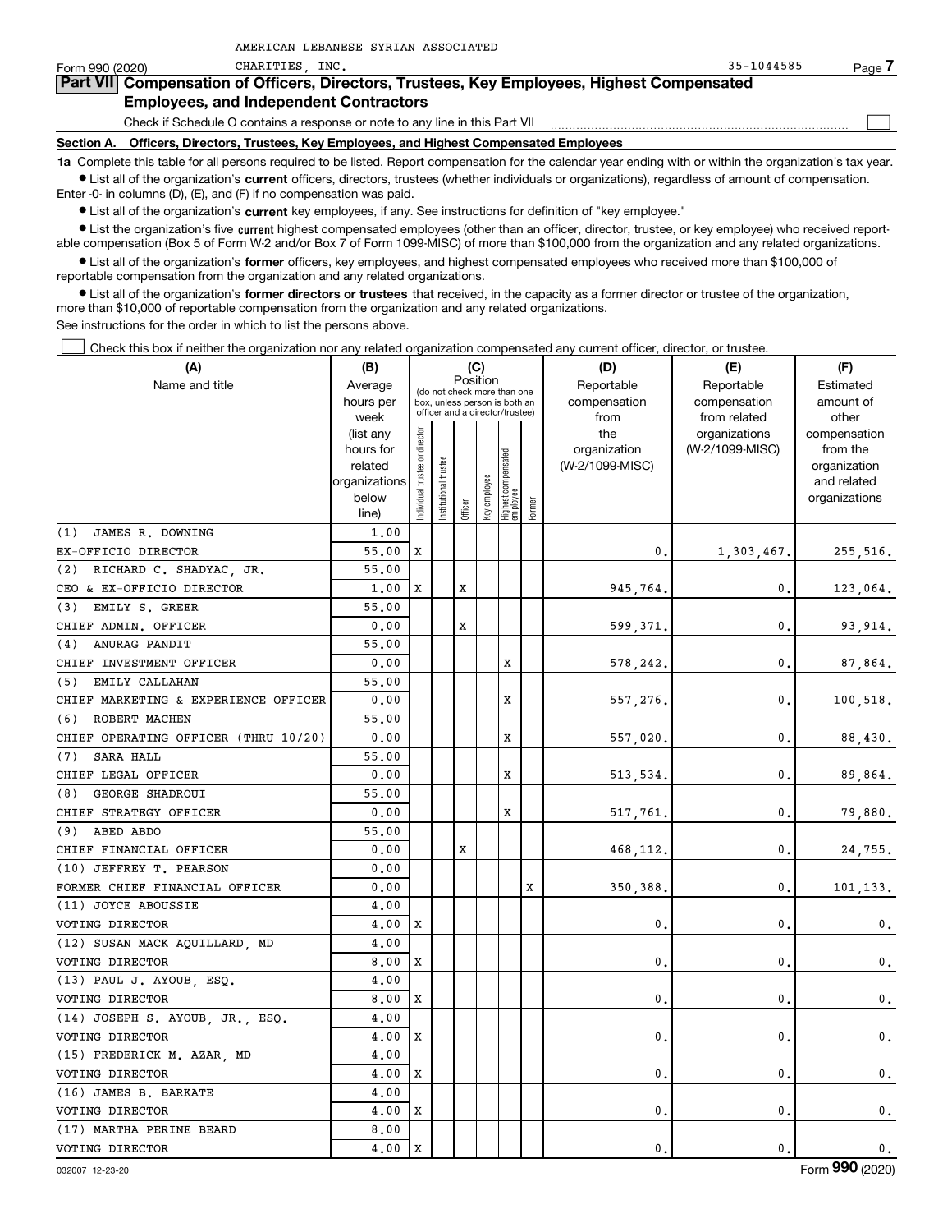AMERICAN LEBANESE SYRIAN ASSOCIATED

Form 990 (2020) CHARITIES, INC. 35-1044585 Page **7**

## Part VII Compensation of Officers, Directors, Trustees, Key Employees, Highest Compensated Employees, and Independent Contractors

Check if Schedule O contains a response or note to any line in this Part VII

### Section A. Officers, Directors, Trustees, Key Employees, and Highest Compensated Employees

**1a** Complete this table for all persons required to be listed. Report compensation for the calendar year ending with or within the organization's tax year.

- List all of the organization's **current** officers, directors, trustees (whether individuals or organizations), regardless of amount of compensation. Enter -0- in columns (D), (E), and (F) if no compensation was paid.
- List all of the organization's **current** key employees, if any. See instructions for definition of "key employee."
- List the organization's five **current** highest compensated employees (other than an officer, director, trustee, or key employee) who received reportable compensation (Box 5 of Form W-2 and/or Box 7 of Form 1099-MISC) of more than $100,000 from the organization and any related organizations.
- List all of the organization's **former** officers, key employees, and highest compensated employees who received more than $100,000 of reportable compensation from the organization and any related organizations.
- List all of the organization's **former directors or trustees** that received, in the capacity as a former director or trustee of the organization, more than $10,000 of reportable compensation from the organization and any related organizations.

See instructions for the order in which to list the persons above.

Check this box if neither the organization nor any related organization compensated any current officer, director, or trustee.

| (A) Name and title | (B) Average hours per week (list any hours for related organizations below line) | (C) Position: Individual trustee or director | Institutional trustee | Officer | Key employee | Highest compensated employee | Former | (D) Reportable compensation from the organization (W-2/1099-MISC) | (E) Reportable compensation from related organizations (W-2/1099-MISC) | (F) Estimated amount of other compensation from the organization and related organizations |
|---|---|---|---|---|---|---|---|---|---|---|
| (1) JAMES R. DOWNING | 1.00 | | | | | | | | | |
| EX-OFFICIO DIRECTOR | 55.00 | X | | | | | | 0. | 1,303,467. | 255,516. |
| (2) RICHARD C. SHADYAC, JR. | 55.00 | | | | | | | | | |
| CEO & EX-OFFICIO DIRECTOR | 1.00 | X | | X | | | | 945,764. | 0. | 123,064. |
| (3) EMILY S. GREER | 55.00 | | | | | | | | | |
| CHIEF ADMIN. OFFICER | 0.00 | | | X | | | | 599,371. | 0. | 93,914. |
| (4) ANURAG PANDIT | 55.00 | | | | | | | | | |
| CHIEF INVESTMENT OFFICER | 0.00 | | | | | X | | 578,242. | 0. | 87,864. |
| (5) EMILY CALLAHAN | 55.00 | | | | | | | | | |
| CHIEF MARKETING & EXPERIENCE OFFICER | 0.00 | | | | | X | | 557,276. | 0. | 100,518. |
| (6) ROBERT MACHEN | 55.00 | | | | | | | | | |
| CHIEF OPERATING OFFICER (THRU 10/20) | 0.00 | | | | | X | | 557,020. | 0. | 88,430. |
| (7) SARA HALL | 55.00 | | | | | | | | | |
| CHIEF LEGAL OFFICER | 0.00 | | | | | X | | 513,534. | 0. | 89,864. |
| (8) GEORGE SHADROUI | 55.00 | | | | | | | | | |
| CHIEF STRATEGY OFFICER | 0.00 | | | | | X | | 517,761. | 0. | 79,880. |
| (9) ABED ABDO | 55.00 | | | | | | | | | |
| CHIEF FINANCIAL OFFICER | 0.00 | | | X | | | | 468,112. | 0. | 24,755. |
| (10) JEFFREY T. PEARSON | 0.00 | | | | | | | | | |
| FORMER CHIEF FINANCIAL OFFICER | 0.00 | | | | | | X | 350,388. | 0. | 101,133. |
| (11) JOYCE ABOUSSIE | 4.00 | | | | | | | | | |
| VOTING DIRECTOR | 4.00 | X | | | | | | 0. | 0. | 0. |
| (12) SUSAN MACK AQUILLARD, MD | 4.00 | | | | | | | | | |
| VOTING DIRECTOR | 8.00 | X | | | | | | 0. | 0. | 0. |
| (13) PAUL J. AYOUB, ESQ. | 4.00 | | | | | | | | | |
| VOTING DIRECTOR | 8.00 | X | | | | | | 0. | 0. | 0. |
| (14) JOSEPH S. AYOUB, JR., ESQ. | 4.00 | | | | | | | | | |
| VOTING DIRECTOR | 4.00 | X | | | | | | 0. | 0. | 0. |
| (15) FREDERICK M. AZAR, MD | 4.00 | | | | | | | | | |
| VOTING DIRECTOR | 4.00 | X | | | | | | 0. | 0. | 0. |
| (16) JAMES B. BARKATE | 4.00 | | | | | | | | | |
| VOTING DIRECTOR | 4.00 | X | | | | | | 0. | 0. | 0. |
| (17) MARTHA PERINE BEARD | 8.00 | | | | | | | | | |
| VOTING DIRECTOR | 4.00 | X | | | | | | 0. | 0. | 0. |

032007 12-23-20 Form **990** (2020)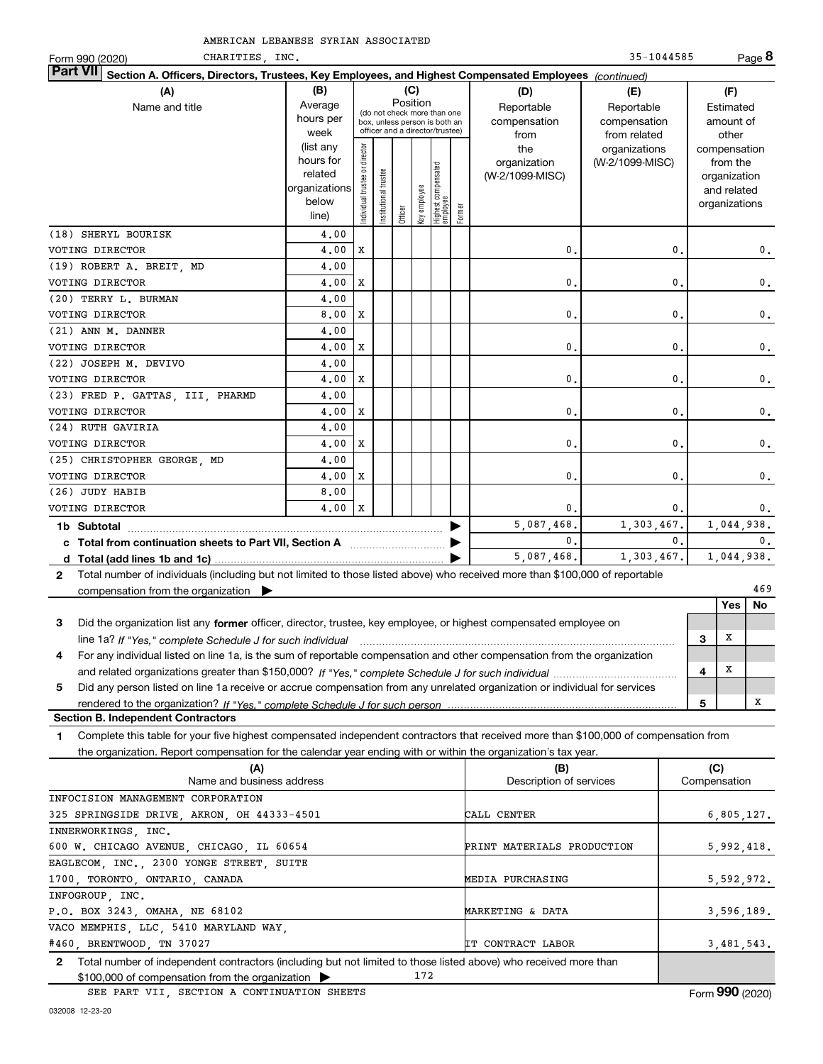AMERICAN LEBANESE SYRIAN ASSOCIATED CHARITIES, INC. 35-1044585

Form 990 (2020)

## Part VII Section A. Officers, Directors, Trustees, Key Employees, and Highest Compensated Employees *(continued)*

| (A) Name and title | (B) Average hours per week (list any hours for related organizations below line) | (C) Position: Individual trustee or director | Institutional trustee | Officer | Key employee | Highest compensated employee | Former | (D) Reportable compensation from the organization (W-2/1099-MISC) | (E) Reportable compensation from related organizations (W-2/1099-MISC) | (F) Estimated amount of other compensation from the organization and related organizations |
|---|---|---|---|---|---|---|---|---|---|---|
| (18) SHERYL BOURISK | 4.00 | | | | | | | | | |
| VOTING DIRECTOR | 4.00 | X | | | | | | 0. | 0. | 0. |
| (19) ROBERT A. BREIT, MD | 4.00 | | | | | | | | | |
| VOTING DIRECTOR | 4.00 | X | | | | | | 0. | 0. | 0. |
| (20) TERRY L. BURMAN | 4.00 | | | | | | | | | |
| VOTING DIRECTOR | 8.00 | X | | | | | | 0. | 0. | 0. |
| (21) ANN M. DANNER | 4.00 | | | | | | | | | |
| VOTING DIRECTOR | 4.00 | X | | | | | | 0. | 0. | 0. |
| (22) JOSEPH M. DEVIVO | 4.00 | | | | | | | | | |
| VOTING DIRECTOR | 4.00 | X | | | | | | 0. | 0. | 0. |
| (23) FRED P. GATTAS, III, PHARMD | 4.00 | | | | | | | | | |
| VOTING DIRECTOR | 4.00 | X | | | | | | 0. | 0. | 0. |
| (24) RUTH GAVIRIA | 4.00 | | | | | | | | | |
| VOTING DIRECTOR | 4.00 | X | | | | | | 0. | 0. | 0. |
| (25) CHRISTOPHER GEORGE, MD | 4.00 | | | | | | | | | |
| VOTING DIRECTOR | 4.00 | X | | | | | | 0. | 0. | 0. |
| (26) JUDY HABIB | 8.00 | | | | | | | | | |
| VOTING DIRECTOR | 4.00 | X | | | | | | 0. | 0. | 0. |
| **1b Subtotal** | | | | | | | | 5,087,468. | 1,303,467. | 1,044,938. |
| **c Total from continuation sheets to Part VII, Section A** | | | | | | | | 0. | 0. | 0. |
| **d Total (add lines 1b and 1c)** | | | | | | | | 5,087,468. | 1,303,467. | 1,044,938. |

**2** Total number of individuals (including but not limited to those listed above) who received more than $100,000 of reportable compensation from the organization ▶ 469

| | | | Yes | No |
|---|---|---|---|---|
| **3** | Did the organization list any **former** officer, director, trustee, key employee, or highest compensated employee on line 1a? *If "Yes," complete Schedule J for such individual* | 3 | X | |
| **4** | For any individual listed on line 1a, is the sum of reportable compensation and other compensation from the organization and related organizations greater than $150,000? *If "Yes," complete Schedule J for such individual* | 4 | X | |
| **5** | Did any person listed on line 1a receive or accrue compensation from any unrelated organization or individual for services rendered to the organization? *If "Yes," complete Schedule J for such person* | 5 | | X |

### Section B. Independent Contractors

**1** Complete this table for your five highest compensated independent contractors that received more than $100,000 of compensation from the organization. Report compensation for the calendar year ending with or within the organization's tax year.

| (A) Name and business address | (B) Description of services | (C) Compensation |
|---|---|---|
| INFOCISION MANAGEMENT CORPORATION, 325 SPRINGSIDE DRIVE, AKRON, OH 44333-4501 | CALL CENTER | 6,805,127. |
| INNERWORKINGS, INC., 600 W. CHICAGO AVENUE, CHICAGO, IL 60654 | PRINT MATERIALS PRODUCTION | 5,992,418. |
| EAGLECOM, INC., 2300 YONGE STREET, SUITE 1700, TORONTO, ONTARIO, CANADA | MEDIA PURCHASING | 5,592,972. |
| INFOGROUP, INC., P.O. BOX 3243, OMAHA, NE 68102 | MARKETING & DATA | 3,596,189. |
| VACO MEMPHIS, LLC, 5410 MARYLAND WAY, #460, BRENTWOOD, TN 37027 | IT CONTRACT LABOR | 3,481,543. |

**2** Total number of independent contractors (including but not limited to those listed above) who received more than $100,000 of compensation from the organization ▶ 172

SEE PART VII, SECTION A CONTINUATION SHEETS

Form **990** (2020)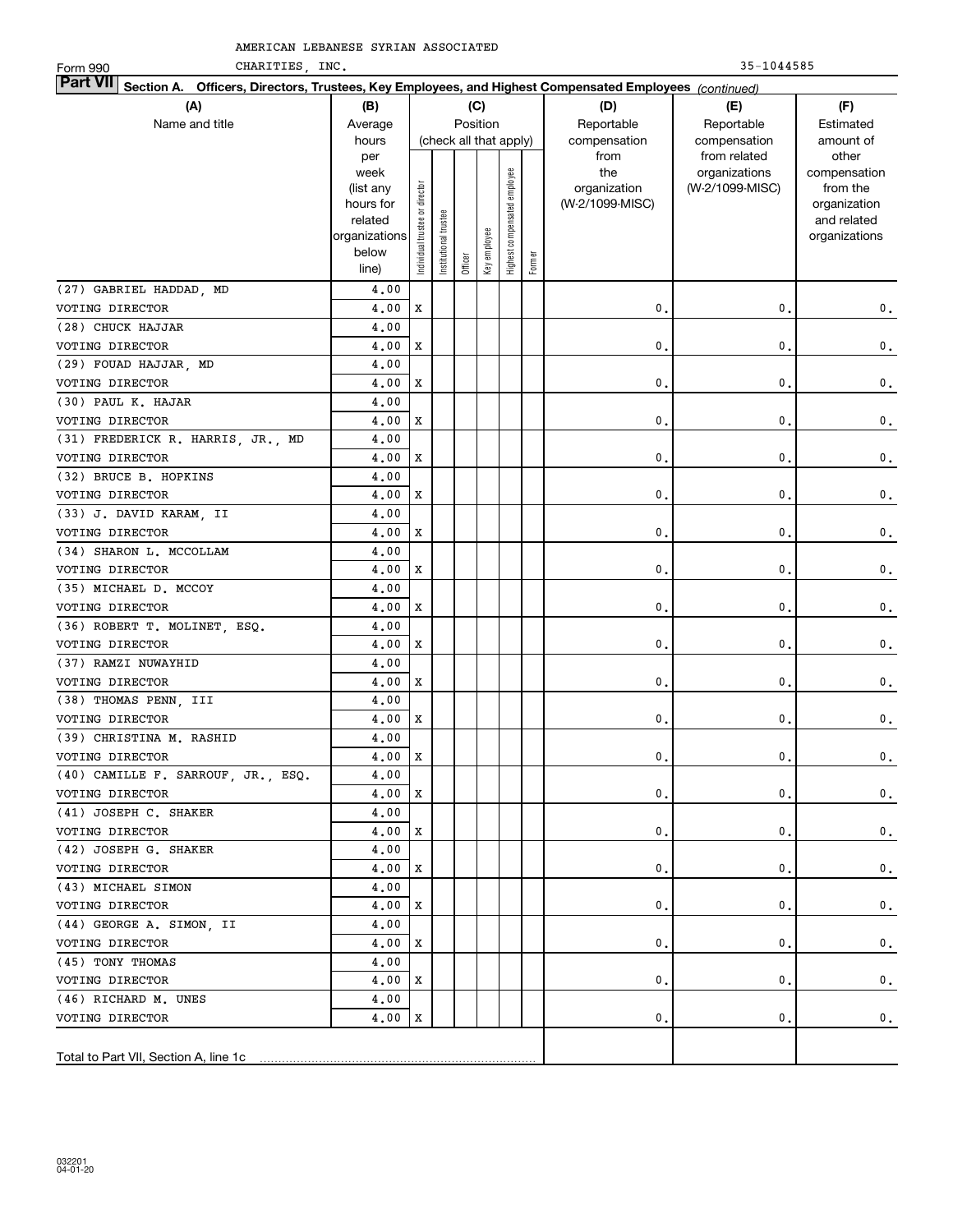AMERICAN LEBANESE SYRIAN ASSOCIATED CHARITIES, INC.

Form 990 35-1044585

**Part VII Section A. Officers, Directors, Trustees, Key Employees, and Highest Compensated Employees** *(continued)*

| (A) Name and title | (B) Average hours per week (list any hours for related organizations below line) | (C) Position (check all that apply): Individual trustee or director | Institutional trustee | Officer | Key employee | Highest compensated employee | Former | (D) Reportable compensation from the organization (W-2/1099-MISC) | (E) Reportable compensation from related organizations (W-2/1099-MISC) | (F) Estimated amount of other compensation from the organization and related organizations |
|---|---|---|---|---|---|---|---|---|---|---|
| (27) GABRIEL HADDAD, MD | 4.00 | | | | | | | | | |
| VOTING DIRECTOR | 4.00 | X | | | | | | 0. | 0. | 0. |
| (28) CHUCK HAJJAR | 4.00 | | | | | | | | | |
| VOTING DIRECTOR | 4.00 | X | | | | | | 0. | 0. | 0. |
| (29) FOUAD HAJJAR, MD | 4.00 | | | | | | | | | |
| VOTING DIRECTOR | 4.00 | X | | | | | | 0. | 0. | 0. |
| (30) PAUL K. HAJAR | 4.00 | | | | | | | | | |
| VOTING DIRECTOR | 4.00 | X | | | | | | 0. | 0. | 0. |
| (31) FREDERICK R. HARRIS, JR., MD | 4.00 | | | | | | | | | |
| VOTING DIRECTOR | 4.00 | X | | | | | | 0. | 0. | 0. |
| (32) BRUCE B. HOPKINS | 4.00 | | | | | | | | | |
| VOTING DIRECTOR | 4.00 | X | | | | | | 0. | 0. | 0. |
| (33) J. DAVID KARAM, II | 4.00 | | | | | | | | | |
| VOTING DIRECTOR | 4.00 | X | | | | | | 0. | 0. | 0. |
| (34) SHARON L. MCCOLLAM | 4.00 | | | | | | | | | |
| VOTING DIRECTOR | 4.00 | X | | | | | | 0. | 0. | 0. |
| (35) MICHAEL D. MCCOY | 4.00 | | | | | | | | | |
| VOTING DIRECTOR | 4.00 | X | | | | | | 0. | 0. | 0. |
| (36) ROBERT T. MOLINET, ESQ. | 4.00 | | | | | | | | | |
| VOTING DIRECTOR | 4.00 | X | | | | | | 0. | 0. | 0. |
| (37) RAMZI NUWAYHID | 4.00 | | | | | | | | | |
| VOTING DIRECTOR | 4.00 | X | | | | | | 0. | 0. | 0. |
| (38) THOMAS PENN, III | 4.00 | | | | | | | | | |
| VOTING DIRECTOR | 4.00 | X | | | | | | 0. | 0. | 0. |
| (39) CHRISTINA M. RASHID | 4.00 | | | | | | | | | |
| VOTING DIRECTOR | 4.00 | X | | | | | | 0. | 0. | 0. |
| (40) CAMILLE F. SARROUF, JR., ESQ. | 4.00 | | | | | | | | | |
| VOTING DIRECTOR | 4.00 | X | | | | | | 0. | 0. | 0. |
| (41) JOSEPH C. SHAKER | 4.00 | | | | | | | | | |
| VOTING DIRECTOR | 4.00 | X | | | | | | 0. | 0. | 0. |
| (42) JOSEPH G. SHAKER | 4.00 | | | | | | | | | |
| VOTING DIRECTOR | 4.00 | X | | | | | | 0. | 0. | 0. |
| (43) MICHAEL SIMON | 4.00 | | | | | | | | | |
| VOTING DIRECTOR | 4.00 | X | | | | | | 0. | 0. | 0. |
| (44) GEORGE A. SIMON, II | 4.00 | | | | | | | | | |
| VOTING DIRECTOR | 4.00 | X | | | | | | 0. | 0. | 0. |
| (45) TONY THOMAS | 4.00 | | | | | | | | | |
| VOTING DIRECTOR | 4.00 | X | | | | | | 0. | 0. | 0. |
| (46) RICHARD M. UNES | 4.00 | | | | | | | | | |
| VOTING DIRECTOR | 4.00 | X | | | | | | 0. | 0. | 0. |
| Total to Part VII, Section A, line 1c | | | | | | | | | | |

032201 04-01-20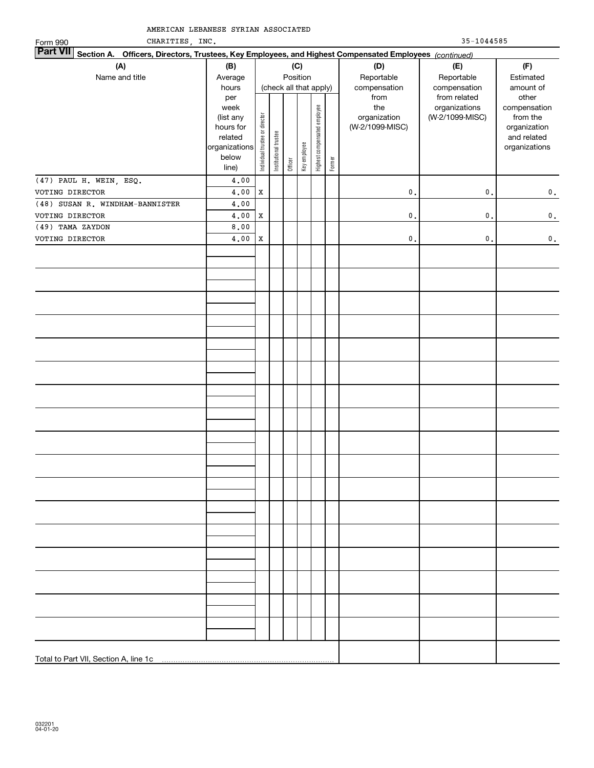AMERICAN LEBANESE SYRIAN ASSOCIATED CHARITIES, INC.

Form 990 35-1044585

**Part VII Section A. Officers, Directors, Trustees, Key Employees, and Highest Compensated Employees** *(continued)*

| (A) Name and title | (B) Average hours per week (list any hours for related organizations below line) | (C) Position: Individual trustee or director | Institutional trustee | Officer | Key employee | Highest compensated employee | Former | (D) Reportable compensation from the organization (W-2/1099-MISC) | (E) Reportable compensation from related organizations (W-2/1099-MISC) | (F) Estimated amount of other compensation from the organization and related organizations |
|---|---|---|---|---|---|---|---|---|---|---|
| (47) PAUL H. WEIN, ESQ. | 4.00 | | | | | | | | | |
| VOTING DIRECTOR | 4.00 | X | | | | | | 0. | 0. | 0. |
| (48) SUSAN R. WINDHAM-BANNISTER | 4.00 | | | | | | | | | |
| VOTING DIRECTOR | 4.00 | X | | | | | | 0. | 0. | 0. |
| (49) TAMA ZAYDON | 8.00 | | | | | | | | | |
| VOTING DIRECTOR | 4.00 | X | | | | | | 0. | 0. | 0. |
| Total to Part VII, Section A, line 1c | | | | | | | | | | |

032201 04-01-20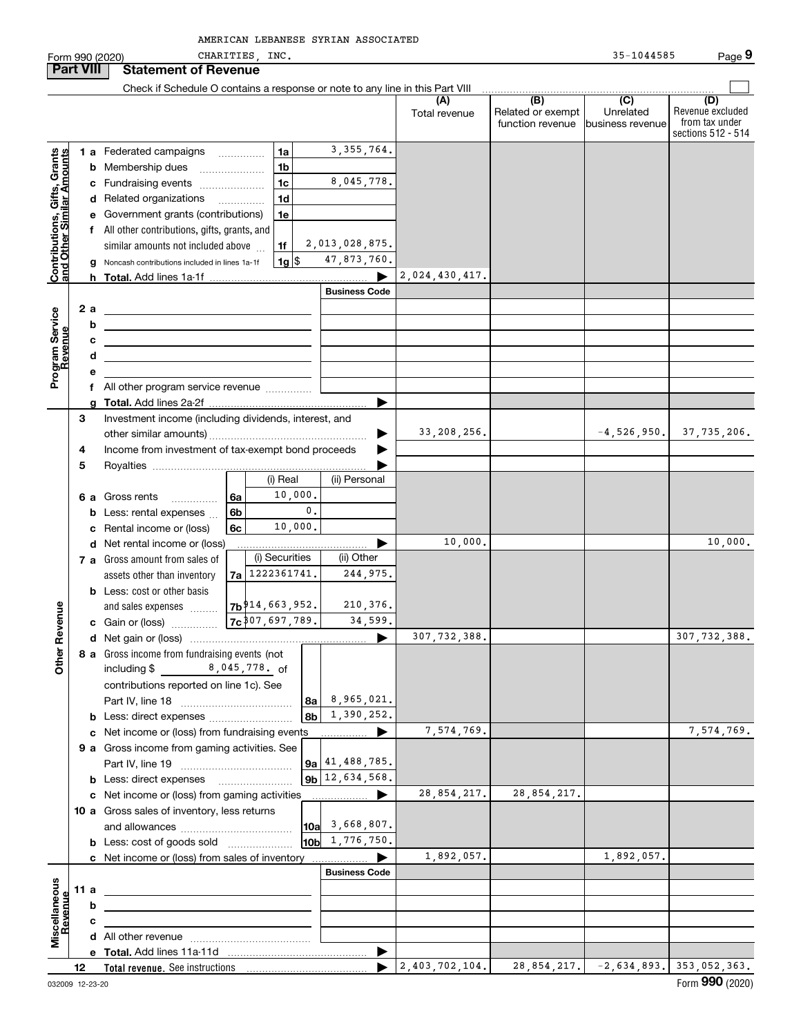AMERICAN LEBANESE SYRIAN ASSOCIATED CHARITIES, INC.

Form 990 (2020) 35-1044585 Page **9**

**Part VIII Statement of Revenue**

Check if Schedule O contains a response or note to any line in this Part VIII

| | | | | (A) Total revenue | (B) Related or exempt function revenue | (C) Unrelated business revenue | (D) Revenue excluded from tax under sections 512 - 514 |
|---|---|---|---|---|---|---|---|
| **Contributions, Gifts, Grants and Other Similar Amounts** | 1 a Federated campaigns | 1a | 3,355,764. | | | | |
| | b Membership dues | 1b | | | | | |
| | c Fundraising events | 1c | 8,045,778. | | | | |
| | d Related organizations | 1d | | | | | |
| | e Government grants (contributions) | 1e | | | | | |
| | f All other contributions, gifts, grants, and similar amounts not included above | 1f | 2,013,028,875. | | | | |
| | g Noncash contributions included in lines 1a-1f | 1g $ | 47,873,760. | | | | |
| | h **Total.** Add lines 1a-1f | | | 2,024,430,417. | | | |
| **Program Service Revenue** | | | **Business Code** | | | | |
| | 2 a | | | | | | |
| | b | | | | | | |
| | c | | | | | | |
| | d | | | | | | |
| | e | | | | | | |
| | f All other program service revenue | | | | | | |
| | g **Total.** Add lines 2a-2f | | | | | | |
| **Other Revenue** | 3 Investment income (including dividends, interest, and other similar amounts) | | | 33,208,256. | | -4,526,950. | 37,735,206. |
| | 4 Income from investment of tax-exempt bond proceeds | | | | | | |
| | 5 Royalties | | | | | | |
| | | (i) Real | (ii) Personal | | | | |
| | 6 a Gross rents (6a) | 10,000. | | | | | |
| | b Less: rental expenses (6b) | 0. | | | | | |
| | c Rental income or (loss) (6c) | 10,000. | | | | | |
| | d Net rental income or (loss) | | | 10,000. | | | 10,000. |
| | | (i) Securities | (ii) Other | | | | |
| | 7 a Gross amount from sales of assets other than inventory (7a) | 1222361741. | 244,975. | | | | |
| | b Less: cost or other basis and sales expenses (7b) | 914,663,952. | 210,376. | | | | |
| | c Gain or (loss) (7c) | 307,697,789. | 34,599. | | | | |
| | d Net gain or (loss) | | | 307,732,388. | | | 307,732,388. |
| | 8 a Gross income from fundraising events (not including $ 8,045,778. of contributions reported on line 1c). See Part IV, line 18 | 8a | 8,965,021. | | | | |
| | b Less: direct expenses | 8b | 1,390,252. | | | | |
| | c Net income or (loss) from fundraising events | | | 7,574,769. | | | 7,574,769. |
| | 9 a Gross income from gaming activities. See Part IV, line 19 | 9a | 41,488,785. | | | | |
| | b Less: direct expenses | 9b | 12,634,568. | | | | |
| | c Net income or (loss) from gaming activities | | | 28,854,217. | 28,854,217. | | |
| | 10 a Gross sales of inventory, less returns and allowances | 10a | 3,668,807. | | | | |
| | b Less: cost of goods sold | 10b | 1,776,750. | | | | |
| | c Net income or (loss) from sales of inventory | | | 1,892,057. | | 1,892,057. | |
| **Miscellaneous Revenue** | | | **Business Code** | | | | |
| | 11 a | | | | | | |
| | b | | | | | | |
| | c | | | | | | |
| | d All other revenue | | | | | | |
| | e **Total.** Add lines 11a-11d | | | | | | |
| | 12 **Total revenue.** See instructions | | | 2,403,702,104. | 28,854,217. | -2,634,893. | 353,052,363. |

032009 12-23-20 Form **990** (2020)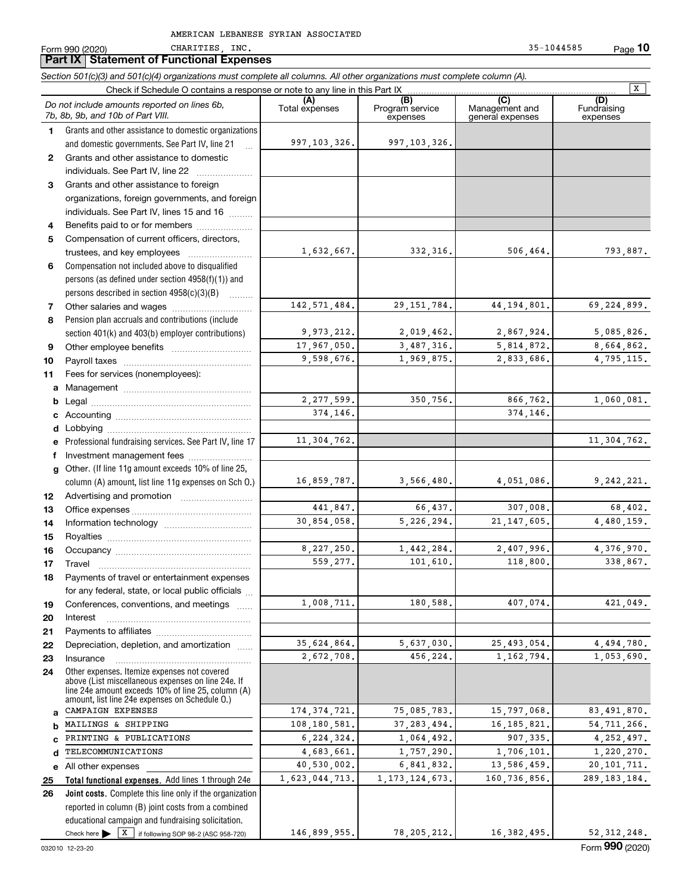AMERICAN LEBANESE SYRIAN ASSOCIATED CHARITIES, INC. 35-1044585

Form 990 (2020)

## Part IX Statement of Functional Expenses

*Section 501(c)(3) and 501(c)(4) organizations must complete all columns. All other organizations must complete column (A).*

Check if Schedule O contains a response or note to any line in this Part IX [X]

| | *Do not include amounts reported on lines 6b, 7b, 8b, 9b, and 10b of Part VIII.* | (A) Total expenses | (B) Program service expenses | (C) Management and general expenses | (D) Fundraising expenses |
|---|---|---|---|---|---|
| 1 | Grants and other assistance to domestic organizations and domestic governments. See Part IV, line 21 | 997,103,326. | 997,103,326. | | |
| 2 | Grants and other assistance to domestic individuals. See Part IV, line 22 | | | | |
| 3 | Grants and other assistance to foreign organizations, foreign governments, and foreign individuals. See Part IV, lines 15 and 16 | | | | |
| 4 | Benefits paid to or for members | | | | |
| 5 | Compensation of current officers, directors, trustees, and key employees | 1,632,667. | 332,316. | 506,464. | 793,887. |
| 6 | Compensation not included above to disqualified persons (as defined under section 4958(f)(1)) and persons described in section 4958(c)(3)(B) | | | | |
| 7 | Other salaries and wages | 142,571,484. | 29,151,784. | 44,194,801. | 69,224,899. |
| 8 | Pension plan accruals and contributions (include section 401(k) and 403(b) employer contributions) | 9,973,212. | 2,019,462. | 2,867,924. | 5,085,826. |
| 9 | Other employee benefits | 17,967,050. | 3,487,316. | 5,814,872. | 8,664,862. |
| 10 | Payroll taxes | 9,598,676. | 1,969,875. | 2,833,686. | 4,795,115. |
| 11 | Fees for services (nonemployees): | | | | |
| a | Management | | | | |
| b | Legal | 2,277,599. | 350,756. | 866,762. | 1,060,081. |
| c | Accounting | 374,146. | | 374,146. | |
| d | Lobbying | | | | |
| e | Professional fundraising services. See Part IV, line 17 | 11,304,762. | | | 11,304,762. |
| f | Investment management fees | | | | |
| g | Other. (If line 11g amount exceeds 10% of line 25, column (A) amount, list line 11g expenses on Sch O.) | 16,859,787. | 3,566,480. | 4,051,086. | 9,242,221. |
| 12 | Advertising and promotion | | | | |
| 13 | Office expenses | 441,847. | 66,437. | 307,008. | 68,402. |
| 14 | Information technology | 30,854,058. | 5,226,294. | 21,147,605. | 4,480,159. |
| 15 | Royalties | | | | |
| 16 | Occupancy | 8,227,250. | 1,442,284. | 2,407,996. | 4,376,970. |
| 17 | Travel | 559,277. | 101,610. | 118,800. | 338,867. |
| 18 | Payments of travel or entertainment expenses for any federal, state, or local public officials | | | | |
| 19 | Conferences, conventions, and meetings | 1,008,711. | 180,588. | 407,074. | 421,049. |
| 20 | Interest | | | | |
| 21 | Payments to affiliates | | | | |
| 22 | Depreciation, depletion, and amortization | 35,624,864. | 5,637,030. | 25,493,054. | 4,494,780. |
| 23 | Insurance | 2,672,708. | 456,224. | 1,162,794. | 1,053,690. |
| 24 | Other expenses. Itemize expenses not covered above (List miscellaneous expenses on line 24e. If line 24e amount exceeds 10% of line 25, column (A) amount, list line 24e expenses on Schedule O.) | | | | |
| a | CAMPAIGN EXPENSES | 174,374,721. | 75,085,783. | 15,797,068. | 83,491,870. |
| b | MAILINGS & SHIPPING | 108,180,581. | 37,283,494. | 16,185,821. | 54,711,266. |
| c | PRINTING & PUBLICATIONS | 6,224,324. | 1,064,492. | 907,335. | 4,252,497. |
| d | TELECOMMUNICATIONS | 4,683,661. | 1,757,290. | 1,706,101. | 1,220,270. |
| e | All other expenses | 40,530,002. | 6,841,832. | 13,586,459. | 20,101,711. |
| 25 | **Total functional expenses.** Add lines 1 through 24e | 1,623,044,713. | 1,173,124,673. | 160,736,856. | 289,183,184. |
| 26 | **Joint costs.** Complete this line only if the organization reported in column (B) joint costs from a combined educational campaign and fundraising solicitation. Check here [X] if following SOP 98-2 (ASC 958-720) | 146,899,955. | 78,205,212. | 16,382,495. | 52,312,248. |

032010 12-23-20 Form **990** (2020)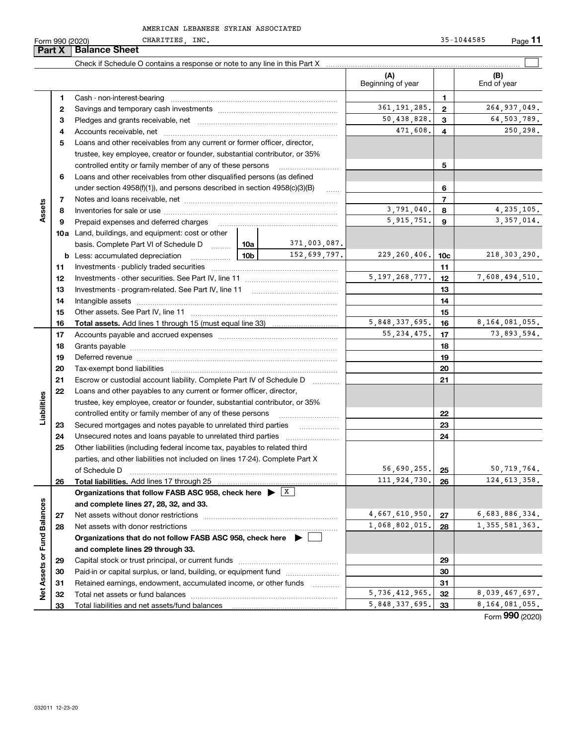AMERICAN LEBANESE SYRIAN ASSOCIATED CHARITIES, INC. 35-1044585

Form 990 (2020)

## Part X Balance Sheet

Check if Schedule O contains a response or note to any line in this Part X

| | | | | (A) Beginning of year | | (B) End of year |
|---|---|---|---|---|---|---|
| **Assets** | 1 | Cash - non-interest-bearing | | | 1 | |
| | 2 | Savings and temporary cash investments | | 361,191,285. | 2 | 264,937,049. |
| | 3 | Pledges and grants receivable, net | | 50,438,828. | 3 | 64,503,789. |
| | 4 | Accounts receivable, net | | 471,608. | 4 | 250,298. |
| | 5 | Loans and other receivables from any current or former officer, director, trustee, key employee, creator or founder, substantial contributor, or 35% controlled entity or family member of any of these persons | | | 5 | |
| | 6 | Loans and other receivables from other disqualified persons (as defined under section 4958(f)(1)), and persons described in section 4958(c)(3)(B) | | | 6 | |
| | 7 | Notes and loans receivable, net | | | 7 | |
| | 8 | Inventories for sale or use | | 3,791,040. | 8 | 4,235,105. |
| | 9 | Prepaid expenses and deferred charges | | 5,915,751. | 9 | 3,357,014. |
| | 10a | Land, buildings, and equipment: cost or other basis. Complete Part VI of Schedule D | 10a 371,003,087. | | | |
| | b | Less: accumulated depreciation | 10b 152,699,797. | 229,260,406. | 10c | 218,303,290. |
| | 11 | Investments - publicly traded securities | | | 11 | |
| | 12 | Investments - other securities. See Part IV, line 11 | | 5,197,268,777. | 12 | 7,608,494,510. |
| | 13 | Investments - program-related. See Part IV, line 11 | | | 13 | |
| | 14 | Intangible assets | | | 14 | |
| | 15 | Other assets. See Part IV, line 11 | | | 15 | |
| | 16 | **Total assets.** Add lines 1 through 15 (must equal line 33) | | 5,848,337,695. | 16 | 8,164,081,055. |
| **Liabilities** | 17 | Accounts payable and accrued expenses | | 55,234,475. | 17 | 73,893,594. |
| | 18 | Grants payable | | | 18 | |
| | 19 | Deferred revenue | | | 19 | |
| | 20 | Tax-exempt bond liabilities | | | 20 | |
| | 21 | Escrow or custodial account liability. Complete Part IV of Schedule D | | | 21 | |
| | 22 | Loans and other payables to any current or former officer, director, trustee, key employee, creator or founder, substantial contributor, or 35% controlled entity or family member of any of these persons | | | 22 | |
| | 23 | Secured mortgages and notes payable to unrelated third parties | | | 23 | |
| | 24 | Unsecured notes and loans payable to unrelated third parties | | | 24 | |
| | 25 | Other liabilities (including federal income tax, payables to related third parties, and other liabilities not included on lines 17-24). Complete Part X of Schedule D | | 56,690,255. | 25 | 50,719,764. |
| | 26 | **Total liabilities.** Add lines 17 through 25 | | 111,924,730. | 26 | 124,613,358. |
| **Net Assets or Fund Balances** | | **Organizations that follow FASB ASC 958, check here** ▶ [X] **and complete lines 27, 28, 32, and 33.** | | | | |
| | 27 | Net assets without donor restrictions | | 4,667,610,950. | 27 | 6,683,886,334. |
| | 28 | Net assets with donor restrictions | | 1,068,802,015. | 28 | 1,355,581,363. |
| | | **Organizations that do not follow FASB ASC 958, check here** ▶ [ ] **and complete lines 29 through 33.** | | | | |
| | 29 | Capital stock or trust principal, or current funds | | | 29 | |
| | 30 | Paid-in or capital surplus, or land, building, or equipment fund | | | 30 | |
| | 31 | Retained earnings, endowment, accumulated income, or other funds | | | 31 | |
| | 32 | Total net assets or fund balances | | 5,736,412,965. | 32 | 8,039,467,697. |
| | 33 | Total liabilities and net assets/fund balances | | 5,848,337,695. | 33 | 8,164,081,055. |

Form **990** (2020)

032011 12-23-20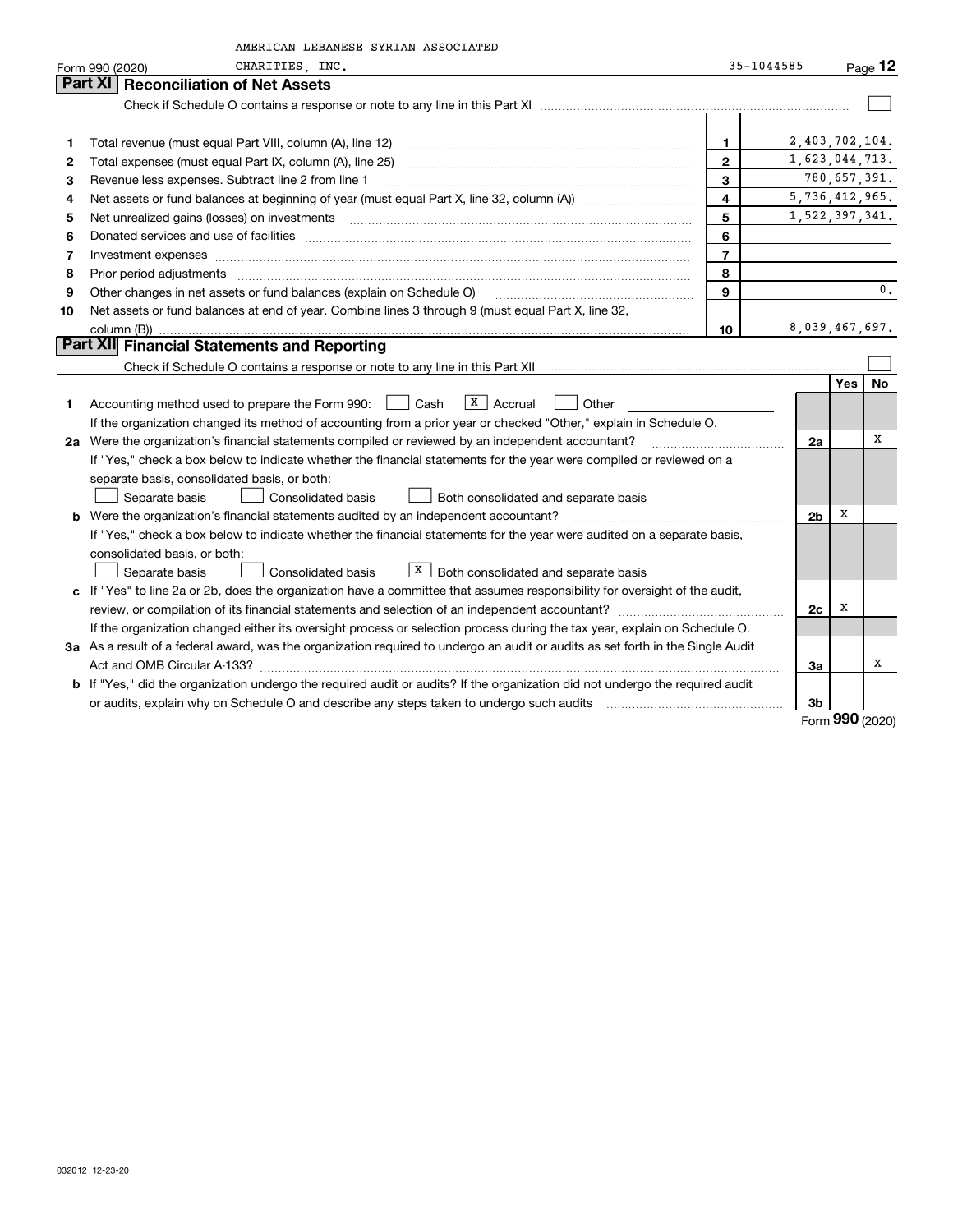AMERICAN LEBANESE SYRIAN ASSOCIATED CHARITIES, INC. — 35-1044585

Form 990 (2020)

## Part XI — Reconciliation of Net Assets

Check if Schedule O contains a response or note to any line in this Part XI ☐

| | | Line | Amount |
|---|---|---|---|
| 1 | Total revenue (must equal Part VIII, column (A), line 12) | 1 | 2,403,702,104. |
| 2 | Total expenses (must equal Part IX, column (A), line 25) | 2 | 1,623,044,713. |
| 3 | Revenue less expenses. Subtract line 2 from line 1 | 3 | 780,657,391. |
| 4 | Net assets or fund balances at beginning of year (must equal Part X, line 32, column (A)) | 4 | 5,736,412,965. |
| 5 | Net unrealized gains (losses) on investments | 5 | 1,522,397,341. |
| 6 | Donated services and use of facilities | 6 | |
| 7 | Investment expenses | 7 | |
| 8 | Prior period adjustments | 8 | |
| 9 | Other changes in net assets or fund balances (explain on Schedule O) | 9 | 0. |
| 10 | Net assets or fund balances at end of year. Combine lines 3 through 9 (must equal Part X, line 32, column (B)) | 10 | 8,039,467,697. |

## Part XII — Financial Statements and Reporting

Check if Schedule O contains a response or note to any line in this Part XII ☐

| | | | Yes | No |
|---|---|---|---|---|
| 1 | Accounting method used to prepare the Form 990: ☐ Cash ☒ Accrual ☐ Other<br>If the organization changed its method of accounting from a prior year or checked "Other," explain in Schedule O. | | | |
| 2a | Were the organization's financial statements compiled or reviewed by an independent accountant?<br>If "Yes," check a box below to indicate whether the financial statements for the year were compiled or reviewed on a separate basis, consolidated basis, or both:<br>☐ Separate basis ☐ Consolidated basis ☐ Both consolidated and separate basis | 2a | | X |
| b | Were the organization's financial statements audited by an independent accountant?<br>If "Yes," check a box below to indicate whether the financial statements for the year were audited on a separate basis, consolidated basis, or both:<br>☐ Separate basis ☐ Consolidated basis ☒ Both consolidated and separate basis | 2b | X | |
| c | If "Yes" to line 2a or 2b, does the organization have a committee that assumes responsibility for oversight of the audit, review, or compilation of its financial statements and selection of an independent accountant?<br>If the organization changed either its oversight process or selection process during the tax year, explain on Schedule O. | 2c | X | |
| 3a | As a result of a federal award, was the organization required to undergo an audit or audits as set forth in the Single Audit Act and OMB Circular A-133? | 3a | | X |
| b | If "Yes," did the organization undergo the required audit or audits? If the organization did not undergo the required audit or audits, explain why on Schedule O and describe any steps taken to undergo such audits | 3b | | |

Form **990** (2020)

032012 12-23-20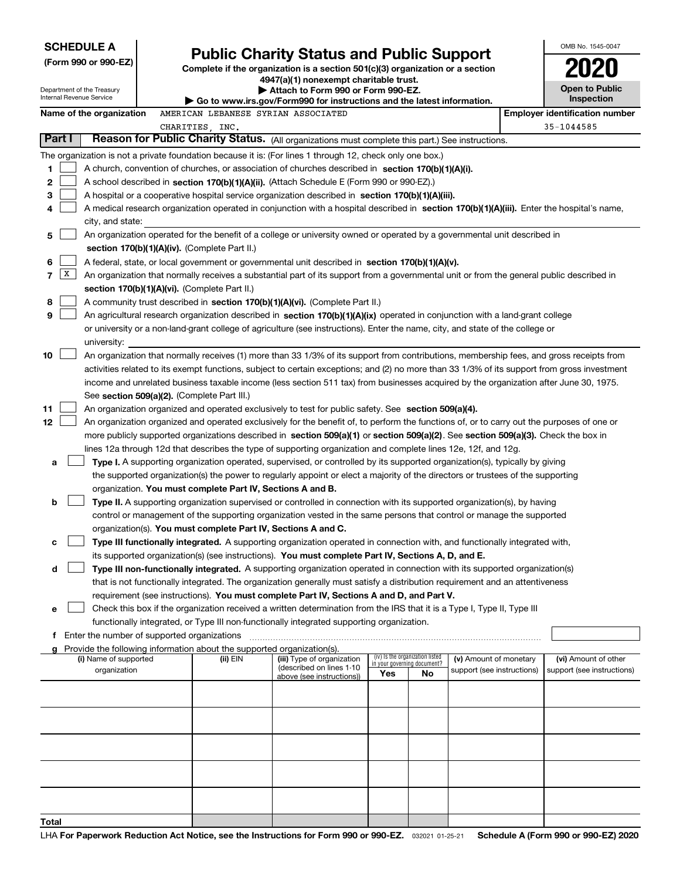**SCHEDULE A**
**(Form 990 or 990-EZ)**

Department of the Treasury
Internal Revenue Service

# Public Charity Status and Public Support

**Complete if the organization is a section 501(c)(3) organization or a section 4947(a)(1) nonexempt charitable trust.**
**▶ Attach to Form 990 or Form 990-EZ.**
**▶ Go to www.irs.gov/Form990 for instructions and the latest information.**

OMB No. 1545-0047

**2020**

**Open to Public Inspection**

**Name of the organization** AMERICAN LEBANESE SYRIAN ASSOCIATED CHARITIES, INC.

**Employer identification number** 35-1044585

**Part I** **Reason for Public Charity Status.** (All organizations must complete this part.) See instructions.

The organization is not a private foundation because it is: (For lines 1 through 12, check only one box.)

1. ☐ A church, convention of churches, or association of churches described in **section 170(b)(1)(A)(i).**
2. ☐ A school described in **section 170(b)(1)(A)(ii).** (Attach Schedule E (Form 990 or 990-EZ).)
3. ☐ A hospital or a cooperative hospital service organization described in **section 170(b)(1)(A)(iii).**
4. ☐ A medical research organization operated in conjunction with a hospital described in **section 170(b)(1)(A)(iii).** Enter the hospital's name, city, and state:
5. ☐ An organization operated for the benefit of a college or university owned or operated by a governmental unit described in **section 170(b)(1)(A)(iv).** (Complete Part II.)
6. ☐ A federal, state, or local government or governmental unit described in **section 170(b)(1)(A)(v).**
7. ☒ An organization that normally receives a substantial part of its support from a governmental unit or from the general public described in **section 170(b)(1)(A)(vi).** (Complete Part II.)
8. ☐ A community trust described in **section 170(b)(1)(A)(vi).** (Complete Part II.)
9. ☐ An agricultural research organization described in **section 170(b)(1)(A)(ix)** operated in conjunction with a land-grant college or university or a non-land-grant college of agriculture (see instructions). Enter the name, city, and state of the college or university:
10. ☐ An organization that normally receives (1) more than 33 1/3% of its support from contributions, membership fees, and gross receipts from activities related to its exempt functions, subject to certain exceptions; and (2) no more than 33 1/3% of its support from gross investment income and unrelated business taxable income (less section 511 tax) from businesses acquired by the organization after June 30, 1975. See **section 509(a)(2).** (Complete Part III.)
11. ☐ An organization organized and operated exclusively to test for public safety. See **section 509(a)(4).**
12. ☐ An organization organized and operated exclusively for the benefit of, to perform the functions of, or to carry out the purposes of one or more publicly supported organizations described in **section 509(a)(1)** or **section 509(a)(2).** See **section 509(a)(3).** Check the box in lines 12a through 12d that describes the type of supporting organization and complete lines 12e, 12f, and 12g.
   - **a** ☐ **Type I.** A supporting organization operated, supervised, or controlled by its supported organization(s), typically by giving the supported organization(s) the power to regularly appoint or elect a majority of the directors or trustees of the supporting organization. **You must complete Part IV, Sections A and B.**
   - **b** ☐ **Type II.** A supporting organization supervised or controlled in connection with its supported organization(s), by having control or management of the supporting organization vested in the same persons that control or manage the supported organization(s). **You must complete Part IV, Sections A and C.**
   - **c** ☐ **Type III functionally integrated.** A supporting organization operated in connection with, and functionally integrated with, its supported organization(s) (see instructions). **You must complete Part IV, Sections A, D, and E.**
   - **d** ☐ **Type III non-functionally integrated.** A supporting organization operated in connection with its supported organization(s) that is not functionally integrated. The organization generally must satisfy a distribution requirement and an attentiveness requirement (see instructions). **You must complete Part IV, Sections A and D, and Part V.**
   - **e** ☐ Check this box if the organization received a written determination from the IRS that it is a Type I, Type II, Type III functionally integrated, or Type III non-functionally integrated supporting organization.
   - **f** Enter the number of supported organizations
   - **g** Provide the following information about the supported organization(s).

| (i) Name of supported organization | (ii) EIN | (iii) Type of organization (described on lines 1-10 above (see instructions)) | (iv) Is the organization listed in your governing document? Yes | No | (v) Amount of monetary support (see instructions) | (vi) Amount of other support (see instructions) |
|---|---|---|---|---|---|---|
| | | | | | | |
| | | | | | | |
| | | | | | | |
| | | | | | | |
| | | | | | | |
| **Total** | | | | | | |

LHA **For Paperwork Reduction Act Notice, see the Instructions for Form 990 or 990-EZ.** 032021 01-25-21 **Schedule A (Form 990 or 990-EZ) 2020**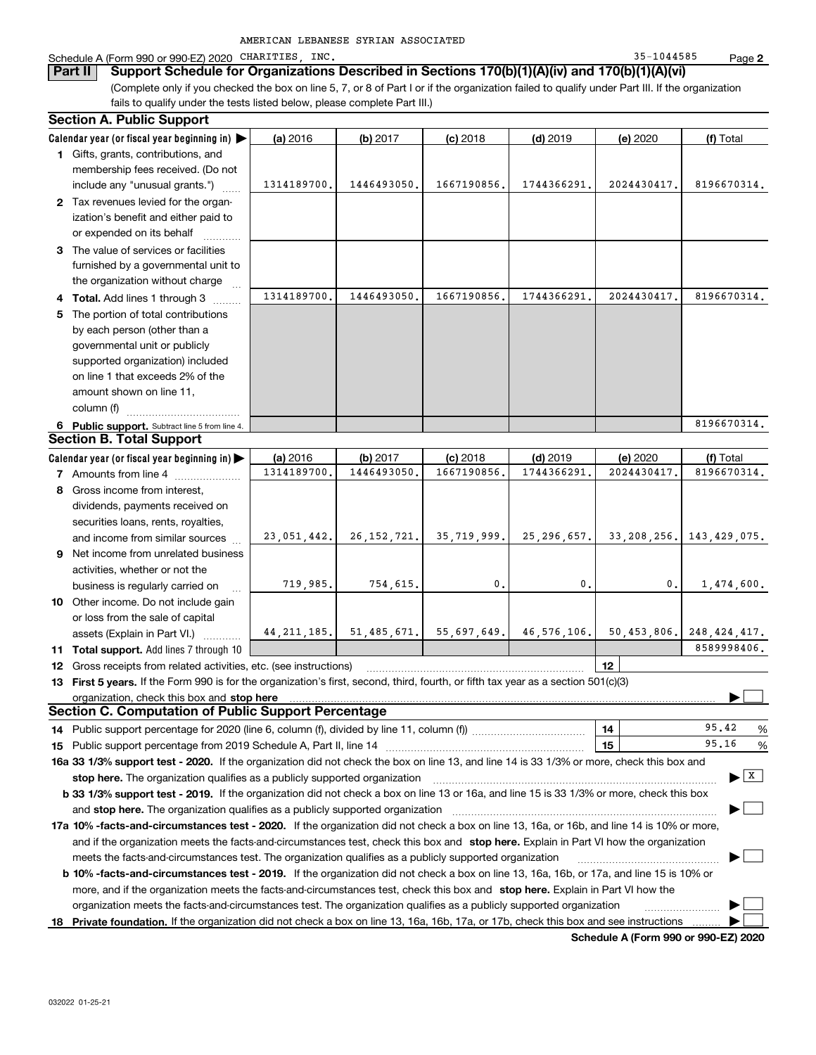AMERICAN LEBANESE SYRIAN ASSOCIATED

Schedule A (Form 990 or 990-EZ) 2020 CHARITIES, INC. 35-1044585 Page 2

**Part II Support Schedule for Organizations Described in Sections 170(b)(1)(A)(iv) and 170(b)(1)(A)(vi)**

(Complete only if you checked the box on line 5, 7, or 8 of Part I or if the organization failed to qualify under Part III. If the organization fails to qualify under the tests listed below, please complete Part III.)

## Section A. Public Support

| Calendar year (or fiscal year beginning in) ▶ | (a) 2016 | (b) 2017 | (c) 2018 | (d) 2019 | (e) 2020 | (f) Total |
|---|---|---|---|---|---|---|
| 1 Gifts, grants, contributions, and membership fees received. (Do not include any "unusual grants.") | 1314189700. | 1446493050. | 1667190856. | 1744366291. | 2024430417. | 8196670314. |
| 2 Tax revenues levied for the organization's benefit and either paid to or expended on its behalf | | | | | | |
| 3 The value of services or facilities furnished by a governmental unit to the organization without charge | | | | | | |
| 4 **Total.** Add lines 1 through 3 | 1314189700. | 1446493050. | 1667190856. | 1744366291. | 2024430417. | 8196670314. |
| 5 The portion of total contributions by each person (other than a governmental unit or publicly supported organization) included on line 1 that exceeds 2% of the amount shown on line 11, column (f) | | | | | | |
| 6 **Public support.** Subtract line 5 from line 4. | | | | | | 8196670314. |

## Section B. Total Support

| Calendar year (or fiscal year beginning in) ▶ | (a) 2016 | (b) 2017 | (c) 2018 | (d) 2019 | (e) 2020 | (f) Total |
|---|---|---|---|---|---|---|
| 7 Amounts from line 4 | 1314189700. | 1446493050. | 1667190856. | 1744366291. | 2024430417. | 8196670314. |
| 8 Gross income from interest, dividends, payments received on securities loans, rents, royalties, and income from similar sources | 23,051,442. | 26,152,721. | 35,719,999. | 25,296,657. | 33,208,256. | 143,429,075. |
| 9 Net income from unrelated business activities, whether or not the business is regularly carried on | 719,985. | 754,615. | 0. | 0. | 0. | 1,474,600. |
| 10 Other income. Do not include gain or loss from the sale of capital assets (Explain in Part VI.) | 44,211,185. | 51,485,671. | 55,697,649. | 46,576,106. | 50,453,806. | 248,424,417. |
| 11 **Total support.** Add lines 7 through 10 | | | | | | 8589998406. |

12 Gross receipts from related activities, etc. (see instructions) | 12 |

13 **First 5 years.** If the Form 990 is for the organization's first, second, third, fourth, or fifth tax year as a section 501(c)(3) organization, check this box and **stop here** ▶ ☐

## Section C. Computation of Public Support Percentage

14 Public support percentage for 2020 (line 6, column (f), divided by line 11, column (f)) | 14 | 95.42 %

15 Public support percentage from 2019 Schedule A, Part II, line 14 | 15 | 95.16 %

**16a 33 1/3% support test - 2020.** If the organization did not check the box on line 13, and line 14 is 33 1/3% or more, check this box and **stop here.** The organization qualifies as a publicly supported organization ▶ ☒

**b 33 1/3% support test - 2019.** If the organization did not check a box on line 13 or 16a, and line 15 is 33 1/3% or more, check this box and **stop here.** The organization qualifies as a publicly supported organization ▶ ☐

**17a 10% -facts-and-circumstances test - 2020.** If the organization did not check a box on line 13, 16a, or 16b, and line 14 is 10% or more, and if the organization meets the facts-and-circumstances test, check this box and **stop here.** Explain in Part VI how the organization meets the facts-and-circumstances test. The organization qualifies as a publicly supported organization ▶ ☐

**b 10% -facts-and-circumstances test - 2019.** If the organization did not check a box on line 13, 16a, 16b, or 17a, and line 15 is 10% or more, and if the organization meets the facts-and-circumstances test, check this box and **stop here.** Explain in Part VI how the organization meets the facts-and-circumstances test. The organization qualifies as a publicly supported organization ▶ ☐

**18 Private foundation.** If the organization did not check a box on line 13, 16a, 16b, 17a, or 17b, check this box and see instructions ▶ ☐

**Schedule A (Form 990 or 990-EZ) 2020**

032022 01-25-21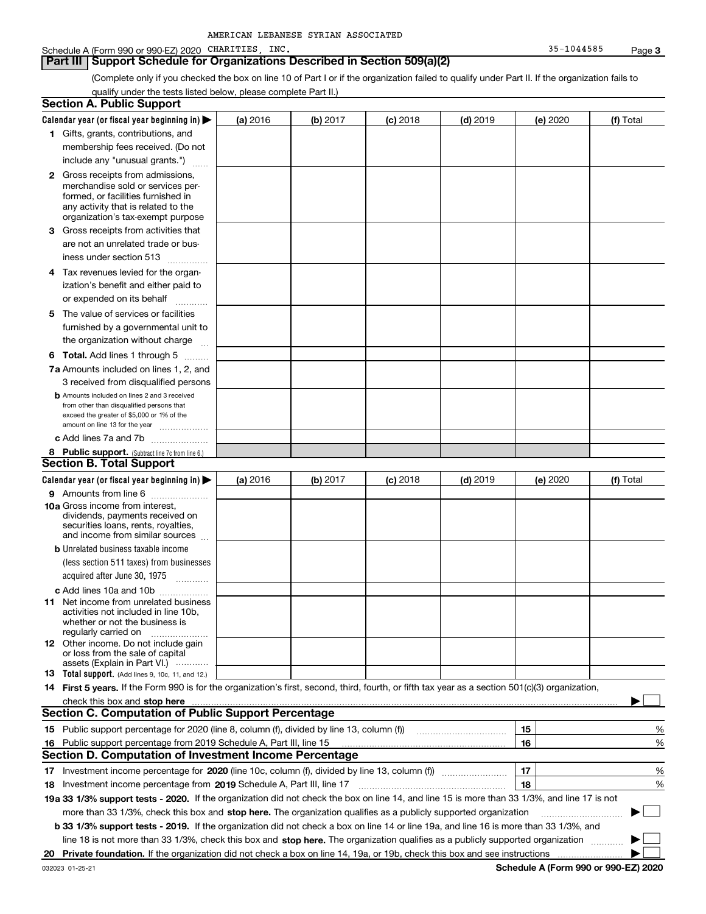AMERICAN LEBANESE SYRIAN ASSOCIATED

Schedule A (Form 990 or 990-EZ) 2020 CHARITIES, INC. 35-1044585 Page 3

## Part III Support Schedule for Organizations Described in Section 509(a)(2)

(Complete only if you checked the box on line 10 of Part I or if the organization failed to qualify under Part II. If the organization fails to qualify under the tests listed below, please complete Part II.)

### Section A. Public Support

| Calendar year (or fiscal year beginning in) ▶ | (a) 2016 | (b) 2017 | (c) 2018 | (d) 2019 | (e) 2020 | (f) Total |
|---|---|---|---|---|---|---|
| 1 Gifts, grants, contributions, and membership fees received. (Do not include any "unusual grants.") | | | | | | |
| 2 Gross receipts from admissions, merchandise sold or services performed, or facilities furnished in any activity that is related to the organization's tax-exempt purpose | | | | | | |
| 3 Gross receipts from activities that are not an unrelated trade or business under section 513 | | | | | | |
| 4 Tax revenues levied for the organization's benefit and either paid to or expended on its behalf | | | | | | |
| 5 The value of services or facilities furnished by a governmental unit to the organization without charge | | | | | | |
| 6 **Total.** Add lines 1 through 5 | | | | | | |
| 7a Amounts included on lines 1, 2, and 3 received from disqualified persons | | | | | | |
| b Amounts included on lines 2 and 3 received from other than disqualified persons that exceed the greater of $5,000 or 1% of the amount on line 13 for the year | | | | | | |
| c Add lines 7a and 7b | | | | | | |
| 8 **Public support.** (Subtract line 7c from line 6.) | | | | | | |

### Section B. Total Support

| Calendar year (or fiscal year beginning in) ▶ | (a) 2016 | (b) 2017 | (c) 2018 | (d) 2019 | (e) 2020 | (f) Total |
|---|---|---|---|---|---|---|
| 9 Amounts from line 6 | | | | | | |
| 10a Gross income from interest, dividends, payments received on securities loans, rents, royalties, and income from similar sources | | | | | | |
| b Unrelated business taxable income (less section 511 taxes) from businesses acquired after June 30, 1975 | | | | | | |
| c Add lines 10a and 10b | | | | | | |
| 11 Net income from unrelated business activities not included in line 10b, whether or not the business is regularly carried on | | | | | | |
| 12 Other income. Do not include gain or loss from the sale of capital assets (Explain in Part VI.) | | | | | | |
| 13 **Total support.** (Add lines 9, 10c, 11, and 12.) | | | | | | |

14 **First 5 years.** If the Form 990 is for the organization's first, second, third, fourth, or fifth tax year as a section 501(c)(3) organization, check this box and **stop here** ▶ ☐

### Section C. Computation of Public Support Percentage

| | | | |
|---|---|---|---|
| 15 | Public support percentage for 2020 (line 8, column (f), divided by line 13, column (f)) | 15 | % |
| 16 | Public support percentage from 2019 Schedule A, Part III, line 15 | 16 | % |

### Section D. Computation of Investment Income Percentage

| | | | |
|---|---|---|---|
| 17 | Investment income percentage for **2020** (line 10c, column (f), divided by line 13, column (f)) | 17 | % |
| 18 | Investment income percentage from **2019** Schedule A, Part III, line 17 | 18 | % |

**19a 33 1/3% support tests - 2020.** If the organization did not check the box on line 14, and line 15 is more than 33 1/3%, and line 17 is not more than 33 1/3%, check this box and **stop here.** The organization qualifies as a publicly supported organization ▶ ☐

**b 33 1/3% support tests - 2019.** If the organization did not check a box on line 14 or line 19a, and line 16 is more than 33 1/3%, and line 18 is not more than 33 1/3%, check this box and **stop here.** The organization qualifies as a publicly supported organization ▶ ☐

**20 Private foundation.** If the organization did not check a box on line 14, 19a, or 19b, check this box and see instructions ▶ ☐

032023 01-25-21 **Schedule A (Form 990 or 990-EZ) 2020**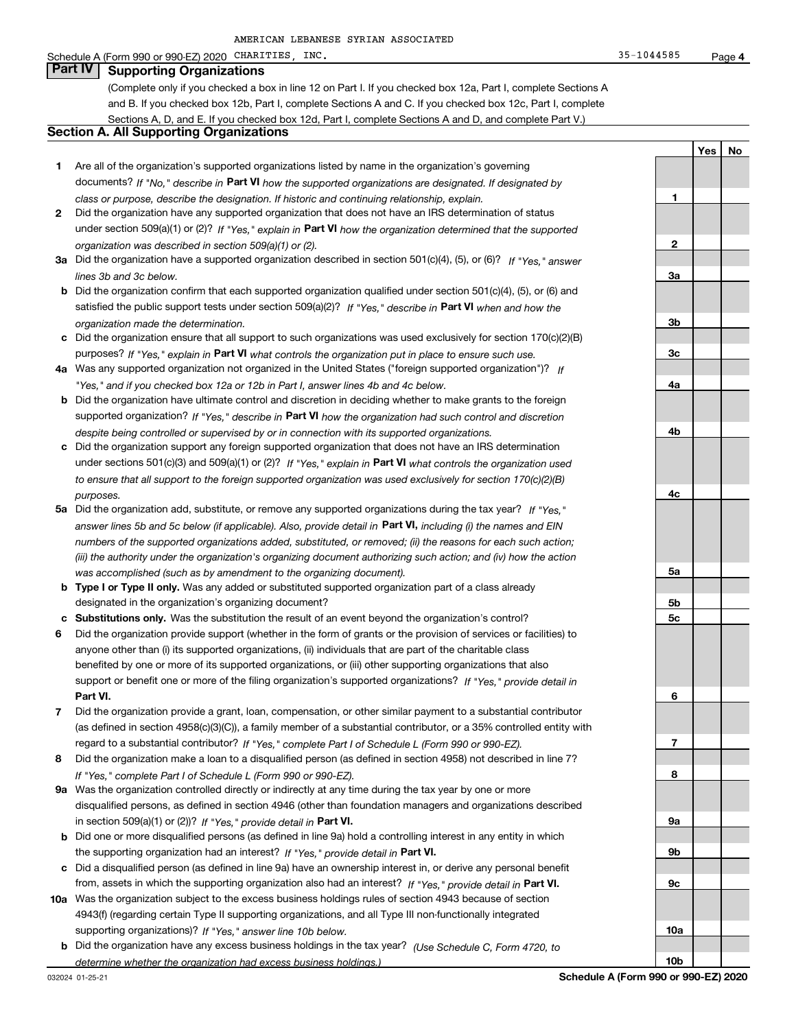AMERICAN LEBANESE SYRIAN ASSOCIATED

Schedule A (Form 990 or 990-EZ) 2020 CHARITIES, INC. 35-1044585 Page 4

## Part IV Supporting Organizations

(Complete only if you checked a box in line 12 on Part I. If you checked box 12a, Part I, complete Sections A and B. If you checked box 12b, Part I, complete Sections A and C. If you checked box 12c, Part I, complete Sections A, D, and E. If you checked box 12d, Part I, complete Sections A and D, and complete Part V.)

### Section A. All Supporting Organizations

| | | Line | Yes | No |
|---|---|---|---|---|
| **1** | Are all of the organization's supported organizations listed by name in the organization's governing documents? *If "No," describe in* **Part VI** *how the supported organizations are designated. If designated by class or purpose, describe the designation. If historic and continuing relationship, explain.* | **1** | | |
| **2** | Did the organization have any supported organization that does not have an IRS determination of status under section 509(a)(1) or (2)? *If "Yes," explain in* **Part VI** *how the organization determined that the supported organization was described in section 509(a)(1) or (2).* | **2** | | |
| **3a** | Did the organization have a supported organization described in section 501(c)(4), (5), or (6)? *If "Yes," answer lines 3b and 3c below.* | **3a** | | |
| **b** | Did the organization confirm that each supported organization qualified under section 501(c)(4), (5), or (6) and satisfied the public support tests under section 509(a)(2)? *If "Yes," describe in* **Part VI** *when and how the organization made the determination.* | **3b** | | |
| **c** | Did the organization ensure that all support to such organizations was used exclusively for section 170(c)(2)(B) purposes? *If "Yes," explain in* **Part VI** *what controls the organization put in place to ensure such use.* | **3c** | | |
| **4a** | Was any supported organization not organized in the United States ("foreign supported organization")? *If "Yes," and if you checked box 12a or 12b in Part I, answer lines 4b and 4c below.* | **4a** | | |
| **b** | Did the organization have ultimate control and discretion in deciding whether to make grants to the foreign supported organization? *If "Yes," describe in* **Part VI** *how the organization had such control and discretion despite being controlled or supervised by or in connection with its supported organizations.* | **4b** | | |
| **c** | Did the organization support any foreign supported organization that does not have an IRS determination under sections 501(c)(3) and 509(a)(1) or (2)? *If "Yes," explain in* **Part VI** *what controls the organization used to ensure that all support to the foreign supported organization was used exclusively for section 170(c)(2)(B) purposes.* | **4c** | | |
| **5a** | Did the organization add, substitute, or remove any supported organizations during the tax year? *If "Yes," answer lines 5b and 5c below (if applicable). Also, provide detail in* **Part VI,** *including (i) the names and EIN numbers of the supported organizations added, substituted, or removed; (ii) the reasons for each such action; (iii) the authority under the organization's organizing document authorizing such action; and (iv) how the action was accomplished (such as by amendment to the organizing document).* | **5a** | | |
| **b** | **Type I or Type II only.** Was any added or substituted supported organization part of a class already designated in the organization's organizing document? | **5b** | | |
| **c** | **Substitutions only.** Was the substitution the result of an event beyond the organization's control? | **5c** | | |
| **6** | Did the organization provide support (whether in the form of grants or the provision of services or facilities) to anyone other than (i) its supported organizations, (ii) individuals that are part of the charitable class benefited by one or more of its supported organizations, or (iii) other supporting organizations that also support or benefit one or more of the filing organization's supported organizations? *If "Yes," provide detail in* **Part VI.** | **6** | | |
| **7** | Did the organization provide a grant, loan, compensation, or other similar payment to a substantial contributor (as defined in section 4958(c)(3)(C)), a family member of a substantial contributor, or a 35% controlled entity with regard to a substantial contributor? *If "Yes," complete Part I of Schedule L (Form 990 or 990-EZ).* | **7** | | |
| **8** | Did the organization make a loan to a disqualified person (as defined in section 4958) not described in line 7? *If "Yes," complete Part I of Schedule L (Form 990 or 990-EZ).* | **8** | | |
| **9a** | Was the organization controlled directly or indirectly at any time during the tax year by one or more disqualified persons, as defined in section 4946 (other than foundation managers and organizations described in section 509(a)(1) or (2))? *If "Yes," provide detail in* **Part VI.** | **9a** | | |
| **b** | Did one or more disqualified persons (as defined in line 9a) hold a controlling interest in any entity in which the supporting organization had an interest? *If "Yes," provide detail in* **Part VI.** | **9b** | | |
| **c** | Did a disqualified person (as defined in line 9a) have an ownership interest in, or derive any personal benefit from, assets in which the supporting organization also had an interest? *If "Yes," provide detail in* **Part VI.** | **9c** | | |
| **10a** | Was the organization subject to the excess business holdings rules of section 4943 because of section 4943(f) (regarding certain Type II supporting organizations, and all Type III non-functionally integrated supporting organizations)? *If "Yes," answer line 10b below.* | **10a** | | |
| **b** | Did the organization have any excess business holdings in the tax year? *(Use Schedule C, Form 4720, to determine whether the organization had excess business holdings.)* | **10b** | | |

032024 01-25-21 **Schedule A (Form 990 or 990-EZ) 2020**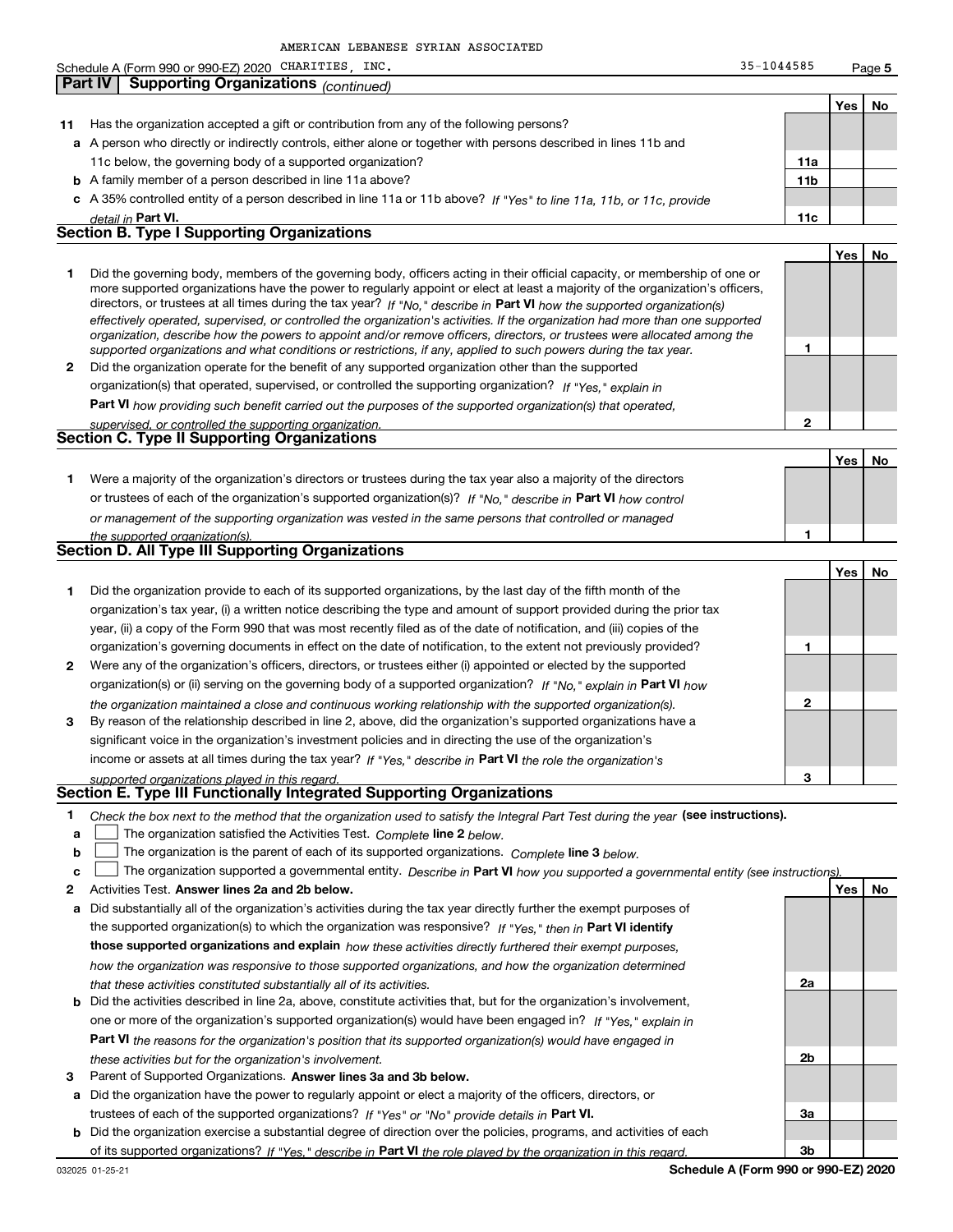AMERICAN LEBANESE SYRIAN ASSOCIATED

Schedule A (Form 990 or 990-EZ) 2020 CHARITIES, INC. 35-1044585 Page 5

**Part IV | Supporting Organizations** *(continued)*

| | | | Yes | No |
|---|---|---|---|---|
| **11** | Has the organization accepted a gift or contribution from any of the following persons? | | | |
| **a** | A person who directly or indirectly controls, either alone or together with persons described in lines 11b and 11c below, the governing body of a supported organization? | 11a | | |
| **b** | A family member of a person described in line 11a above? | 11b | | |
| **c** | A 35% controlled entity of a person described in line 11a or 11b above? *If "Yes" to line 11a, 11b, or 11c, provide detail in* **Part VI.** | 11c | | |

## Section B. Type I Supporting Organizations

| | | | Yes | No |
|---|---|---|---|---|
| **1** | Did the governing body, members of the governing body, officers acting in their official capacity, or membership of one or more supported organizations have the power to regularly appoint or elect at least a majority of the organization's officers, directors, or trustees at all times during the tax year? *If "No," describe in* **Part VI** *how the supported organization(s) effectively operated, supervised, or controlled the organization's activities. If the organization had more than one supported organization, describe how the powers to appoint and/or remove officers, directors, or trustees were allocated among the supported organizations and what conditions or restrictions, if any, applied to such powers during the tax year.* | 1 | | |
| **2** | Did the organization operate for the benefit of any supported organization other than the supported organization(s) that operated, supervised, or controlled the supporting organization? *If "Yes," explain in* **Part VI** *how providing such benefit carried out the purposes of the supported organization(s) that operated, supervised, or controlled the supporting organization.* | 2 | | |

## Section C. Type II Supporting Organizations

| | | | Yes | No |
|---|---|---|---|---|
| **1** | Were a majority of the organization's directors or trustees during the tax year also a majority of the directors or trustees of each of the organization's supported organization(s)? *If "No," describe in* **Part VI** *how control or management of the supporting organization was vested in the same persons that controlled or managed the supported organization(s).* | 1 | | |

## Section D. All Type III Supporting Organizations

| | | | Yes | No |
|---|---|---|---|---|
| **1** | Did the organization provide to each of its supported organizations, by the last day of the fifth month of the organization's tax year, (i) a written notice describing the type and amount of support provided during the prior tax year, (ii) a copy of the Form 990 that was most recently filed as of the date of notification, and (iii) copies of the organization's governing documents in effect on the date of notification, to the extent not previously provided? | 1 | | |
| **2** | Were any of the organization's officers, directors, or trustees either (i) appointed or elected by the supported organization(s) or (ii) serving on the governing body of a supported organization? *If "No," explain in* **Part VI** *how the organization maintained a close and continuous working relationship with the supported organization(s).* | 2 | | |
| **3** | By reason of the relationship described in line 2, above, did the organization's supported organizations have a significant voice in the organization's investment policies and in directing the use of the organization's income or assets at all times during the tax year? *If "Yes," describe in* **Part VI** *the role the organization's supported organizations played in this regard.* | 3 | | |

## Section E. Type III Functionally Integrated Supporting Organizations

**1** *Check the box next to the method that the organization used to satisfy the Integral Part Test during the year* **(see instructions).**

- **a** ☐ The organization satisfied the Activities Test. *Complete* **line 2** *below.*
- **b** ☐ The organization is the parent of each of its supported organizations. *Complete* **line 3** *below.*
- **c** ☐ The organization supported a governmental entity. *Describe in* **Part VI** *how you supported a governmental entity (see instructions).*

| | | | Yes | No |
|---|---|---|---|---|
| **2** | Activities Test. **Answer lines 2a and 2b below.** | | | |
| **a** | Did substantially all of the organization's activities during the tax year directly further the exempt purposes of the supported organization(s) to which the organization was responsive? *If "Yes," then in* **Part VI identify those supported organizations and explain** *how these activities directly furthered their exempt purposes, how the organization was responsive to those supported organizations, and how the organization determined that these activities constituted substantially all of its activities.* | 2a | | |
| **b** | Did the activities described in line 2a, above, constitute activities that, but for the organization's involvement, one or more of the organization's supported organization(s) would have been engaged in? *If "Yes," explain in* **Part VI** *the reasons for the organization's position that its supported organization(s) would have engaged in these activities but for the organization's involvement.* | 2b | | |
| **3** | Parent of Supported Organizations. **Answer lines 3a and 3b below.** | | | |
| **a** | Did the organization have the power to regularly appoint or elect a majority of the officers, directors, or trustees of each of the supported organizations? *If "Yes" or "No" provide details in* **Part VI.** | 3a | | |
| **b** | Did the organization exercise a substantial degree of direction over the policies, programs, and activities of each of its supported organizations? *If "Yes," describe in* **Part VI** *the role played by the organization in this regard.* | 3b | | |

032025 01-25-21 **Schedule A (Form 990 or 990-EZ) 2020**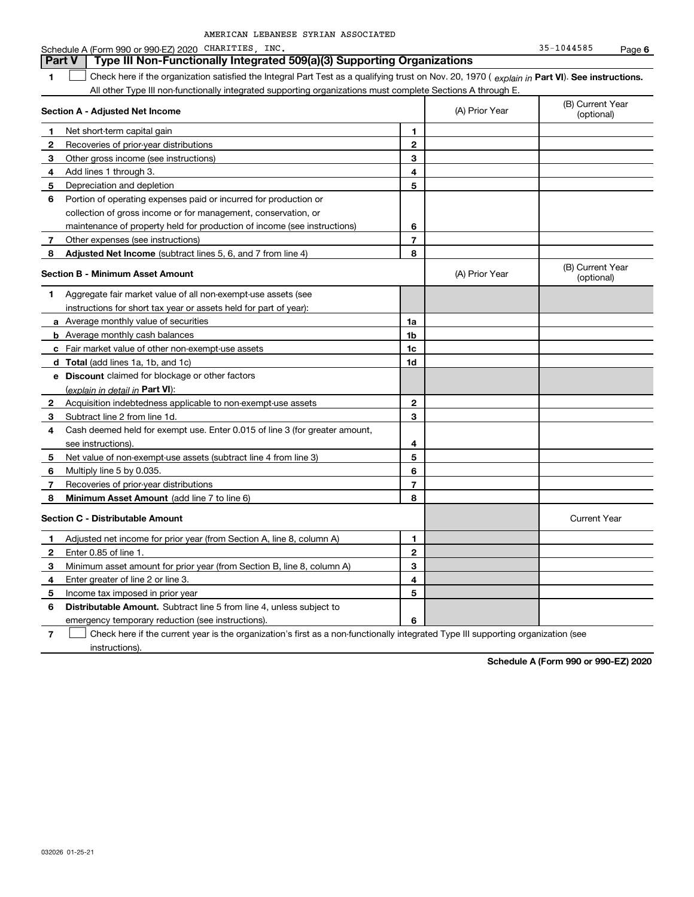AMERICAN LEBANESE SYRIAN ASSOCIATED

Schedule A (Form 990 or 990-EZ) 2020 CHARITIES, INC. 35-1044585 Page 6

## Part V Type III Non-Functionally Integrated 509(a)(3) Supporting Organizations

1 ☐ Check here if the organization satisfied the Integral Part Test as a qualifying trust on Nov. 20, 1970 ( *explain in* **Part VI**). **See instructions.** All other Type III non-functionally integrated supporting organizations must complete Sections A through E.

| Section A - Adjusted Net Income | | | (A) Prior Year | (B) Current Year (optional) |
|---|---|---|---|---|
| 1 | Net short-term capital gain | 1 | | |
| 2 | Recoveries of prior-year distributions | 2 | | |
| 3 | Other gross income (see instructions) | 3 | | |
| 4 | Add lines 1 through 3. | 4 | | |
| 5 | Depreciation and depletion | 5 | | |
| 6 | Portion of operating expenses paid or incurred for production or collection of gross income or for management, conservation, or maintenance of property held for production of income (see instructions) | 6 | | |
| 7 | Other expenses (see instructions) | 7 | | |
| 8 | **Adjusted Net Income** (subtract lines 5, 6, and 7 from line 4) | 8 | | |

| Section B - Minimum Asset Amount | | | (A) Prior Year | (B) Current Year (optional) |
|---|---|---|---|---|
| 1 | Aggregate fair market value of all non-exempt-use assets (see instructions for short tax year or assets held for part of year): | | | |
| a | Average monthly value of securities | 1a | | |
| b | Average monthly cash balances | 1b | | |
| c | Fair market value of other non-exempt-use assets | 1c | | |
| d | **Total** (add lines 1a, 1b, and 1c) | 1d | | |
| e | **Discount** claimed for blockage or other factors (*explain in detail in* **Part VI**): | | | |
| 2 | Acquisition indebtedness applicable to non-exempt-use assets | 2 | | |
| 3 | Subtract line 2 from line 1d. | 3 | | |
| 4 | Cash deemed held for exempt use. Enter 0.015 of line 3 (for greater amount, see instructions). | 4 | | |
| 5 | Net value of non-exempt-use assets (subtract line 4 from line 3) | 5 | | |
| 6 | Multiply line 5 by 0.035. | 6 | | |
| 7 | Recoveries of prior-year distributions | 7 | | |
| 8 | **Minimum Asset Amount** (add line 7 to line 6) | 8 | | |

| Section C - Distributable Amount | | | | Current Year |
|---|---|---|---|---|
| 1 | Adjusted net income for prior year (from Section A, line 8, column A) | 1 | | |
| 2 | Enter 0.85 of line 1. | 2 | | |
| 3 | Minimum asset amount for prior year (from Section B, line 8, column A) | 3 | | |
| 4 | Enter greater of line 2 or line 3. | 4 | | |
| 5 | Income tax imposed in prior year | 5 | | |
| 6 | **Distributable Amount.** Subtract line 5 from line 4, unless subject to emergency temporary reduction (see instructions). | 6 | | |

7 ☐ Check here if the current year is the organization's first as a non-functionally integrated Type III supporting organization (see instructions).

**Schedule A (Form 990 or 990-EZ) 2020**

032026 01-25-21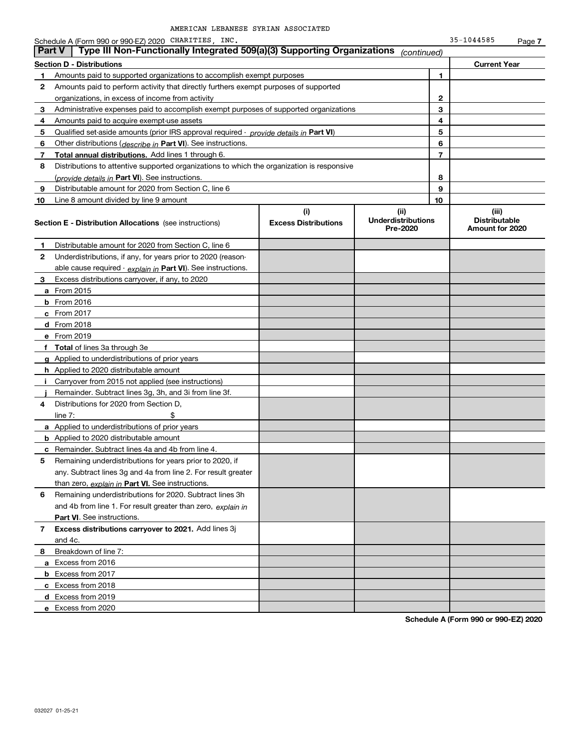AMERICAN LEBANESE SYRIAN ASSOCIATED

Schedule A (Form 990 or 990-EZ) 2020 CHARITIES, INC. 35-1044585 Page 7

## Part V | Type III Non-Functionally Integrated 509(a)(3) Supporting Organizations *(continued)*

| Section D - Distributions | | Current Year |
|---|---|---|
| 1 Amounts paid to supported organizations to accomplish exempt purposes | 1 | |
| 2 Amounts paid to perform activity that directly furthers exempt purposes of supported organizations, in excess of income from activity | 2 | |
| 3 Administrative expenses paid to accomplish exempt purposes of supported organizations | 3 | |
| 4 Amounts paid to acquire exempt-use assets | 4 | |
| 5 Qualified set-aside amounts (prior IRS approval required - *provide details in* **Part VI**) | 5 | |
| 6 Other distributions (*describe in* **Part VI**). See instructions. | 6 | |
| 7 **Total annual distributions.** Add lines 1 through 6. | 7 | |
| 8 Distributions to attentive supported organizations to which the organization is responsive (*provide details in* **Part VI**). See instructions. | 8 | |
| 9 Distributable amount for 2020 from Section C, line 6 | 9 | |
| 10 Line 8 amount divided by line 9 amount | 10 | |

| **Section E - Distribution Allocations** (see instructions) | (i) Excess Distributions | (ii) Underdistributions Pre-2020 | (iii) Distributable Amount for 2020 |
|---|---|---|---|
| 1 Distributable amount for 2020 from Section C, line 6 | | | |
| 2 Underdistributions, if any, for years prior to 2020 (reasonable cause required - *explain in* **Part VI**). See instructions. | | | |
| 3 Excess distributions carryover, if any, to 2020 | | | |
| a From 2015 | | | |
| b From 2016 | | | |
| c From 2017 | | | |
| d From 2018 | | | |
| e From 2019 | | | |
| f **Total** of lines 3a through 3e | | | |
| g Applied to underdistributions of prior years | | | |
| h Applied to 2020 distributable amount | | | |
| i Carryover from 2015 not applied (see instructions) | | | |
| j Remainder. Subtract lines 3g, 3h, and 3i from line 3f. | | | |
| 4 Distributions for 2020 from Section D, line 7: $ | | | |
| a Applied to underdistributions of prior years | | | |
| b Applied to 2020 distributable amount | | | |
| c Remainder. Subtract lines 4a and 4b from line 4. | | | |
| 5 Remaining underdistributions for years prior to 2020, if any. Subtract lines 3g and 4a from line 2. For result greater than zero, *explain in* **Part VI.** See instructions. | | | |
| 6 Remaining underdistributions for 2020. Subtract lines 3h and 4b from line 1. For result greater than zero, *explain in* **Part VI**. See instructions. | | | |
| 7 **Excess distributions carryover to 2021.** Add lines 3j and 4c. | | | |
| 8 Breakdown of line 7: | | | |
| a Excess from 2016 | | | |
| b Excess from 2017 | | | |
| c Excess from 2018 | | | |
| d Excess from 2019 | | | |
| e Excess from 2020 | | | |

**Schedule A (Form 990 or 990-EZ) 2020**

032027 01-25-21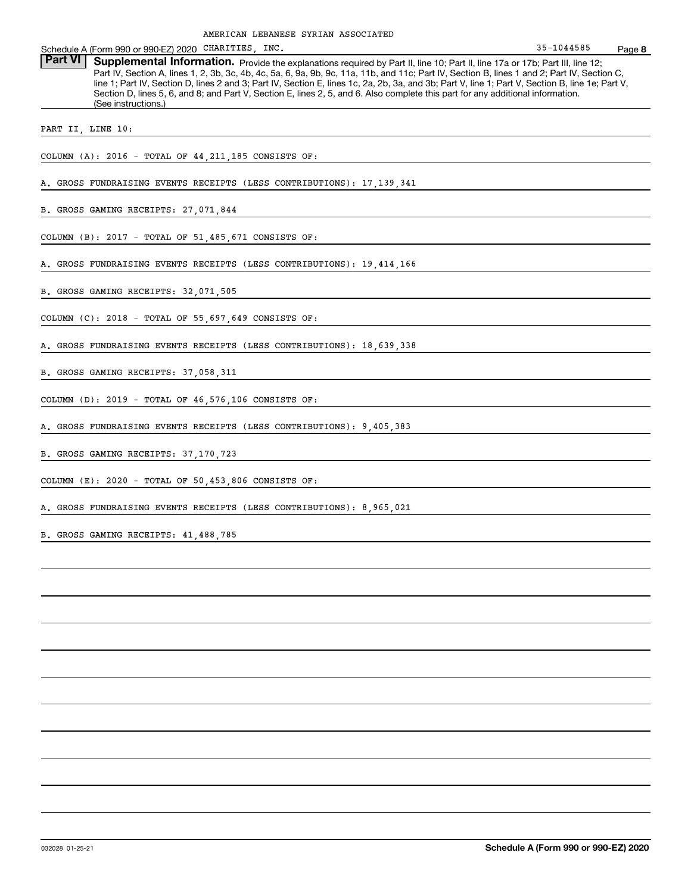AMERICAN LEBANESE SYRIAN ASSOCIATED

Schedule A (Form 990 or 990-EZ) 2020 CHARITIES, INC. 35-1044585 Page **8**

**Part VI** **Supplemental Information.** Provide the explanations required by Part II, line 10; Part II, line 17a or 17b; Part III, line 12; Part IV, Section A, lines 1, 2, 3b, 3c, 4b, 4c, 5a, 6, 9a, 9b, 9c, 11a, 11b, and 11c; Part IV, Section B, lines 1 and 2; Part IV, Section C, line 1; Part IV, Section D, lines 2 and 3; Part IV, Section E, lines 1c, 2a, 2b, 3a, and 3b; Part V, line 1; Part V, Section B, line 1e; Part V, Section D, lines 5, 6, and 8; and Part V, Section E, lines 2, 5, and 6. Also complete this part for any additional information. (See instructions.)

PART II, LINE 10:

COLUMN (A): 2016 - TOTAL OF 44,211,185 CONSISTS OF:

A. GROSS FUNDRAISING EVENTS RECEIPTS (LESS CONTRIBUTIONS): 17,139,341

B. GROSS GAMING RECEIPTS: 27,071,844

COLUMN (B): 2017 - TOTAL OF 51,485,671 CONSISTS OF:

A. GROSS FUNDRAISING EVENTS RECEIPTS (LESS CONTRIBUTIONS): 19,414,166

B. GROSS GAMING RECEIPTS: 32,071,505

COLUMN (C): 2018 - TOTAL OF 55,697,649 CONSISTS OF:

A. GROSS FUNDRAISING EVENTS RECEIPTS (LESS CONTRIBUTIONS): 18,639,338

B. GROSS GAMING RECEIPTS: 37,058,311

COLUMN (D): 2019 - TOTAL OF 46,576,106 CONSISTS OF:

A. GROSS FUNDRAISING EVENTS RECEIPTS (LESS CONTRIBUTIONS): 9,405,383

B. GROSS GAMING RECEIPTS: 37,170,723

COLUMN (E): 2020 - TOTAL OF 50,453,806 CONSISTS OF:

A. GROSS FUNDRAISING EVENTS RECEIPTS (LESS CONTRIBUTIONS): 8,965,021

B. GROSS GAMING RECEIPTS: 41,488,785

032028 01-25-21 **Schedule A (Form 990 or 990-EZ) 2020**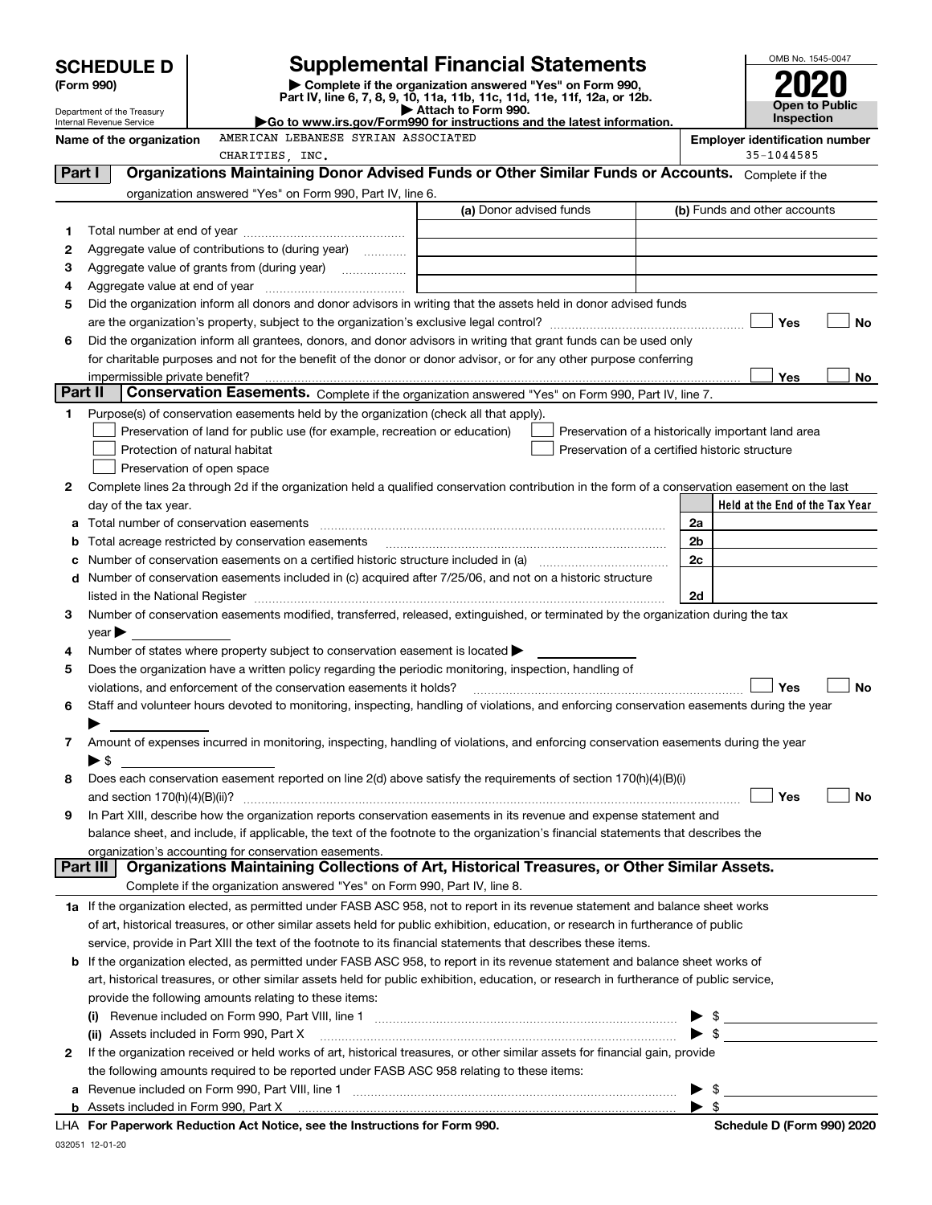# SCHEDULE D (Form 990)

Department of the Treasury
Internal Revenue Service

# Supplemental Financial Statements

▶ Complete if the organization answered "Yes" on Form 990, Part IV, line 6, 7, 8, 9, 10, 11a, 11b, 11c, 11d, 11e, 11f, 12a, or 12b.
▶ Attach to Form 990.
▶Go to www.irs.gov/Form990 for instructions and the latest information.

OMB No. 1545-0047

**2020**

**Open to Public Inspection**

**Name of the organization** AMERICAN LEBANESE SYRIAN ASSOCIATED CHARITIES, INC.

**Employer identification number** 35-1044585

## Part I — Organizations Maintaining Donor Advised Funds or Other Similar Funds or Accounts.

Complete if the organization answered "Yes" on Form 990, Part IV, line 6.

| | | (a) Donor advised funds | (b) Funds and other accounts |
|---|---|---|---|
| 1 | Total number at end of year | | |
| 2 | Aggregate value of contributions to (during year) | | |
| 3 | Aggregate value of grants from (during year) | | |
| 4 | Aggregate value at end of year | | |

5 Did the organization inform all donors and donor advisors in writing that the assets held in donor advised funds are the organization's property, subject to the organization's exclusive legal control? ☐ Yes ☐ No

6 Did the organization inform all grantees, donors, and donor advisors in writing that grant funds can be used only for charitable purposes and not for the benefit of the donor or donor advisor, or for any other purpose conferring impermissible private benefit? ☐ Yes ☐ No

## Part II — Conservation Easements.

Complete if the organization answered "Yes" on Form 990, Part IV, line 7.

1 Purpose(s) of conservation easements held by the organization (check all that apply).

☐ Preservation of land for public use (for example, recreation or education)
☐ Protection of natural habitat
☐ Preservation of open space
☐ Preservation of a historically important land area
☐ Preservation of a certified historic structure

2 Complete lines 2a through 2d if the organization held a qualified conservation contribution in the form of a conservation easement on the last day of the tax year.

| | | | Held at the End of the Tax Year |
|---|---|---|---|
| a | Total number of conservation easements | 2a | |
| b | Total acreage restricted by conservation easements | 2b | |
| c | Number of conservation easements on a certified historic structure included in (a) | 2c | |
| d | Number of conservation easements included in (c) acquired after 7/25/06, and not on a historic structure listed in the National Register | 2d | |

3 Number of conservation easements modified, transferred, released, extinguished, or terminated by the organization during the tax year ▶

4 Number of states where property subject to conservation easement is located ▶

5 Does the organization have a written policy regarding the periodic monitoring, inspection, handling of violations, and enforcement of the conservation easements it holds? ☐ Yes ☐ No

6 Staff and volunteer hours devoted to monitoring, inspecting, handling of violations, and enforcing conservation easements during the year ▶

7 Amount of expenses incurred in monitoring, inspecting, handling of violations, and enforcing conservation easements during the year ▶ $

8 Does each conservation easement reported on line 2(d) above satisfy the requirements of section 170(h)(4)(B)(i) and section 170(h)(4)(B)(ii)? ☐ Yes ☐ No

9 In Part XIII, describe how the organization reports conservation easements in its revenue and expense statement and balance sheet, and include, if applicable, the text of the footnote to the organization's financial statements that describes the organization's accounting for conservation easements.

## Part III — Organizations Maintaining Collections of Art, Historical Treasures, or Other Similar Assets.

Complete if the organization answered "Yes" on Form 990, Part IV, line 8.

1a If the organization elected, as permitted under FASB ASC 958, not to report in its revenue statement and balance sheet works of art, historical treasures, or other similar assets held for public exhibition, education, or research in furtherance of public service, provide in Part XIII the text of the footnote to its financial statements that describes these items.

b If the organization elected, as permitted under FASB ASC 958, to report in its revenue statement and balance sheet works of art, historical treasures, or other similar assets held for public exhibition, education, or research in furtherance of public service, provide the following amounts relating to these items:

(i) Revenue included on Form 990, Part VIII, line 1 ▶ $

(ii) Assets included in Form 990, Part X ▶ $

2 If the organization received or held works of art, historical treasures, or other similar assets for financial gain, provide the following amounts required to be reported under FASB ASC 958 relating to these items:

a Revenue included on Form 990, Part VIII, line 1 ▶ $

b Assets included in Form 990, Part X ▶ $

LHA For Paperwork Reduction Act Notice, see the Instructions for Form 990. Schedule D (Form 990) 2020

032051 12-01-20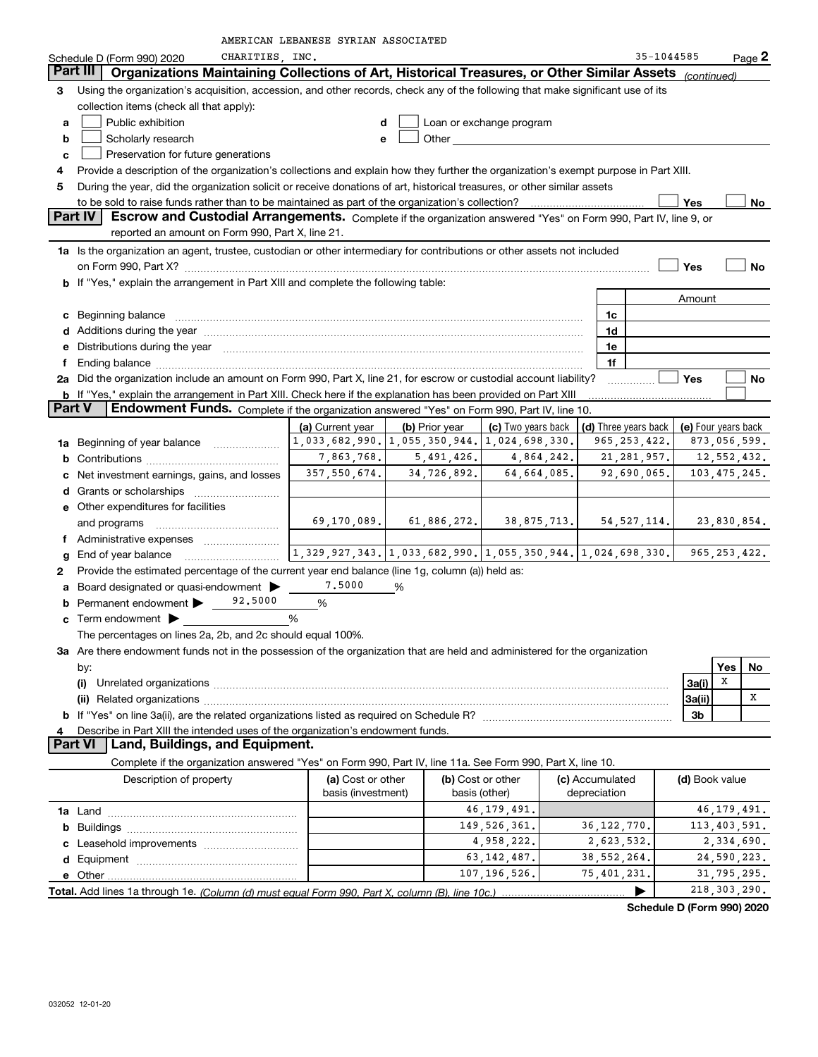AMERICAN LEBANESE SYRIAN ASSOCIATED CHARITIES, INC.

Schedule D (Form 990) 2020 — 35-1044585 — Page 2

## Part III Organizations Maintaining Collections of Art, Historical Treasures, or Other Similar Assets *(continued)*

**3** Using the organization's acquisition, accession, and other records, check any of the following that make significant use of its collection items (check all that apply):

- **a** ☐ Public exhibition
- **b** ☐ Scholarly research
- **c** ☐ Preservation for future generations
- **d** ☐ Loan or exchange program
- **e** ☐ Other

**4** Provide a description of the organization's collections and explain how they further the organization's exempt purpose in Part XIII.

**5** During the year, did the organization solicit or receive donations of art, historical treasures, or other similar assets to be sold to raise funds rather than to be maintained as part of the organization's collection? ☐ Yes ☐ No

## Part IV Escrow and Custodial Arrangements.

Complete if the organization answered "Yes" on Form 990, Part IV, line 9, or reported an amount on Form 990, Part X, line 21.

**1a** Is the organization an agent, trustee, custodian or other intermediary for contributions or other assets not included on Form 990, Part X? ☐ Yes ☐ No

**b** If "Yes," explain the arrangement in Part XIII and complete the following table:

| | | Amount |
|---|---|---|
| **c** Beginning balance | 1c | |
| **d** Additions during the year | 1d | |
| **e** Distributions during the year | 1e | |
| **f** Ending balance | 1f | |

**2a** Did the organization include an amount on Form 990, Part X, line 21, for escrow or custodial account liability? ☐ Yes ☐ No

**b** If "Yes," explain the arrangement in Part XIII. Check here if the explanation has been provided on Part XIII ☐

## Part V Endowment Funds.

Complete if the organization answered "Yes" on Form 990, Part IV, line 10.

| | (a) Current year | (b) Prior year | (c) Two years back | (d) Three years back | (e) Four years back |
|---|---|---|---|---|---|
| **1a** Beginning of year balance | 1,033,682,990. | 1,055,350,944. | 1,024,698,330. | 965,253,422. | 873,056,599. |
| **b** Contributions | 7,863,768. | 5,491,426. | 4,864,242. | 21,281,957. | 12,552,432. |
| **c** Net investment earnings, gains, and losses | 357,550,674. | 34,726,892. | 64,664,085. | 92,690,065. | 103,475,245. |
| **d** Grants or scholarships | | | | | |
| **e** Other expenditures for facilities and programs | 69,170,089. | 61,886,272. | 38,875,713. | 54,527,114. | 23,830,854. |
| **f** Administrative expenses | | | | | |
| **g** End of year balance | 1,329,927,343. | 1,033,682,990. | 1,055,350,944. | 1,024,698,330. | 965,253,422. |

**2** Provide the estimated percentage of the current year end balance (line 1g, column (a)) held as:

- **a** Board designated or quasi-endowment ▶ 7.5000 %
- **b** Permanent endowment ▶ 92.5000 %
- **c** Term endowment ▶ %

The percentages on lines 2a, 2b, and 2c should equal 100%.

**3a** Are there endowment funds not in the possession of the organization that are held and administered for the organization by:

| | | Yes | No |
|---|---|---|---|
| **(i)** Unrelated organizations | 3a(i) | X | |
| **(ii)** Related organizations | 3a(ii) | | X |
| **b** If "Yes" on line 3a(ii), are the related organizations listed as required on Schedule R? | 3b | | |

**4** Describe in Part XIII the intended uses of the organization's endowment funds.

## Part VI Land, Buildings, and Equipment.

Complete if the organization answered "Yes" on Form 990, Part IV, line 11a. See Form 990, Part X, line 10.

| Description of property | (a) Cost or other basis (investment) | (b) Cost or other basis (other) | (c) Accumulated depreciation | (d) Book value |
|---|---|---|---|---|
| **1a** Land | | 46,179,491. | | 46,179,491. |
| **b** Buildings | | 149,526,361. | 36,122,770. | 113,403,591. |
| **c** Leasehold improvements | | 4,958,222. | 2,623,532. | 2,334,690. |
| **d** Equipment | | 63,142,487. | 38,552,264. | 24,590,223. |
| **e** Other | | 107,196,526. | 75,401,231. | 31,795,295. |
| **Total.** Add lines 1a through 1e. *(Column (d) must equal Form 990, Part X, column (B), line 10c.)* ▶ | | | | 218,303,290. |

**Schedule D (Form 990) 2020**

032052 12-01-20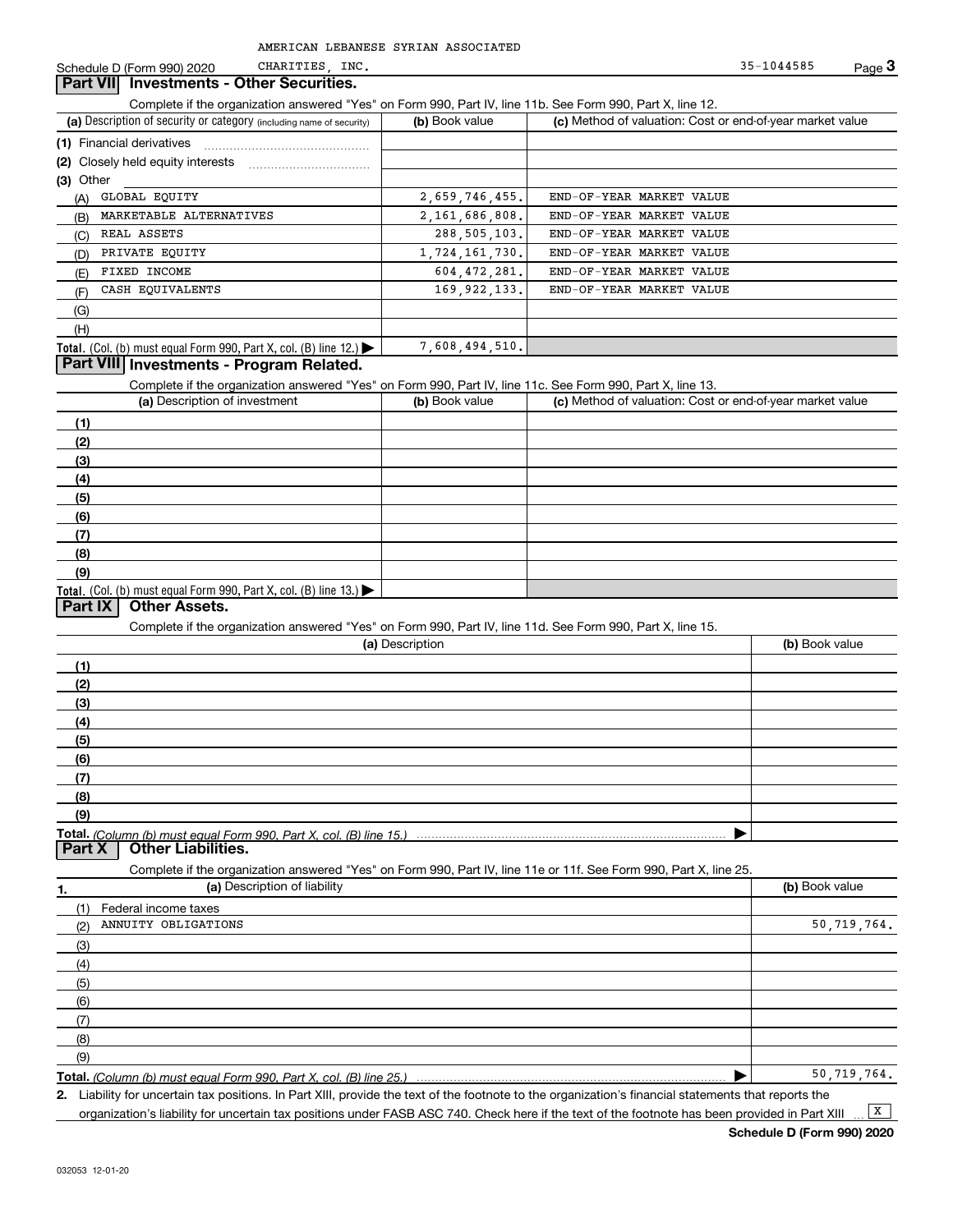AMERICAN LEBANESE SYRIAN ASSOCIATED CHARITIES, INC. 35-1044585

Schedule D (Form 990) 2020

## Part VII Investments - Other Securities.

Complete if the organization answered "Yes" on Form 990, Part IV, line 11b. See Form 990, Part X, line 12.

| (a) Description of security or category (including name of security) | (b) Book value | (c) Method of valuation: Cost or end-of-year market value |
|---|---|---|
| (1) Financial derivatives | | |
| (2) Closely held equity interests | | |
| (3) Other | | |
| (A) GLOBAL EQUITY | 2,659,746,455. | END-OF-YEAR MARKET VALUE |
| (B) MARKETABLE ALTERNATIVES | 2,161,686,808. | END-OF-YEAR MARKET VALUE |
| (C) REAL ASSETS | 288,505,103. | END-OF-YEAR MARKET VALUE |
| (D) PRIVATE EQUITY | 1,724,161,730. | END-OF-YEAR MARKET VALUE |
| (E) FIXED INCOME | 604,472,281. | END-OF-YEAR MARKET VALUE |
| (F) CASH EQUIVALENTS | 169,922,133. | END-OF-YEAR MARKET VALUE |
| (G) | | |
| (H) | | |
| **Total.** (Col. (b) must equal Form 990, Part X, col. (B) line 12.) | 7,608,494,510. | |

## Part VIII Investments - Program Related.

Complete if the organization answered "Yes" on Form 990, Part IV, line 11c. See Form 990, Part X, line 13.

| (a) Description of investment | (b) Book value | (c) Method of valuation: Cost or end-of-year market value |
|---|---|---|
| (1) | | |
| (2) | | |
| (3) | | |
| (4) | | |
| (5) | | |
| (6) | | |
| (7) | | |
| (8) | | |
| (9) | | |
| **Total.** (Col. (b) must equal Form 990, Part X, col. (B) line 13.) | | |

## Part IX Other Assets.

Complete if the organization answered "Yes" on Form 990, Part IV, line 11d. See Form 990, Part X, line 15.

| (a) Description | (b) Book value |
|---|---|
| (1) | |
| (2) | |
| (3) | |
| (4) | |
| (5) | |
| (6) | |
| (7) | |
| (8) | |
| (9) | |
| **Total.** *(Column (b) must equal Form 990, Part X, col. (B) line 15.)* | |

## Part X Other Liabilities.

Complete if the organization answered "Yes" on Form 990, Part IV, line 11e or 11f. See Form 990, Part X, line 25.

| 1. (a) Description of liability | (b) Book value |
|---|---|
| (1) Federal income taxes | |
| (2) ANNUITY OBLIGATIONS | 50,719,764. |
| (3) | |
| (4) | |
| (5) | |
| (6) | |
| (7) | |
| (8) | |
| (9) | |
| **Total.** *(Column (b) must equal Form 990, Part X, col. (B) line 25.)* | 50,719,764. |

2. Liability for uncertain tax positions. In Part XIII, provide the text of the footnote to the organization's financial statements that reports the organization's liability for uncertain tax positions under FASB ASC 740. Check here if the text of the footnote has been provided in Part XIII [X]

Schedule D (Form 990) 2020

032053 12-01-20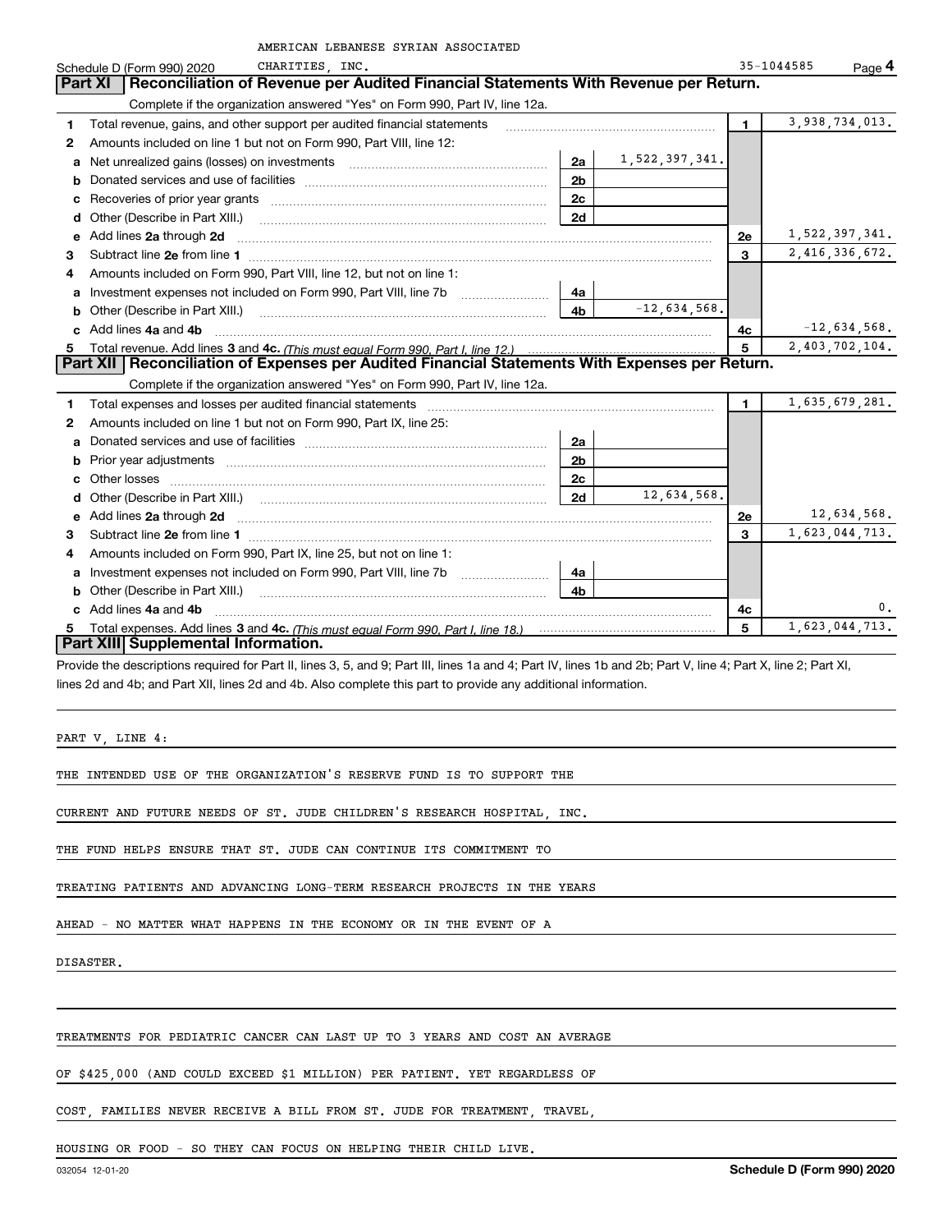AMERICAN LEBANESE SYRIAN ASSOCIATED CHARITIES, INC.

Schedule D (Form 990) 2020 — 35-1044585 — Page 4

## Part XI Reconciliation of Revenue per Audited Financial Statements With Revenue per Return.

Complete if the organization answered "Yes" on Form 990, Part IV, line 12a.

| | | | | | |
|---|---|---|---|---|---|
| 1 | Total revenue, gains, and other support per audited financial statements | | | 1 | 3,938,734,013. |
| 2 | Amounts included on line 1 but not on Form 990, Part VIII, line 12: | | | | |
| a | Net unrealized gains (losses) on investments | 2a | 1,522,397,341. | | |
| b | Donated services and use of facilities | 2b | | | |
| c | Recoveries of prior year grants | 2c | | | |
| d | Other (Describe in Part XIII.) | 2d | | | |
| e | Add lines 2a through 2d | | | 2e | 1,522,397,341. |
| 3 | Subtract line 2e from line 1 | | | 3 | 2,416,336,672. |
| 4 | Amounts included on Form 990, Part VIII, line 12, but not on line 1: | | | | |
| a | Investment expenses not included on Form 990, Part VIII, line 7b | 4a | | | |
| b | Other (Describe in Part XIII.) | 4b | -12,634,568. | | |
| c | Add lines 4a and 4b | | | 4c | -12,634,568. |
| 5 | Total revenue. Add lines 3 and 4c. *(This must equal Form 990, Part I, line 12.)* | | | 5 | 2,403,702,104. |

## Part XII Reconciliation of Expenses per Audited Financial Statements With Expenses per Return.

Complete if the organization answered "Yes" on Form 990, Part IV, line 12a.

| | | | | | |
|---|---|---|---|---|---|
| 1 | Total expenses and losses per audited financial statements | | | 1 | 1,635,679,281. |
| 2 | Amounts included on line 1 but not on Form 990, Part IX, line 25: | | | | |
| a | Donated services and use of facilities | 2a | | | |
| b | Prior year adjustments | 2b | | | |
| c | Other losses | 2c | | | |
| d | Other (Describe in Part XIII.) | 2d | 12,634,568. | | |
| e | Add lines 2a through 2d | | | 2e | 12,634,568. |
| 3 | Subtract line 2e from line 1 | | | 3 | 1,623,044,713. |
| 4 | Amounts included on Form 990, Part IX, line 25, but not on line 1: | | | | |
| a | Investment expenses not included on Form 990, Part VIII, line 7b | 4a | | | |
| b | Other (Describe in Part XIII.) | 4b | | | |
| c | Add lines 4a and 4b | | | 4c | 0. |
| 5 | Total expenses. Add lines 3 and 4c. *(This must equal Form 990, Part I, line 18.)* | | | 5 | 1,623,044,713. |

## Part XIII Supplemental Information.

Provide the descriptions required for Part II, lines 3, 5, and 9; Part III, lines 1a and 4; Part IV, lines 1b and 2b; Part V, line 4; Part X, line 2; Part XI, lines 2d and 4b; and Part XII, lines 2d and 4b. Also complete this part to provide any additional information.

PART V, LINE 4:

THE INTENDED USE OF THE ORGANIZATION'S RESERVE FUND IS TO SUPPORT THE CURRENT AND FUTURE NEEDS OF ST. JUDE CHILDREN'S RESEARCH HOSPITAL, INC. THE FUND HELPS ENSURE THAT ST. JUDE CAN CONTINUE ITS COMMITMENT TO TREATING PATIENTS AND ADVANCING LONG-TERM RESEARCH PROJECTS IN THE YEARS AHEAD - NO MATTER WHAT HAPPENS IN THE ECONOMY OR IN THE EVENT OF A DISASTER.

TREATMENTS FOR PEDIATRIC CANCER CAN LAST UP TO 3 YEARS AND COST AN AVERAGE OF $425,000 (AND COULD EXCEED $1 MILLION) PER PATIENT. YET REGARDLESS OF COST, FAMILIES NEVER RECEIVE A BILL FROM ST. JUDE FOR TREATMENT, TRAVEL, HOUSING OR FOOD - SO THEY CAN FOCUS ON HELPING THEIR CHILD LIVE.

032054 12-01-20 — Schedule D (Form 990) 2020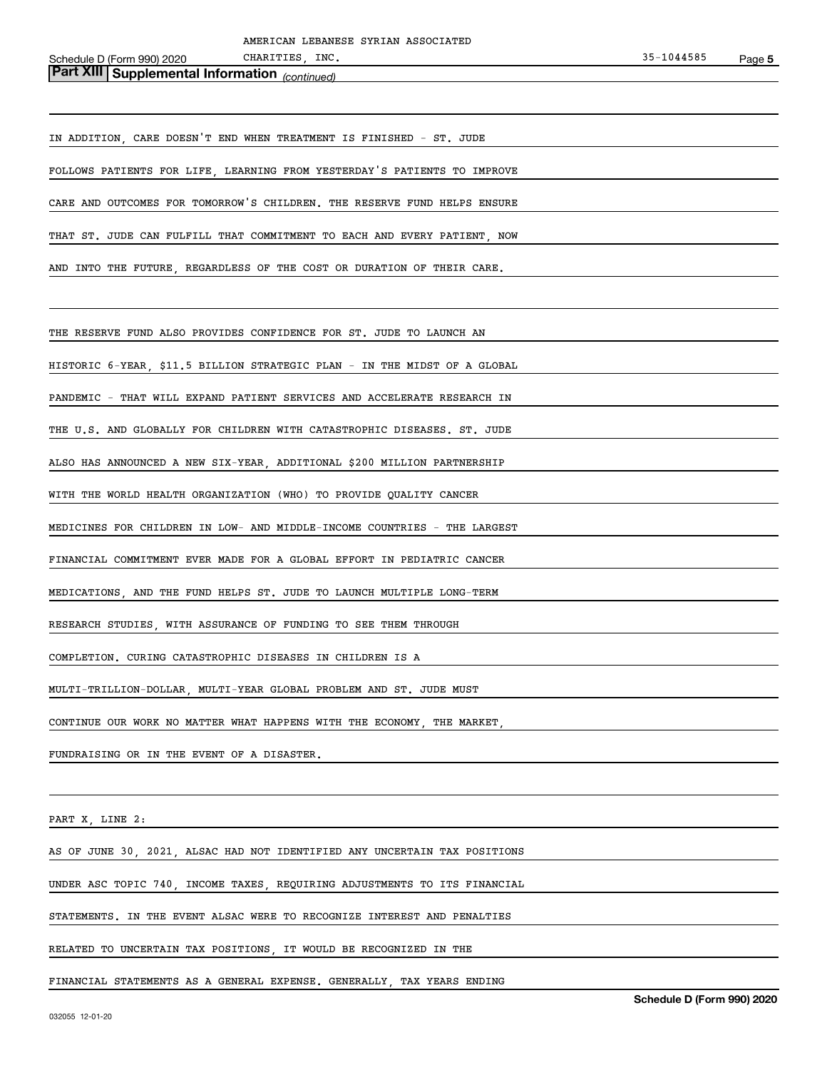**Part XIII | Supplemental Information** *(continued)*

IN ADDITION, CARE DOESN'T END WHEN TREATMENT IS FINISHED - ST. JUDE FOLLOWS PATIENTS FOR LIFE, LEARNING FROM YESTERDAY'S PATIENTS TO IMPROVE CARE AND OUTCOMES FOR TOMORROW'S CHILDREN. THE RESERVE FUND HELPS ENSURE THAT ST. JUDE CAN FULFILL THAT COMMITMENT TO EACH AND EVERY PATIENT, NOW AND INTO THE FUTURE, REGARDLESS OF THE COST OR DURATION OF THEIR CARE.

THE RESERVE FUND ALSO PROVIDES CONFIDENCE FOR ST. JUDE TO LAUNCH AN HISTORIC 6-YEAR, $11.5 BILLION STRATEGIC PLAN - IN THE MIDST OF A GLOBAL PANDEMIC - THAT WILL EXPAND PATIENT SERVICES AND ACCELERATE RESEARCH IN THE U.S. AND GLOBALLY FOR CHILDREN WITH CATASTROPHIC DISEASES. ST. JUDE ALSO HAS ANNOUNCED A NEW SIX-YEAR, ADDITIONAL $200 MILLION PARTNERSHIP WITH THE WORLD HEALTH ORGANIZATION (WHO) TO PROVIDE QUALITY CANCER MEDICINES FOR CHILDREN IN LOW- AND MIDDLE-INCOME COUNTRIES - THE LARGEST FINANCIAL COMMITMENT EVER MADE FOR A GLOBAL EFFORT IN PEDIATRIC CANCER MEDICATIONS, AND THE FUND HELPS ST. JUDE TO LAUNCH MULTIPLE LONG-TERM RESEARCH STUDIES, WITH ASSURANCE OF FUNDING TO SEE THEM THROUGH COMPLETION. CURING CATASTROPHIC DISEASES IN CHILDREN IS A MULTI-TRILLION-DOLLAR, MULTI-YEAR GLOBAL PROBLEM AND ST. JUDE MUST CONTINUE OUR WORK NO MATTER WHAT HAPPENS WITH THE ECONOMY, THE MARKET, FUNDRAISING OR IN THE EVENT OF A DISASTER.

PART X, LINE 2:

AS OF JUNE 30, 2021, ALSAC HAD NOT IDENTIFIED ANY UNCERTAIN TAX POSITIONS UNDER ASC TOPIC 740, INCOME TAXES, REQUIRING ADJUSTMENTS TO ITS FINANCIAL STATEMENTS. IN THE EVENT ALSAC WERE TO RECOGNIZE INTEREST AND PENALTIES RELATED TO UNCERTAIN TAX POSITIONS, IT WOULD BE RECOGNIZED IN THE FINANCIAL STATEMENTS AS A GENERAL EXPENSE. GENERALLY, TAX YEARS ENDING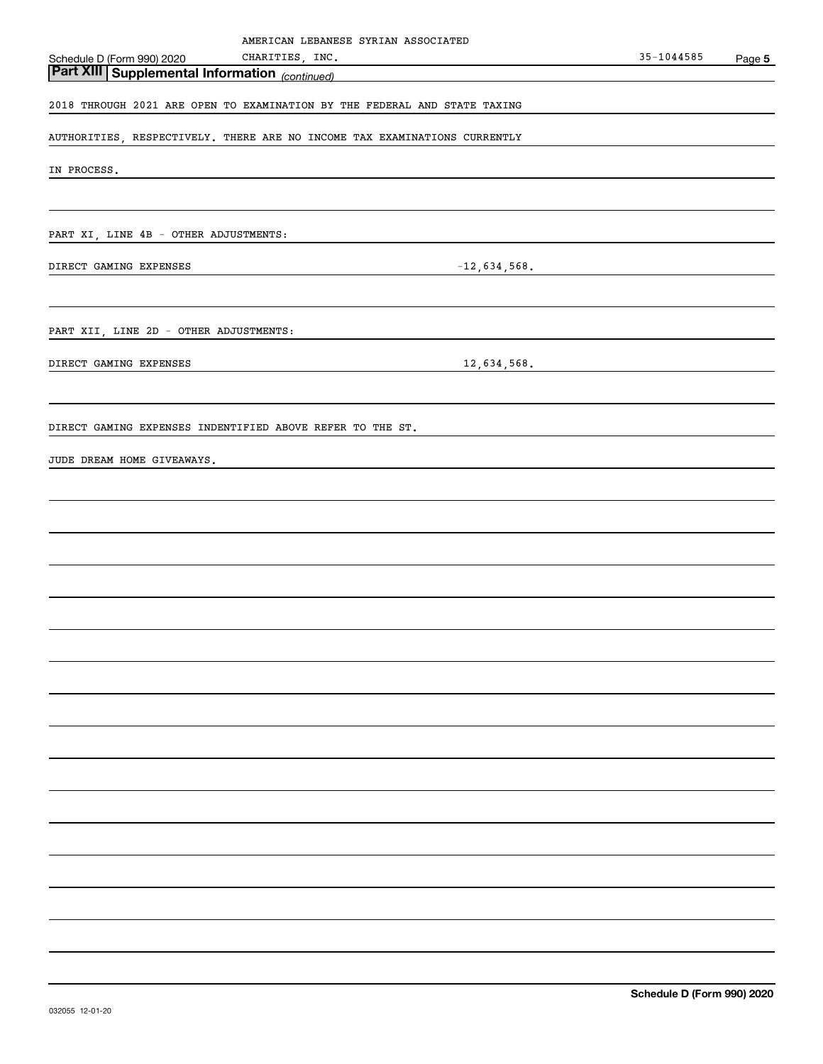AMERICAN LEBANESE SYRIAN ASSOCIATED CHARITIES, INC. 35-1044585

## Part XIII Supplemental Information *(continued)*

2018 THROUGH 2021 ARE OPEN TO EXAMINATION BY THE FEDERAL AND STATE TAXING AUTHORITIES, RESPECTIVELY. THERE ARE NO INCOME TAX EXAMINATIONS CURRENTLY IN PROCESS.

PART XI, LINE 4B - OTHER ADJUSTMENTS:

| | |
|---|---|
| DIRECT GAMING EXPENSES | -12,634,568. |

PART XII, LINE 2D - OTHER ADJUSTMENTS:

| | |
|---|---|
| DIRECT GAMING EXPENSES | 12,634,568. |

DIRECT GAMING EXPENSES INDENTIFIED ABOVE REFER TO THE ST. JUDE DREAM HOME GIVEAWAYS.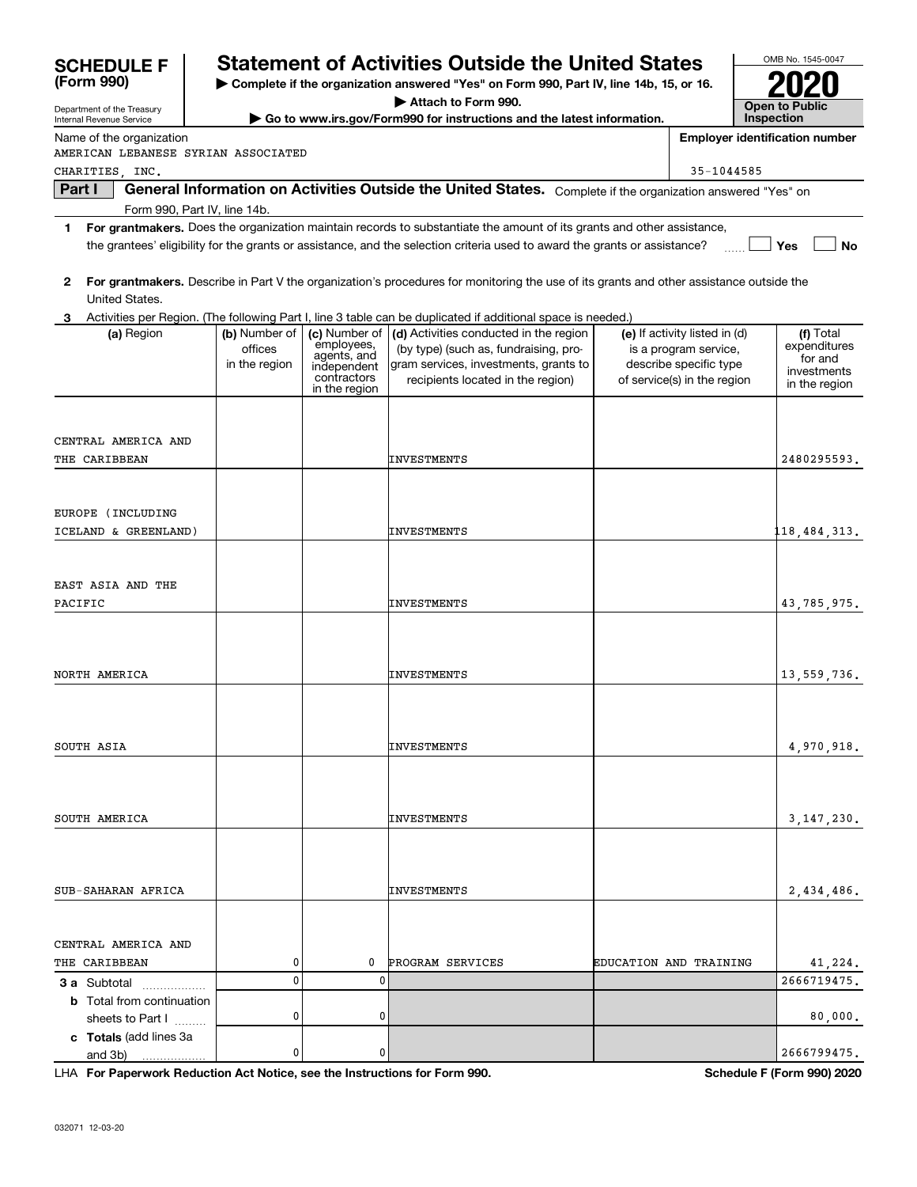**SCHEDULE F (Form 990)**

Department of the Treasury
Internal Revenue Service

# Statement of Activities Outside the United States

▶ Complete if the organization answered "Yes" on Form 990, Part IV, line 14b, 15, or 16.
▶ Attach to Form 990.
▶ Go to www.irs.gov/Form990 for instructions and the latest information.

OMB No. 1545-0047

**2020**

**Open to Public Inspection**

Name of the organization: AMERICAN LEBANESE SYRIAN ASSOCIATED CHARITIES, INC.

**Employer identification number:** 35-1044585

**Part I — General Information on Activities Outside the United States.** Complete if the organization answered "Yes" on Form 990, Part IV, line 14b.

**1** **For grantmakers.** Does the organization maintain records to substantiate the amount of its grants and other assistance, the grantees' eligibility for the grants or assistance, and the selection criteria used to award the grants or assistance? ☐ Yes ☐ No

**2** **For grantmakers.** Describe in Part V the organization's procedures for monitoring the use of its grants and other assistance outside the United States.

**3** Activities per Region. (The following Part I, line 3 table can be duplicated if additional space is needed.)

| (a) Region | (b) Number of offices in the region | (c) Number of employees, agents, and independent contractors in the region | (d) Activities conducted in the region (by type) (such as, fundraising, program services, investments, grants to recipients located in the region) | (e) If activity listed in (d) is a program service, describe specific type of service(s) in the region | (f) Total expenditures for and investments in the region |
|---|---|---|---|---|---|
| CENTRAL AMERICA AND THE CARIBBEAN | | | INVESTMENTS | | 2480295593. |
| EUROPE (INCLUDING ICELAND & GREENLAND) | | | INVESTMENTS | | 118,484,313. |
| EAST ASIA AND THE PACIFIC | | | INVESTMENTS | | 43,785,975. |
| NORTH AMERICA | | | INVESTMENTS | | 13,559,736. |
| SOUTH ASIA | | | INVESTMENTS | | 4,970,918. |
| SOUTH AMERICA | | | INVESTMENTS | | 3,147,230. |
| SUB-SAHARAN AFRICA | | | INVESTMENTS | | 2,434,486. |
| CENTRAL AMERICA AND THE CARIBBEAN | 0 | 0 | PROGRAM SERVICES | EDUCATION AND TRAINING | 41,224. |
| **3 a** Subtotal | 0 | 0 | | | 2666719475. |
| **b** Total from continuation sheets to Part I | 0 | 0 | | | 80,000. |
| **c Totals** (add lines 3a and 3b) | 0 | 0 | | | 2666799475. |

LHA **For Paperwork Reduction Act Notice, see the Instructions for Form 990.** **Schedule F (Form 990) 2020**

032071 12-03-20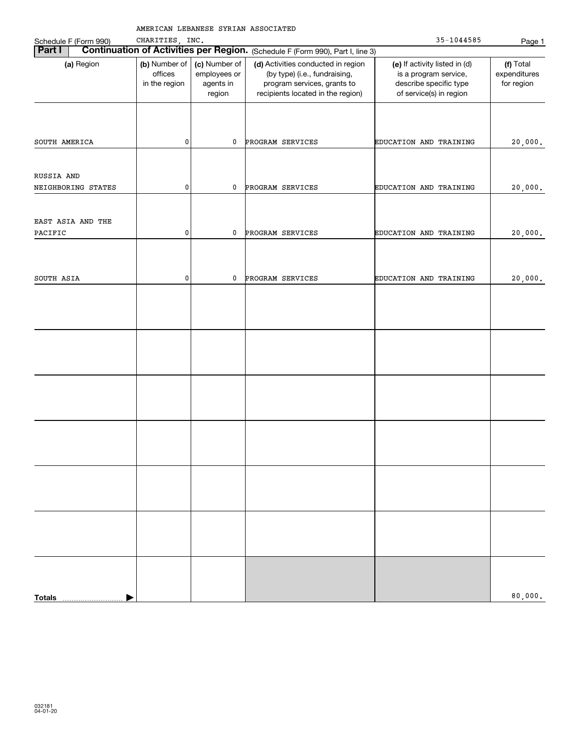Schedule F (Form 990)

AMERICAN LEBANESE SYRIAN ASSOCIATED CHARITIES, INC. 35-1044585

## Part I Continuation of Activities per Region. (Schedule F (Form 990), Part I, line 3)

| (a) Region | (b) Number of offices in the region | (c) Number of employees or agents in region | (d) Activities conducted in region (by type) (i.e., fundraising, program services, grants to recipients located in the region) | (e) If activity listed in (d) is a program service, describe specific type of service(s) in region | (f) Total expenditures for region |
|---|---|---|---|---|---|
| SOUTH AMERICA | 0 | 0 | PROGRAM SERVICES | EDUCATION AND TRAINING | 20,000. |
| RUSSIA AND NEIGHBORING STATES | 0 | 0 | PROGRAM SERVICES | EDUCATION AND TRAINING | 20,000. |
| EAST ASIA AND THE PACIFIC | 0 | 0 | PROGRAM SERVICES | EDUCATION AND TRAINING | 20,000. |
| SOUTH ASIA | 0 | 0 | PROGRAM SERVICES | EDUCATION AND TRAINING | 20,000. |
| | | | | | |
| | | | | | |
| | | | | | |
| | | | | | |
| | | | | | |
| | | | | | |
| **Totals** | | | | | 80,000. |

032181 04-01-20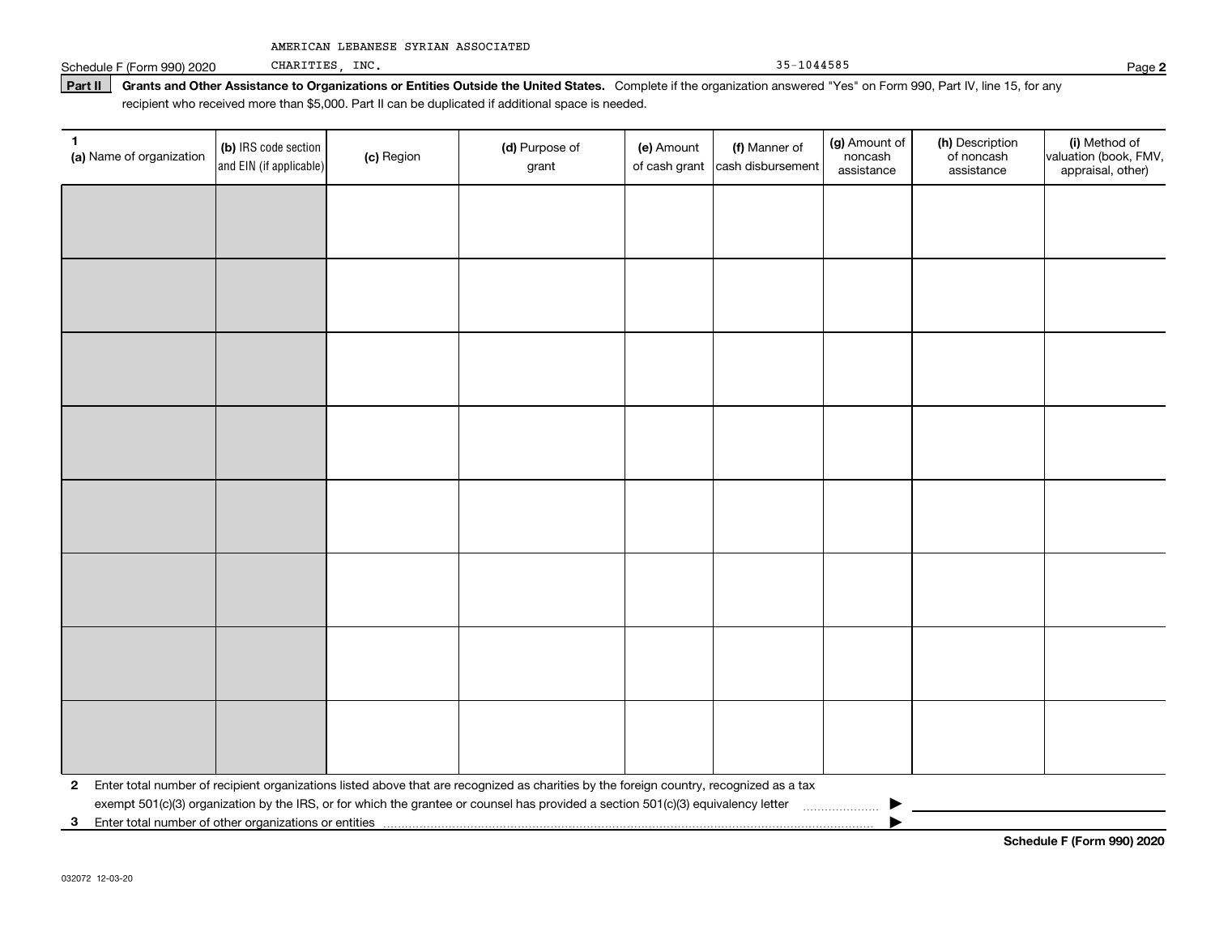AMERICAN LEBANESE SYRIAN ASSOCIATED CHARITIES, INC. 35-1044585

**Part II** **Grants and Other Assistance to Organizations or Entities Outside the United States.** Complete if the organization answered "Yes" on Form 990, Part IV, line 15, for any recipient who received more than $5,000. Part II can be duplicated if additional space is needed.

| 1 (a) Name of organization | (b) IRS code section and EIN (if applicable) | (c) Region | (d) Purpose of grant | (e) Amount of cash grant | (f) Manner of cash disbursement | (g) Amount of noncash assistance | (h) Description of noncash assistance | (i) Method of valuation (book, FMV, appraisal, other) |
|---|---|---|---|---|---|---|---|---|
| | | | | | | | | |
| | | | | | | | | |
| | | | | | | | | |
| | | | | | | | | |
| | | | | | | | | |
| | | | | | | | | |
| | | | | | | | | |
| | | | | | | | | |

**2** Enter total number of recipient organizations listed above that are recognized as charities by the foreign country, recognized as a tax exempt 501(c)(3) organization by the IRS, or for which the grantee or counsel has provided a section 501(c)(3) equivalency letter ▶

**3** Enter total number of other organizations or entities ▶

**Schedule F (Form 990) 2020**

032072 12-03-20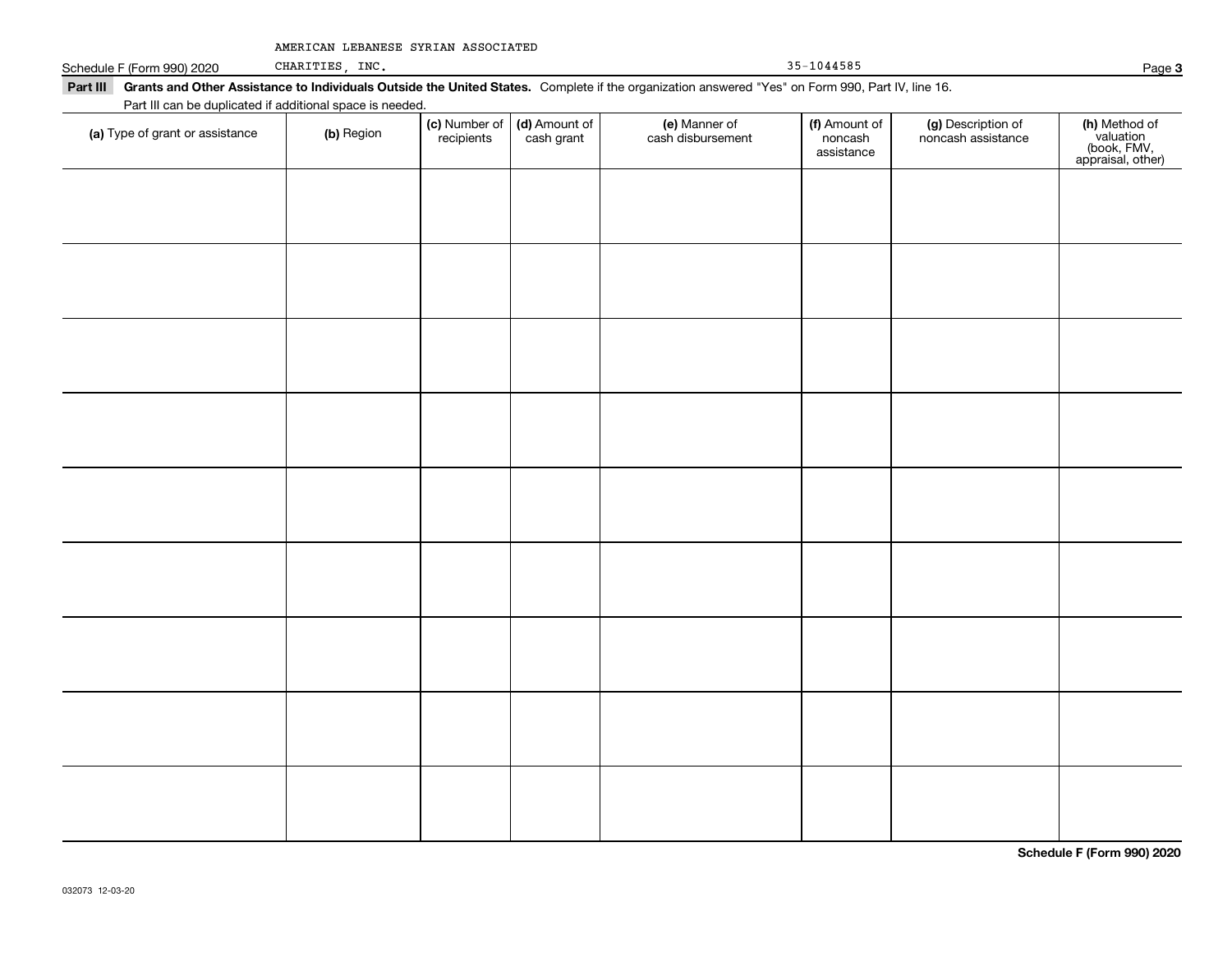AMERICAN LEBANESE SYRIAN ASSOCIATED CHARITIES, INC. 35-1044585

Schedule F (Form 990) 2020 Page **3**

**Part III** **Grants and Other Assistance to Individuals Outside the United States.** Complete if the organization answered "Yes" on Form 990, Part IV, line 16.

Part III can be duplicated if additional space is needed.

| **(a)** Type of grant or assistance | **(b)** Region | **(c)** Number of recipients | **(d)** Amount of cash grant | **(e)** Manner of cash disbursement | **(f)** Amount of noncash assistance | **(g)** Description of noncash assistance | **(h)** Method of valuation (book, FMV, appraisal, other) |
|---|---|---|---|---|---|---|---|
| | | | | | | | |
| | | | | | | | |
| | | | | | | | |
| | | | | | | | |
| | | | | | | | |
| | | | | | | | |
| | | | | | | | |
| | | | | | | | |
| | | | | | | | |

**Schedule F (Form 990) 2020**

032073 12-03-20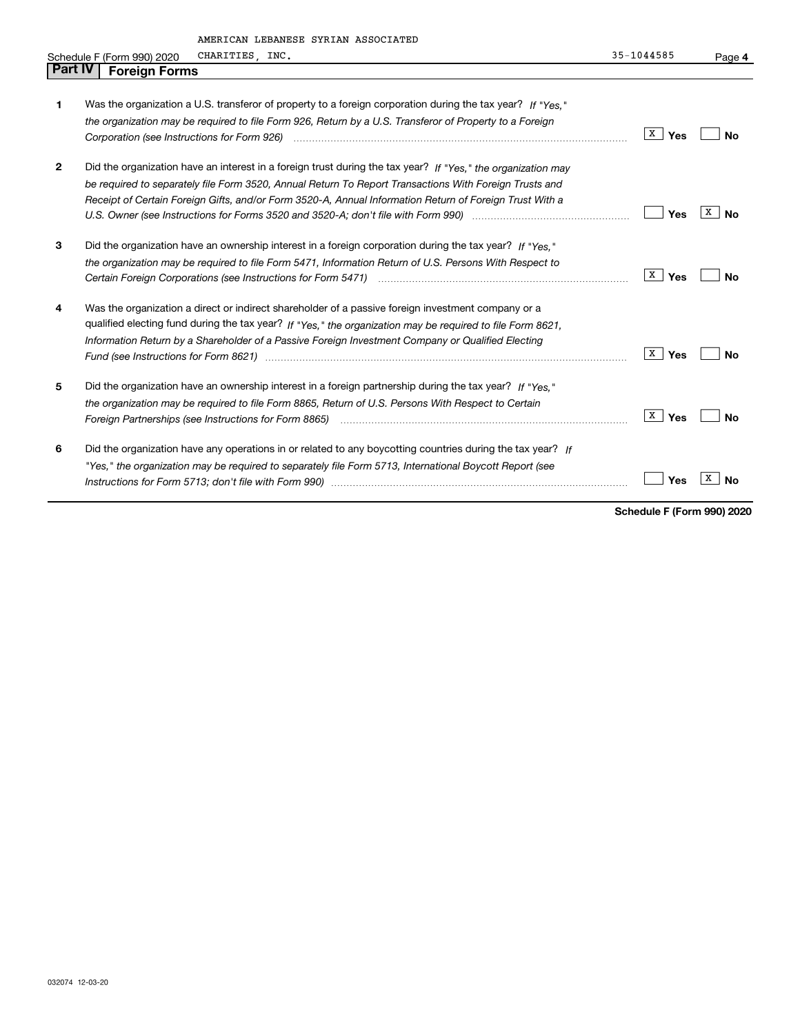AMERICAN LEBANESE SYRIAN ASSOCIATED

Schedule F (Form 990) 2020 CHARITIES, INC. 35-1044585 Page **4**

## Part IV Foreign Forms

| | | | |
|---|---|---|---|
| **1** | Was the organization a U.S. transferor of property to a foreign corporation during the tax year? *If "Yes," the organization may be required to file Form 926, Return by a U.S. Transferor of Property to a Foreign Corporation (see Instructions for Form 926)* | X Yes | No |
| **2** | Did the organization have an interest in a foreign trust during the tax year? *If "Yes," the organization may be required to separately file Form 3520, Annual Return To Report Transactions With Foreign Trusts and Receipt of Certain Foreign Gifts, and/or Form 3520-A, Annual Information Return of Foreign Trust With a U.S. Owner (see Instructions for Forms 3520 and 3520-A; don't file with Form 990)* | Yes | X No |
| **3** | Did the organization have an ownership interest in a foreign corporation during the tax year? *If "Yes," the organization may be required to file Form 5471, Information Return of U.S. Persons With Respect to Certain Foreign Corporations (see Instructions for Form 5471)* | X Yes | No |
| **4** | Was the organization a direct or indirect shareholder of a passive foreign investment company or a qualified electing fund during the tax year? *If "Yes," the organization may be required to file Form 8621, Information Return by a Shareholder of a Passive Foreign Investment Company or Qualified Electing Fund (see Instructions for Form 8621)* | X Yes | No |
| **5** | Did the organization have an ownership interest in a foreign partnership during the tax year? *If "Yes," the organization may be required to file Form 8865, Return of U.S. Persons With Respect to Certain Foreign Partnerships (see Instructions for Form 8865)* | X Yes | No |
| **6** | Did the organization have any operations in or related to any boycotting countries during the tax year? *If "Yes," the organization may be required to separately file Form 5713, International Boycott Report (see Instructions for Form 5713; don't file with Form 990)* | Yes | X No |

**Schedule F (Form 990) 2020**

032074 12-03-20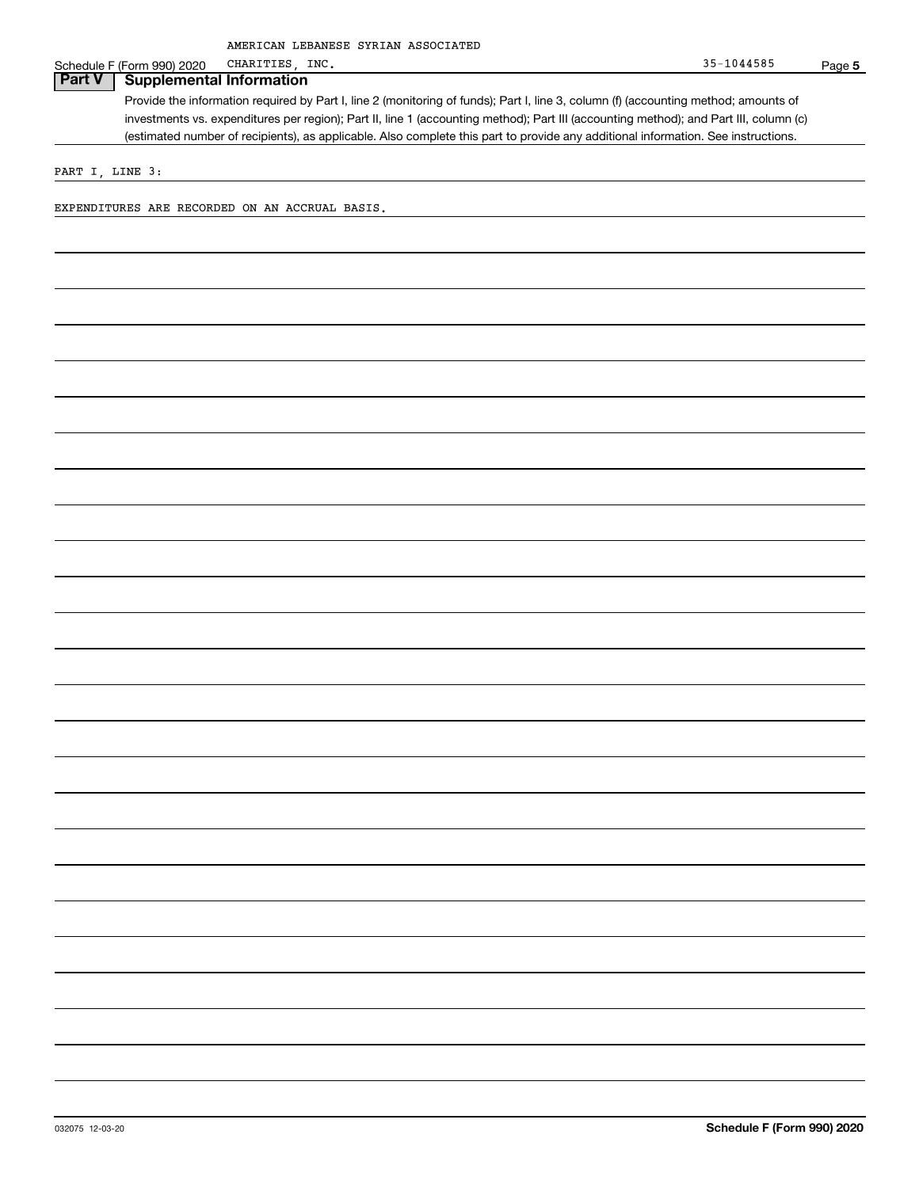AMERICAN LEBANESE SYRIAN ASSOCIATED CHARITIES, INC. 35-1044585

Schedule F (Form 990) 2020

## Part V Supplemental Information

Provide the information required by Part I, line 2 (monitoring of funds); Part I, line 3, column (f) (accounting method; amounts of investments vs. expenditures per region); Part II, line 1 (accounting method); Part III (accounting method); and Part III, column (c) (estimated number of recipients), as applicable. Also complete this part to provide any additional information. See instructions.

PART I, LINE 3:

EXPENDITURES ARE RECORDED ON AN ACCRUAL BASIS.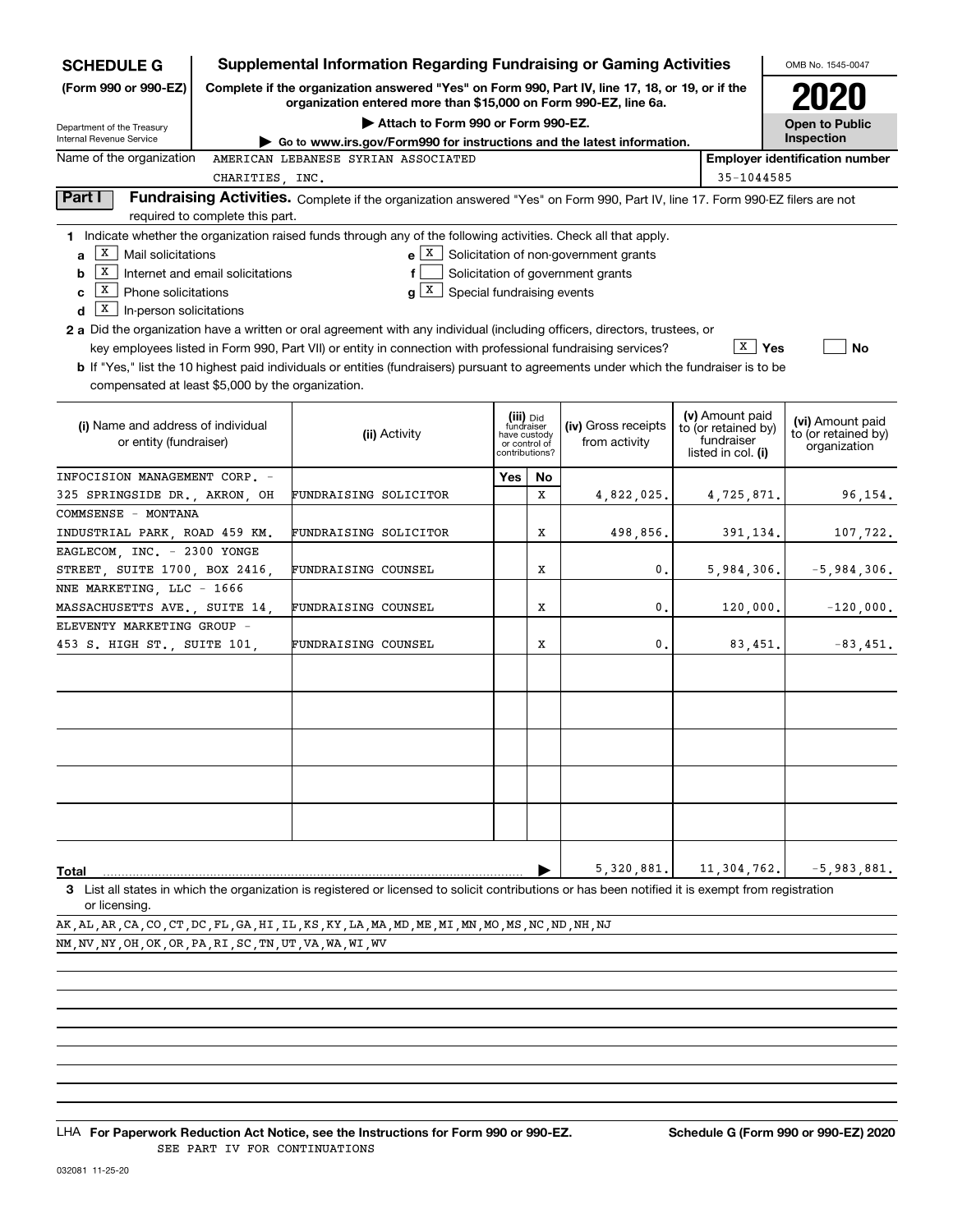**SCHEDULE G (Form 990 or 990-EZ)**

Department of the Treasury
Internal Revenue Service

# Supplemental Information Regarding Fundraising or Gaming Activities

**Complete if the organization answered "Yes" on Form 990, Part IV, line 17, 18, or 19, or if the organization entered more than $15,000 on Form 990-EZ, line 6a.**

**▶ Attach to Form 990 or Form 990-EZ.**

**▶ Go to www.irs.gov/Form990 for instructions and the latest information.**

OMB No. 1545-0047

**2020**

**Open to Public Inspection**

Name of the organization: AMERICAN LEBANESE SYRIAN ASSOCIATED CHARITIES, INC.

Employer identification number: 35-1044585

## Part I Fundraising Activities.

Complete if the organization answered "Yes" on Form 990, Part IV, line 17. Form 990-EZ filers are not required to complete this part.

**1** Indicate whether the organization raised funds through any of the following activities. Check all that apply.

- **a** [X] Mail solicitations
- **b** [X] Internet and email solicitations
- **c** [X] Phone solicitations
- **d** [X] In-person solicitations
- **e** [X] Solicitation of non-government grants
- **f** [ ] Solicitation of government grants
- **g** [X] Special fundraising events

**2 a** Did the organization have a written or oral agreement with any individual (including officers, directors, trustees, or key employees listed in Form 990, Part VII) or entity in connection with professional fundraising services? [X] Yes [ ] No

**b** If "Yes," list the 10 highest paid individuals or entities (fundraisers) pursuant to agreements under which the fundraiser is to be compensated at least $5,000 by the organization.

| (i) Name and address of individual or entity (fundraiser) | (ii) Activity | (iii) Did fundraiser have custody or control of contributions? Yes | No | (iv) Gross receipts from activity | (v) Amount paid to (or retained by) fundraiser listed in col. (i) | (vi) Amount paid to (or retained by) organization |
|---|---|---|---|---|---|---|
| INFOCISION MANAGEMENT CORP. - 325 SPRINGSIDE DR., AKRON, OH | FUNDRAISING SOLICITOR | | X | 4,822,025. | 4,725,871. | 96,154. |
| COMMSENSE - MONTANA INDUSTRIAL PARK, ROAD 459 KM. | FUNDRAISING SOLICITOR | | X | 498,856. | 391,134. | 107,722. |
| EAGLECOM, INC. - 2300 YONGE STREET, SUITE 1700, BOX 2416, | FUNDRAISING COUNSEL | | X | 0. | 5,984,306. | -5,984,306. |
| NNE MARKETING, LLC - 1666 MASSACHUSETTS AVE., SUITE 14, | FUNDRAISING COUNSEL | | X | 0. | 120,000. | -120,000. |
| ELEVENTY MARKETING GROUP - 453 S. HIGH ST., SUITE 101, | FUNDRAISING COUNSEL | | X | 0. | 83,451. | -83,451. |
| | | | | | | |
| | | | | | | |
| | | | | | | |
| | | | | | | |
| | | | | | | |
| **Total** | | | | 5,320,881. | 11,304,762. | -5,983,881. |

**3** List all states in which the organization is registered or licensed to solicit contributions or has been notified it is exempt from registration or licensing.

AK,AL,AR,CA,CO,CT,DC,FL,GA,HI,IL,KS,KY,LA,MA,MD,ME,MI,MN,MO,MS,NC,ND,NH,NJ
NM,NV,NY,OH,OK,OR,PA,RI,SC,TN,UT,VA,WA,WI,WV

LHA **For Paperwork Reduction Act Notice, see the Instructions for Form 990 or 990-EZ.** SEE PART IV FOR CONTINUATIONS

**Schedule G (Form 990 or 990-EZ) 2020**

032081 11-25-20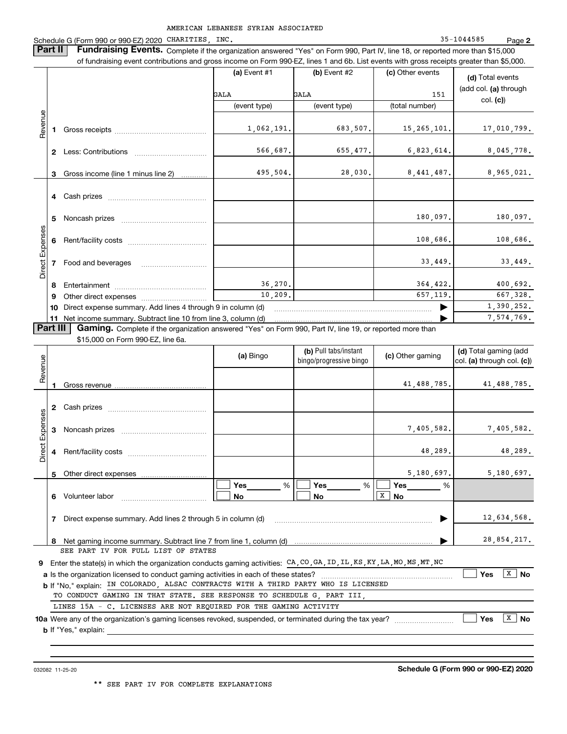AMERICAN LEBANESE SYRIAN ASSOCIATED

Schedule G (Form 990 or 990-EZ) 2020 CHARITIES, INC. 35-1044585 Page **2**

**Part II** **Fundraising Events.** Complete if the organization answered "Yes" on Form 990, Part IV, line 18, or reported more than $15,000 of fundraising event contributions and gross income on Form 990-EZ, lines 1 and 6b. List events with gross receipts greater than $5,000.

| | | (a) Event #1 | (b) Event #2 | (c) Other events | (d) Total events (add col. (a) through col. (c)) |
|---|---|---|---|---|---|
| | | GALA | GALA | 151 | |
| | | (event type) | (event type) | (total number) | |
| Revenue | 1 Gross receipts | 1,062,191. | 683,507. | 15,265,101. | 17,010,799. |
| | 2 Less: Contributions | 566,687. | 655,477. | 6,823,614. | 8,045,778. |
| | 3 Gross income (line 1 minus line 2) | 495,504. | 28,030. | 8,441,487. | 8,965,021. |
| Direct Expenses | 4 Cash prizes | | | | |
| | 5 Noncash prizes | | | 180,097. | 180,097. |
| | 6 Rent/facility costs | | | 108,686. | 108,686. |
| | 7 Food and beverages | | | 33,449. | 33,449. |
| | 8 Entertainment | 36,270. | | 364,422. | 400,692. |
| | 9 Other direct expenses | 10,209. | | 657,119. | 667,328. |
| | 10 Direct expense summary. Add lines 4 through 9 in column (d) | | | | 1,390,252. |
| | 11 Net income summary. Subtract line 10 from line 3, column (d) | | | | 7,574,769. |

**Part III** **Gaming.** Complete if the organization answered "Yes" on Form 990, Part IV, line 19, or reported more than $15,000 on Form 990-EZ, line 6a.

| | | (a) Bingo | (b) Pull tabs/instant bingo/progressive bingo | (c) Other gaming | (d) Total gaming (add col. (a) through col. (c)) |
|---|---|---|---|---|---|
| Revenue | 1 Gross revenue | | | 41,488,785. | 41,488,785. |
| Direct Expenses | 2 Cash prizes | | | | |
| | 3 Noncash prizes | | | 7,405,582. | 7,405,582. |
| | 4 Rent/facility costs | | | 48,289. | 48,289. |
| | 5 Other direct expenses | | | 5,180,697. | 5,180,697. |
| | 6 Volunteer labor | ☐ Yes ____ % ☐ No | ☐ Yes ____ % ☐ No | ☐ Yes ____ % ☒ No | |
| | 7 Direct expense summary. Add lines 2 through 5 in column (d) | | | | 12,634,568. |
| | 8 Net gaming income summary. Subtract line 7 from line 1, column (d) | | | | 28,854,217. |

SEE PART IV FOR FULL LIST OF STATES

**9** Enter the state(s) in which the organization conducts gaming activities: CA,CO,GA,ID,IL,KS,KY,LA,MO,MS,MT,NC

**a** Is the organization licensed to conduct gaming activities in each of these states? ☐ Yes ☒ No

**b** If "No," explain: IN COLORADO, ALSAC CONTRACTS WITH A THIRD PARTY WHO IS LICENSED TO CONDUCT GAMING IN THAT STATE. SEE RESPONSE TO SCHEDULE G, PART III, LINES 15A - C. LICENSES ARE NOT REQUIRED FOR THE GAMING ACTIVITY

**10a** Were any of the organization's gaming licenses revoked, suspended, or terminated during the tax year? ☐ Yes ☒ No

**b** If "Yes," explain:

032082 11-25-20 **Schedule G (Form 990 or 990-EZ) 2020**

** SEE PART IV FOR COMPLETE EXPLANATIONS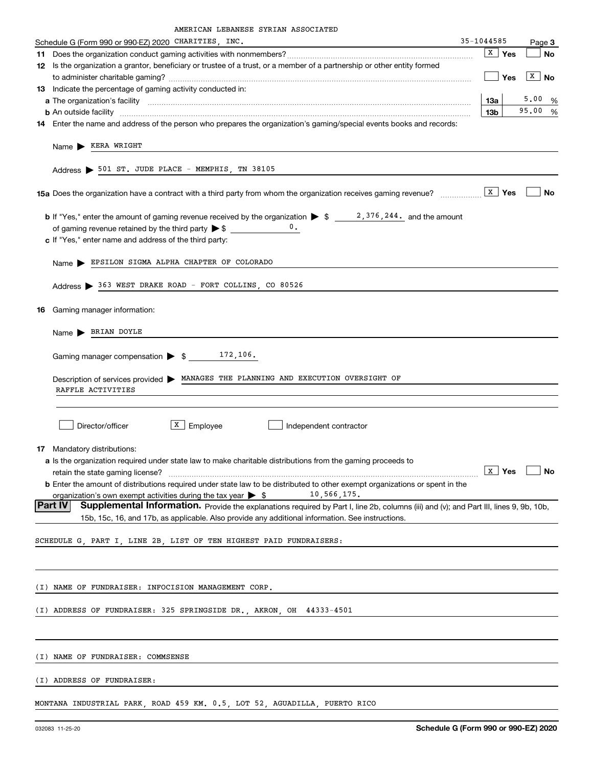AMERICAN LEBANESE SYRIAN ASSOCIATED

Schedule G (Form 990 or 990-EZ) 2020 CHARITIES, INC. 35-1044585 Page 3

**11** Does the organization conduct gaming activities with nonmembers? [X] Yes [ ] No

**12** Is the organization a grantor, beneficiary or trustee of a trust, or a member of a partnership or other entity formed to administer charitable gaming? [ ] Yes [X] No

**13** Indicate the percentage of gaming activity conducted in:

**a** The organization's facility **13a** 5.00 %

**b** An outside facility **13b** 95.00 %

**14** Enter the name and address of the person who prepares the organization's gaming/special events books and records:

Name ▶ KERA WRIGHT

Address ▶ 501 ST. JUDE PLACE - MEMPHIS, TN 38105

**15a** Does the organization have a contract with a third party from whom the organization receives gaming revenue? [X] Yes [ ] No

**b** If "Yes," enter the amount of gaming revenue received by the organization ▶ $ 2,376,244. and the amount of gaming revenue retained by the third party ▶ $ 0.

**c** If "Yes," enter name and address of the third party:

Name ▶ EPSILON SIGMA ALPHA CHAPTER OF COLORADO

Address ▶ 363 WEST DRAKE ROAD - FORT COLLINS, CO 80526

**16** Gaming manager information:

Name ▶ BRIAN DOYLE

Gaming manager compensation ▶ $ 172,106.

Description of services provided ▶ MANAGES THE PLANNING AND EXECUTION OVERSIGHT OF RAFFLE ACTIVITIES

[ ] Director/officer [X] Employee [ ] Independent contractor

**17** Mandatory distributions:

**a** Is the organization required under state law to make charitable distributions from the gaming proceeds to retain the state gaming license? [X] Yes [ ] No

**b** Enter the amount of distributions required under state law to be distributed to other exempt organizations or spent in the organization's own exempt activities during the tax year ▶ $ 10,566,175.

**Part IV** **Supplemental Information.** Provide the explanations required by Part I, line 2b, columns (iii) and (v); and Part III, lines 9, 9b, 10b, 15b, 15c, 16, and 17b, as applicable. Also provide any additional information. See instructions.

SCHEDULE G, PART I, LINE 2B, LIST OF TEN HIGHEST PAID FUNDRAISERS:

(I) NAME OF FUNDRAISER: INFOCISION MANAGEMENT CORP.

(I) ADDRESS OF FUNDRAISER: 325 SPRINGSIDE DR., AKRON, OH 44333-4501

(I) NAME OF FUNDRAISER: COMMSENSE

(I) ADDRESS OF FUNDRAISER:

MONTANA INDUSTRIAL PARK, ROAD 459 KM. 0.5, LOT 52, AGUADILLA, PUERTO RICO

032083 11-25-20 **Schedule G (Form 990 or 990-EZ) 2020**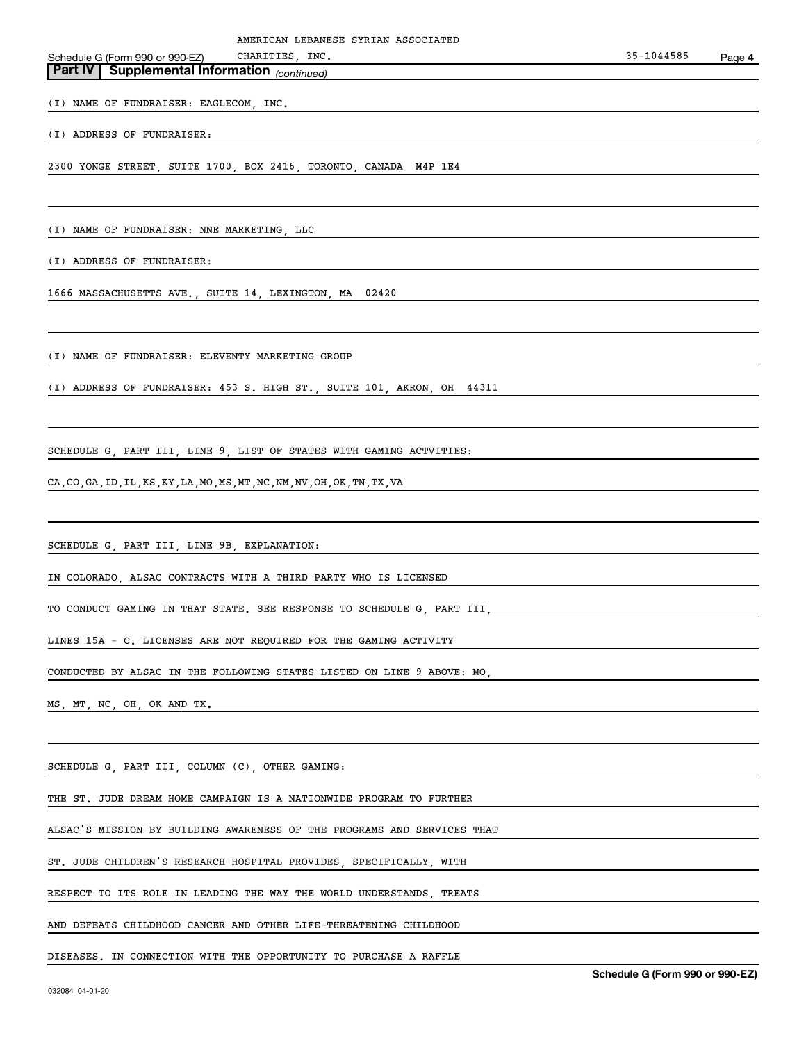## Part IV | Supplemental Information *(continued)*

(I) NAME OF FUNDRAISER: EAGLECOM, INC.

(I) ADDRESS OF FUNDRAISER:

2300 YONGE STREET, SUITE 1700, BOX 2416, TORONTO, CANADA  M4P 1E4

(I) NAME OF FUNDRAISER: NNE MARKETING, LLC

(I) ADDRESS OF FUNDRAISER:

1666 MASSACHUSETTS AVE., SUITE 14, LEXINGTON, MA  02420

(I) NAME OF FUNDRAISER: ELEVENTY MARKETING GROUP

(I) ADDRESS OF FUNDRAISER: 453 S. HIGH ST., SUITE 101, AKRON, OH  44311

SCHEDULE G, PART III, LINE 9, LIST OF STATES WITH GAMING ACTVITIES:

CA,CO,GA,ID,IL,KS,KY,LA,MO,MS,MT,NC,NM,NV,OH,OK,TN,TX,VA

SCHEDULE G, PART III, LINE 9B, EXPLANATION:

IN COLORADO, ALSAC CONTRACTS WITH A THIRD PARTY WHO IS LICENSED TO CONDUCT GAMING IN THAT STATE. SEE RESPONSE TO SCHEDULE G, PART III, LINES 15A - C. LICENSES ARE NOT REQUIRED FOR THE GAMING ACTIVITY CONDUCTED BY ALSAC IN THE FOLLOWING STATES LISTED ON LINE 9 ABOVE: MO, MS, MT, NC, OH, OK AND TX.

SCHEDULE G, PART III, COLUMN (C), OTHER GAMING:

THE ST. JUDE DREAM HOME CAMPAIGN IS A NATIONWIDE PROGRAM TO FURTHER ALSAC'S MISSION BY BUILDING AWARENESS OF THE PROGRAMS AND SERVICES THAT ST. JUDE CHILDREN'S RESEARCH HOSPITAL PROVIDES, SPECIFICALLY, WITH RESPECT TO ITS ROLE IN LEADING THE WAY THE WORLD UNDERSTANDS, TREATS AND DEFEATS CHILDHOOD CANCER AND OTHER LIFE-THREATENING CHILDHOOD DISEASES. IN CONNECTION WITH THE OPPORTUNITY TO PURCHASE A RAFFLE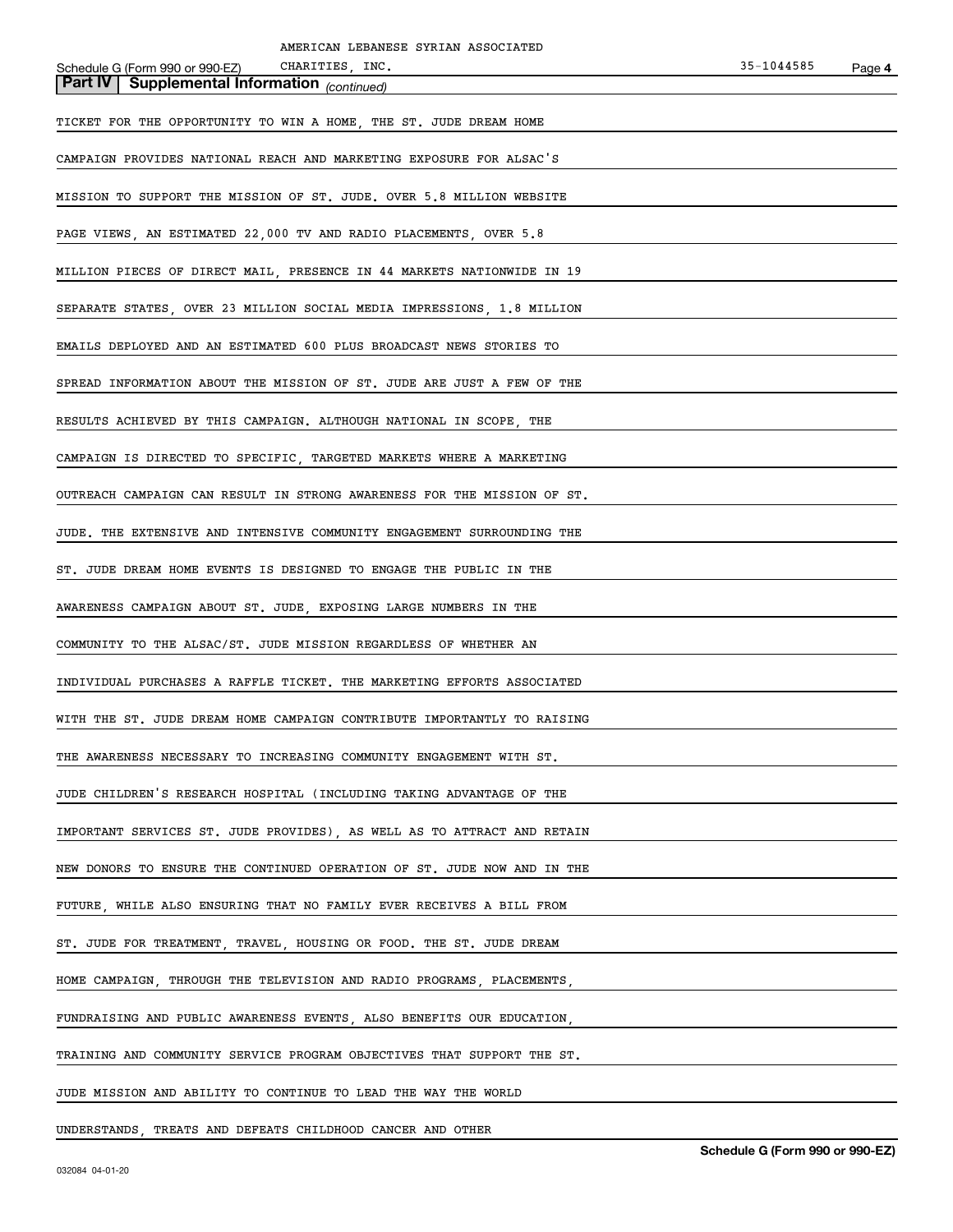AMERICAN LEBANESE SYRIAN ASSOCIATED CHARITIES, INC. 35-1044585

Schedule G (Form 990 or 990-EZ)

**Part IV | Supplemental Information** *(continued)*

TICKET FOR THE OPPORTUNITY TO WIN A HOME, THE ST. JUDE DREAM HOME CAMPAIGN PROVIDES NATIONAL REACH AND MARKETING EXPOSURE FOR ALSAC'S MISSION TO SUPPORT THE MISSION OF ST. JUDE. OVER 5.8 MILLION WEBSITE PAGE VIEWS, AN ESTIMATED 22,000 TV AND RADIO PLACEMENTS, OVER 5.8 MILLION PIECES OF DIRECT MAIL, PRESENCE IN 44 MARKETS NATIONWIDE IN 19 SEPARATE STATES, OVER 23 MILLION SOCIAL MEDIA IMPRESSIONS, 1.8 MILLION EMAILS DEPLOYED AND AN ESTIMATED 600 PLUS BROADCAST NEWS STORIES TO SPREAD INFORMATION ABOUT THE MISSION OF ST. JUDE ARE JUST A FEW OF THE RESULTS ACHIEVED BY THIS CAMPAIGN. ALTHOUGH NATIONAL IN SCOPE, THE CAMPAIGN IS DIRECTED TO SPECIFIC, TARGETED MARKETS WHERE A MARKETING OUTREACH CAMPAIGN CAN RESULT IN STRONG AWARENESS FOR THE MISSION OF ST. JUDE. THE EXTENSIVE AND INTENSIVE COMMUNITY ENGAGEMENT SURROUNDING THE ST. JUDE DREAM HOME EVENTS IS DESIGNED TO ENGAGE THE PUBLIC IN THE AWARENESS CAMPAIGN ABOUT ST. JUDE, EXPOSING LARGE NUMBERS IN THE COMMUNITY TO THE ALSAC/ST. JUDE MISSION REGARDLESS OF WHETHER AN INDIVIDUAL PURCHASES A RAFFLE TICKET. THE MARKETING EFFORTS ASSOCIATED WITH THE ST. JUDE DREAM HOME CAMPAIGN CONTRIBUTE IMPORTANTLY TO RAISING THE AWARENESS NECESSARY TO INCREASING COMMUNITY ENGAGEMENT WITH ST. JUDE CHILDREN'S RESEARCH HOSPITAL (INCLUDING TAKING ADVANTAGE OF THE IMPORTANT SERVICES ST. JUDE PROVIDES), AS WELL AS TO ATTRACT AND RETAIN NEW DONORS TO ENSURE THE CONTINUED OPERATION OF ST. JUDE NOW AND IN THE FUTURE, WHILE ALSO ENSURING THAT NO FAMILY EVER RECEIVES A BILL FROM ST. JUDE FOR TREATMENT, TRAVEL, HOUSING OR FOOD. THE ST. JUDE DREAM HOME CAMPAIGN, THROUGH THE TELEVISION AND RADIO PROGRAMS, PLACEMENTS, FUNDRAISING AND PUBLIC AWARENESS EVENTS, ALSO BENEFITS OUR EDUCATION, TRAINING AND COMMUNITY SERVICE PROGRAM OBJECTIVES THAT SUPPORT THE ST. JUDE MISSION AND ABILITY TO CONTINUE TO LEAD THE WAY THE WORLD UNDERSTANDS, TREATS AND DEFEATS CHILDHOOD CANCER AND OTHER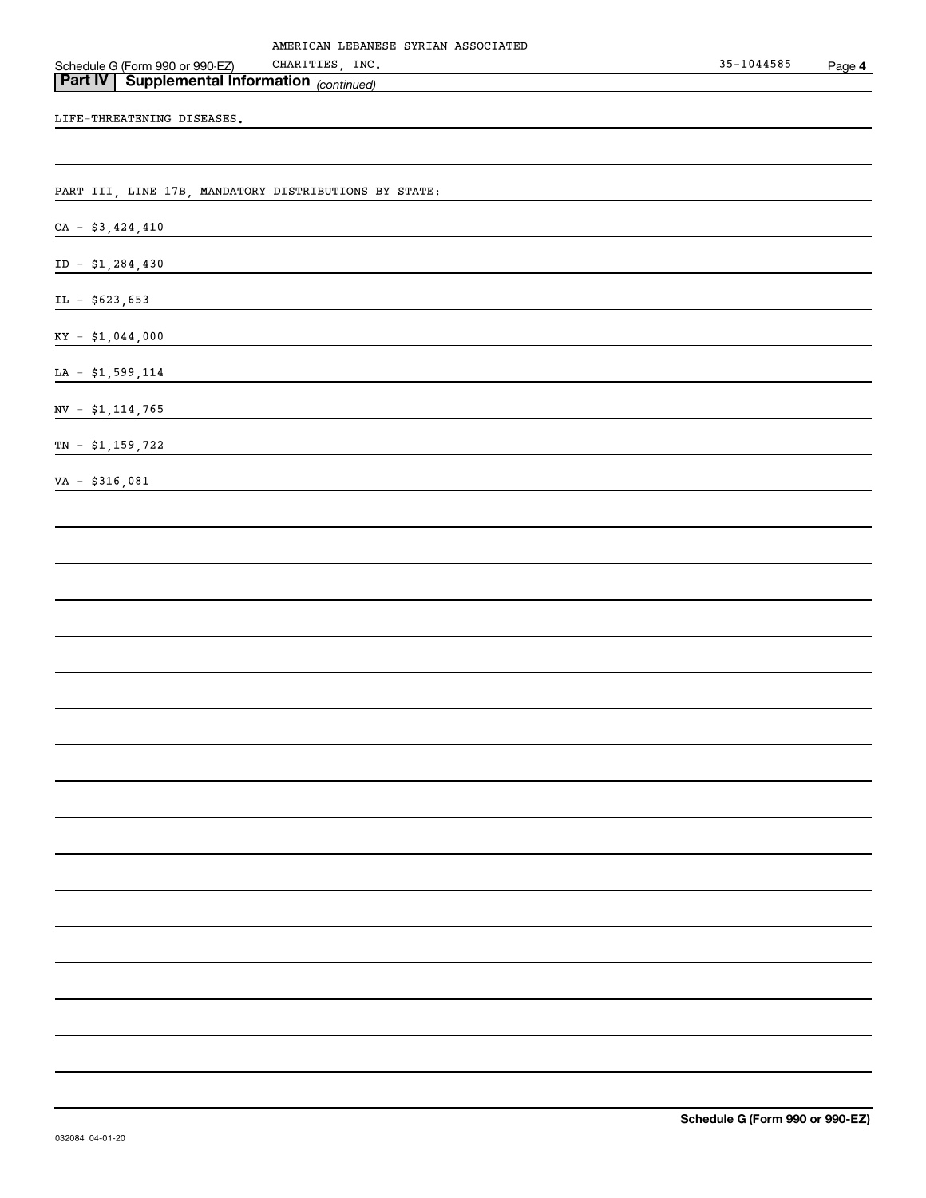AMERICAN LEBANESE SYRIAN ASSOCIATED

Schedule G (Form 990 or 990-EZ) CHARITIES, INC. 35-1044585 Page **4**

**Part IV Supplemental Information** *(continued)*

LIFE-THREATENING DISEASES.

PART III, LINE 17B, MANDATORY DISTRIBUTIONS BY STATE:

CA - $3,424,410

ID - $1,284,430

IL - $623,653

KY - $1,044,000

LA - $1,599,114

NV - $1,114,765

TN - $1,159,722

VA - $316,081

**Schedule G (Form 990 or 990-EZ)**

032084 04-01-20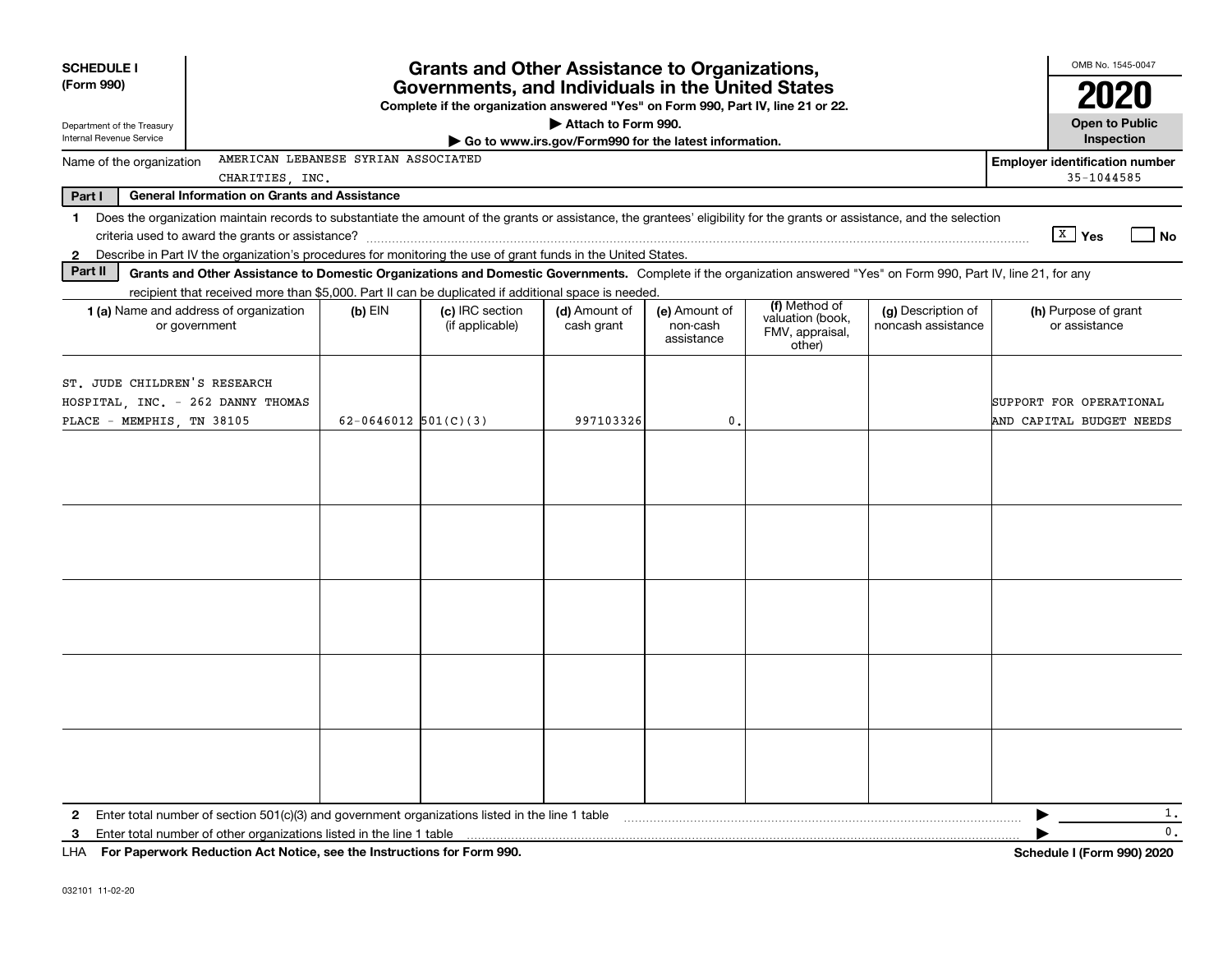**SCHEDULE I**
**(Form 990)**

Department of the Treasury
Internal Revenue Service

# Grants and Other Assistance to Organizations, Governments, and Individuals in the United States

**Complete if the organization answered "Yes" on Form 990, Part IV, line 21 or 22.**

**▶ Attach to Form 990.**

**▶ Go to www.irs.gov/Form990 for the latest information.**

OMB No. 1545-0047

**2020**

**Open to Public Inspection**

Name of the organization: AMERICAN LEBANESE SYRIAN ASSOCIATED CHARITIES, INC.

**Employer identification number** 35-1044585

**Part I — General Information on Grants and Assistance**

1 Does the organization maintain records to substantiate the amount of the grants or assistance, the grantees' eligibility for the grants or assistance, and the selection criteria used to award the grants or assistance? [X] Yes [ ] No

2 Describe in Part IV the organization's procedures for monitoring the use of grant funds in the United States.

**Part II — Grants and Other Assistance to Domestic Organizations and Domestic Governments.** Complete if the organization answered "Yes" on Form 990, Part IV, line 21, for any recipient that received more than $5,000. Part II can be duplicated if additional space is needed.

| 1 (a) Name and address of organization or government | (b) EIN | (c) IRC section (if applicable) | (d) Amount of cash grant | (e) Amount of non-cash assistance | (f) Method of valuation (book, FMV, appraisal, other) | (g) Description of noncash assistance | (h) Purpose of grant or assistance |
|---|---|---|---|---|---|---|---|
| ST. JUDE CHILDREN'S RESEARCH HOSPITAL, INC. - 262 DANNY THOMAS PLACE - MEMPHIS, TN 38105 | 62-0646012 | 501(C)(3) | 997103326 | 0. | | | SUPPORT FOR OPERATIONAL AND CAPITAL BUDGET NEEDS |
| | | | | | | | |
| | | | | | | | |
| | | | | | | | |
| | | | | | | | |
| | | | | | | | |

2 Enter total number of section 501(c)(3) and government organizations listed in the line 1 table ▶ 1.

3 Enter total number of other organizations listed in the line 1 table ▶ 0.

LHA **For Paperwork Reduction Act Notice, see the Instructions for Form 990.** **Schedule I (Form 990) 2020**

032101 11-02-20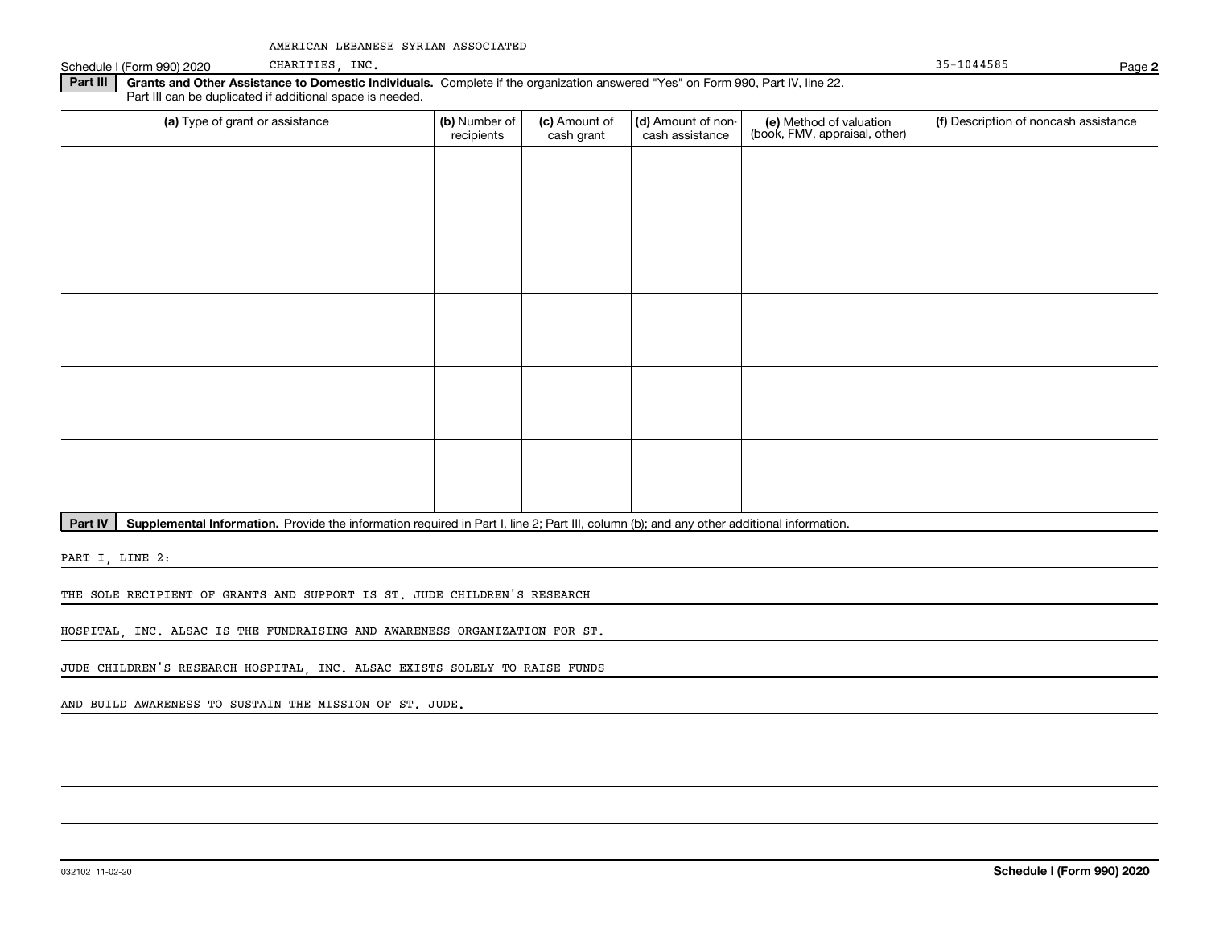AMERICAN LEBANESE SYRIAN ASSOCIATED CHARITIES, INC. 35-1044585

Schedule I (Form 990) 2020 Page **2**

**Part III** **Grants and Other Assistance to Domestic Individuals.** Complete if the organization answered "Yes" on Form 990, Part IV, line 22. Part III can be duplicated if additional space is needed.

| **(a)** Type of grant or assistance | **(b)** Number of recipients | **(c)** Amount of cash grant | **(d)** Amount of non-cash assistance | **(e)** Method of valuation (book, FMV, appraisal, other) | **(f)** Description of noncash assistance |
|---|---|---|---|---|---|
| | | | | | |
| | | | | | |
| | | | | | |
| | | | | | |
| | | | | | |

**Part IV** **Supplemental Information.** Provide the information required in Part I, line 2; Part III, column (b); and any other additional information.

PART I, LINE 2:

THE SOLE RECIPIENT OF GRANTS AND SUPPORT IS ST. JUDE CHILDREN'S RESEARCH HOSPITAL, INC. ALSAC IS THE FUNDRAISING AND AWARENESS ORGANIZATION FOR ST. JUDE CHILDREN'S RESEARCH HOSPITAL, INC. ALSAC EXISTS SOLELY TO RAISE FUNDS AND BUILD AWARENESS TO SUSTAIN THE MISSION OF ST. JUDE.

032102 11-02-20 **Schedule I (Form 990) 2020**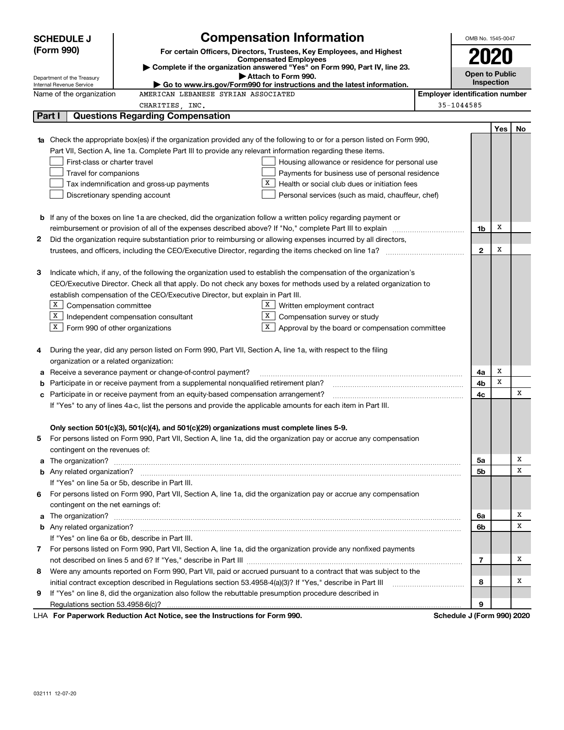**SCHEDULE J (Form 990)**

Department of the Treasury
Internal Revenue Service

# Compensation Information

**For certain Officers, Directors, Trustees, Key Employees, and Highest Compensated Employees**

▶ **Complete if the organization answered "Yes" on Form 990, Part IV, line 23.**

▶ **Attach to Form 990.**

▶ **Go to www.irs.gov/Form990 for instructions and the latest information.**

OMB No. 1545-0047

**2020**

**Open to Public Inspection**

Name of the organization: AMERICAN LEBANESE SYRIAN ASSOCIATED CHARITIES, INC.

**Employer identification number:** 35-1044585

## Part I Questions Regarding Compensation

| | | | Yes | No |
|---|---|---|---|---|
| **1a** | Check the appropriate box(es) if the organization provided any of the following to or for a person listed on Form 990, Part VII, Section A, line 1a. Complete Part III to provide any relevant information regarding these items.<br>☐ First-class or charter travel<br>☐ Travel for companions<br>☐ Tax indemnification and gross-up payments<br>☐ Discretionary spending account<br>☐ Housing allowance or residence for personal use<br>☐ Payments for business use of personal residence<br>☒ Health or social club dues or initiation fees<br>☐ Personal services (such as maid, chauffeur, chef) | | | |
| **b** | If any of the boxes on line 1a are checked, did the organization follow a written policy regarding payment or reimbursement or provision of all of the expenses described above? If "No," complete Part III to explain | **1b** | X | |
| **2** | Did the organization require substantiation prior to reimbursing or allowing expenses incurred by all directors, trustees, and officers, including the CEO/Executive Director, regarding the items checked on line 1a? | **2** | X | |
| **3** | Indicate which, if any, of the following the organization used to establish the compensation of the organization's CEO/Executive Director. Check all that apply. Do not check any boxes for methods used by a related organization to establish compensation of the CEO/Executive Director, but explain in Part III.<br>☒ Compensation committee<br>☒ Independent compensation consultant<br>☒ Form 990 of other organizations<br>☒ Written employment contract<br>☒ Compensation survey or study<br>☒ Approval by the board or compensation committee | | | |
| **4** | During the year, did any person listed on Form 990, Part VII, Section A, line 1a, with respect to the filing organization or a related organization: | | | |
| **a** | Receive a severance payment or change-of-control payment? | **4a** | X | |
| **b** | Participate in or receive payment from a supplemental nonqualified retirement plan? | **4b** | X | |
| **c** | Participate in or receive payment from an equity-based compensation arrangement?<br>If "Yes" to any of lines 4a-c, list the persons and provide the applicable amounts for each item in Part III. | **4c** | | X |
| | **Only section 501(c)(3), 501(c)(4), and 501(c)(29) organizations must complete lines 5-9.** | | | |
| **5** | For persons listed on Form 990, Part VII, Section A, line 1a, did the organization pay or accrue any compensation contingent on the revenues of: | | | |
| **a** | The organization? | **5a** | | X |
| **b** | Any related organization?<br>If "Yes" on line 5a or 5b, describe in Part III. | **5b** | | X |
| **6** | For persons listed on Form 990, Part VII, Section A, line 1a, did the organization pay or accrue any compensation contingent on the net earnings of: | | | |
| **a** | The organization? | **6a** | | X |
| **b** | Any related organization?<br>If "Yes" on line 6a or 6b, describe in Part III. | **6b** | | X |
| **7** | For persons listed on Form 990, Part VII, Section A, line 1a, did the organization provide any nonfixed payments not described on lines 5 and 6? If "Yes," describe in Part III | **7** | | X |
| **8** | Were any amounts reported on Form 990, Part VII, paid or accrued pursuant to a contract that was subject to the initial contract exception described in Regulations section 53.4958-4(a)(3)? If "Yes," describe in Part III | **8** | | X |
| **9** | If "Yes" on line 8, did the organization also follow the rebuttable presumption procedure described in Regulations section 53.4958-6(c)? | **9** | | |

LHA **For Paperwork Reduction Act Notice, see the Instructions for Form 990.** **Schedule J (Form 990) 2020**

032111 12-07-20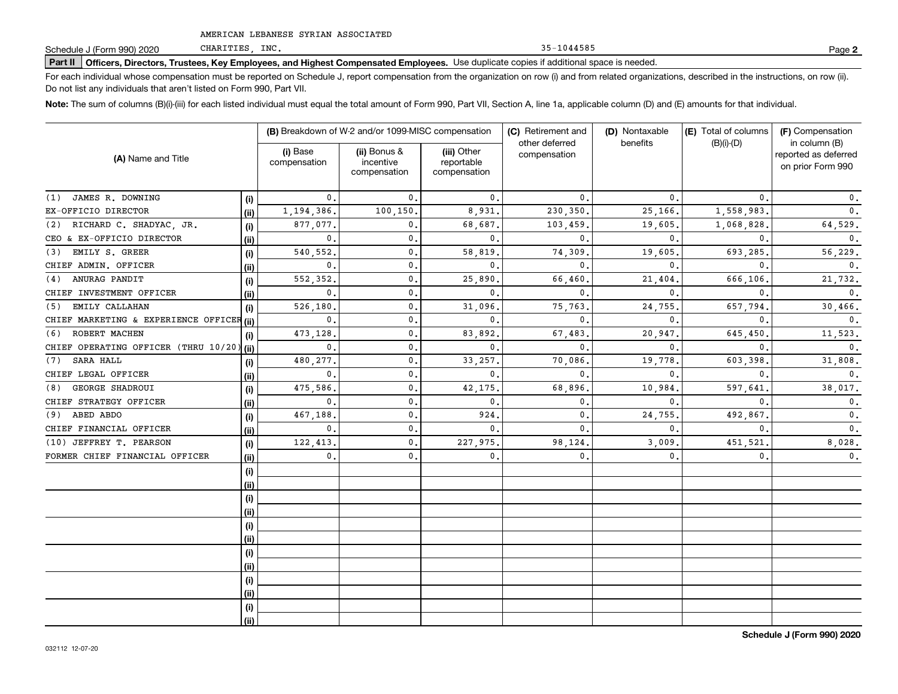AMERICAN LEBANESE SYRIAN ASSOCIATED CHARITIES, INC. 35-1044585

Schedule J (Form 990) 2020

**Part II Officers, Directors, Trustees, Key Employees, and Highest Compensated Employees.** Use duplicate copies if additional space is needed.

For each individual whose compensation must be reported on Schedule J, report compensation from the organization on row (i) and from related organizations, described in the instructions, on row (ii). Do not list any individuals that aren't listed on Form 990, Part VII.

**Note:** The sum of columns (B)(i)-(iii) for each listed individual must equal the total amount of Form 990, Part VII, Section A, line 1a, applicable column (D) and (E) amounts for that individual.

| (A) Name and Title | | (B) Breakdown of W-2 and/or 1099-MISC compensation | | | (C) Retirement and other deferred compensation | (D) Nontaxable benefits | (E) Total of columns (B)(i)-(D) | (F) Compensation in column (B) reported as deferred on prior Form 990 |
|---|---|---|---|---|---|---|---|---|
| | | (i) Base compensation | (ii) Bonus & incentive compensation | (iii) Other reportable compensation | | | | |
| (1) JAMES R. DOWNING | (i) | 0. | 0. | 0. | 0. | 0. | 0. | 0. |
| EX-OFFICIO DIRECTOR | (ii) | 1,194,386. | 100,150. | 8,931. | 230,350. | 25,166. | 1,558,983. | 0. |
| (2) RICHARD C. SHADYAC, JR. | (i) | 877,077. | 0. | 68,687. | 103,459. | 19,605. | 1,068,828. | 64,529. |
| CEO & EX-OFFICIO DIRECTOR | (ii) | 0. | 0. | 0. | 0. | 0. | 0. | 0. |
| (3) EMILY S. GREER | (i) | 540,552. | 0. | 58,819. | 74,309. | 19,605. | 693,285. | 56,229. |
| CHIEF ADMIN. OFFICER | (ii) | 0. | 0. | 0. | 0. | 0. | 0. | 0. |
| (4) ANURAG PANDIT | (i) | 552,352. | 0. | 25,890. | 66,460. | 21,404. | 666,106. | 21,732. |
| CHIEF INVESTMENT OFFICER | (ii) | 0. | 0. | 0. | 0. | 0. | 0. | 0. |
| (5) EMILY CALLAHAN | (i) | 526,180. | 0. | 31,096. | 75,763. | 24,755. | 657,794. | 30,466. |
| CHIEF MARKETING & EXPERIENCE OFFICER | (ii) | 0. | 0. | 0. | 0. | 0. | 0. | 0. |
| (6) ROBERT MACHEN | (i) | 473,128. | 0. | 83,892. | 67,483. | 20,947. | 645,450. | 11,523. |
| CHIEF OPERATING OFFICER (THRU 10/20) | (ii) | 0. | 0. | 0. | 0. | 0. | 0. | 0. |
| (7) SARA HALL | (i) | 480,277. | 0. | 33,257. | 70,086. | 19,778. | 603,398. | 31,808. |
| CHIEF LEGAL OFFICER | (ii) | 0. | 0. | 0. | 0. | 0. | 0. | 0. |
| (8) GEORGE SHADROUI | (i) | 475,586. | 0. | 42,175. | 68,896. | 10,984. | 597,641. | 38,017. |
| CHIEF STRATEGY OFFICER | (ii) | 0. | 0. | 0. | 0. | 0. | 0. | 0. |
| (9) ABED ABDO | (i) | 467,188. | 0. | 924. | 0. | 24,755. | 492,867. | 0. |
| CHIEF FINANCIAL OFFICER | (ii) | 0. | 0. | 0. | 0. | 0. | 0. | 0. |
| (10) JEFFREY T. PEARSON | (i) | 122,413. | 0. | 227,975. | 98,124. | 3,009. | 451,521. | 8,028. |
| FORMER CHIEF FINANCIAL OFFICER | (ii) | 0. | 0. | 0. | 0. | 0. | 0. | 0. |
| | (i) | | | | | | | |
| | (ii) | | | | | | | |
| | (i) | | | | | | | |
| | (ii) | | | | | | | |
| | (i) | | | | | | | |
| | (ii) | | | | | | | |
| | (i) | | | | | | | |
| | (ii) | | | | | | | |
| | (i) | | | | | | | |
| | (ii) | | | | | | | |
| | (i) | | | | | | | |
| | (ii) | | | | | | | |

032112 12-07-20

**Schedule J (Form 990) 2020**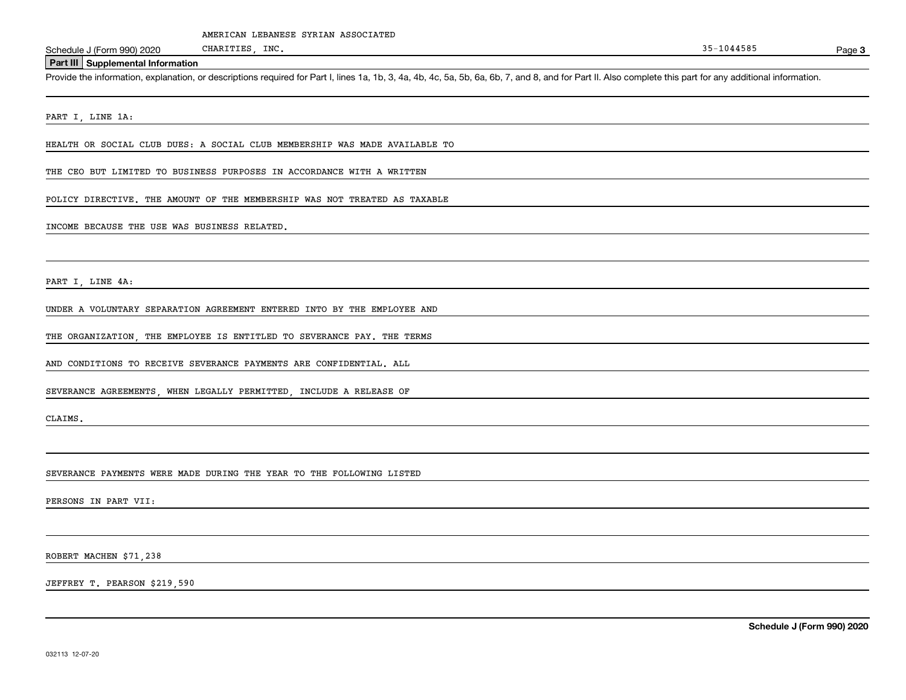AMERICAN LEBANESE SYRIAN ASSOCIATED CHARITIES, INC. 35-1044585

## Part III Supplemental Information

Provide the information, explanation, or descriptions required for Part I, lines 1a, 1b, 3, 4a, 4b, 4c, 5a, 5b, 6a, 6b, 7, and 8, and for Part II. Also complete this part for any additional information.

PART I, LINE 1A:

HEALTH OR SOCIAL CLUB DUES: A SOCIAL CLUB MEMBERSHIP WAS MADE AVAILABLE TO THE CEO BUT LIMITED TO BUSINESS PURPOSES IN ACCORDANCE WITH A WRITTEN POLICY DIRECTIVE. THE AMOUNT OF THE MEMBERSHIP WAS NOT TREATED AS TAXABLE INCOME BECAUSE THE USE WAS BUSINESS RELATED.

PART I, LINE 4A:

UNDER A VOLUNTARY SEPARATION AGREEMENT ENTERED INTO BY THE EMPLOYEE AND THE ORGANIZATION, THE EMPLOYEE IS ENTITLED TO SEVERANCE PAY. THE TERMS AND CONDITIONS TO RECEIVE SEVERANCE PAYMENTS ARE CONFIDENTIAL. ALL SEVERANCE AGREEMENTS, WHEN LEGALLY PERMITTED, INCLUDE A RELEASE OF CLAIMS.

SEVERANCE PAYMENTS WERE MADE DURING THE YEAR TO THE FOLLOWING LISTED PERSONS IN PART VII:

ROBERT MACHEN $71,238

JEFFREY T. PEARSON $219,590

Schedule J (Form 990) 2020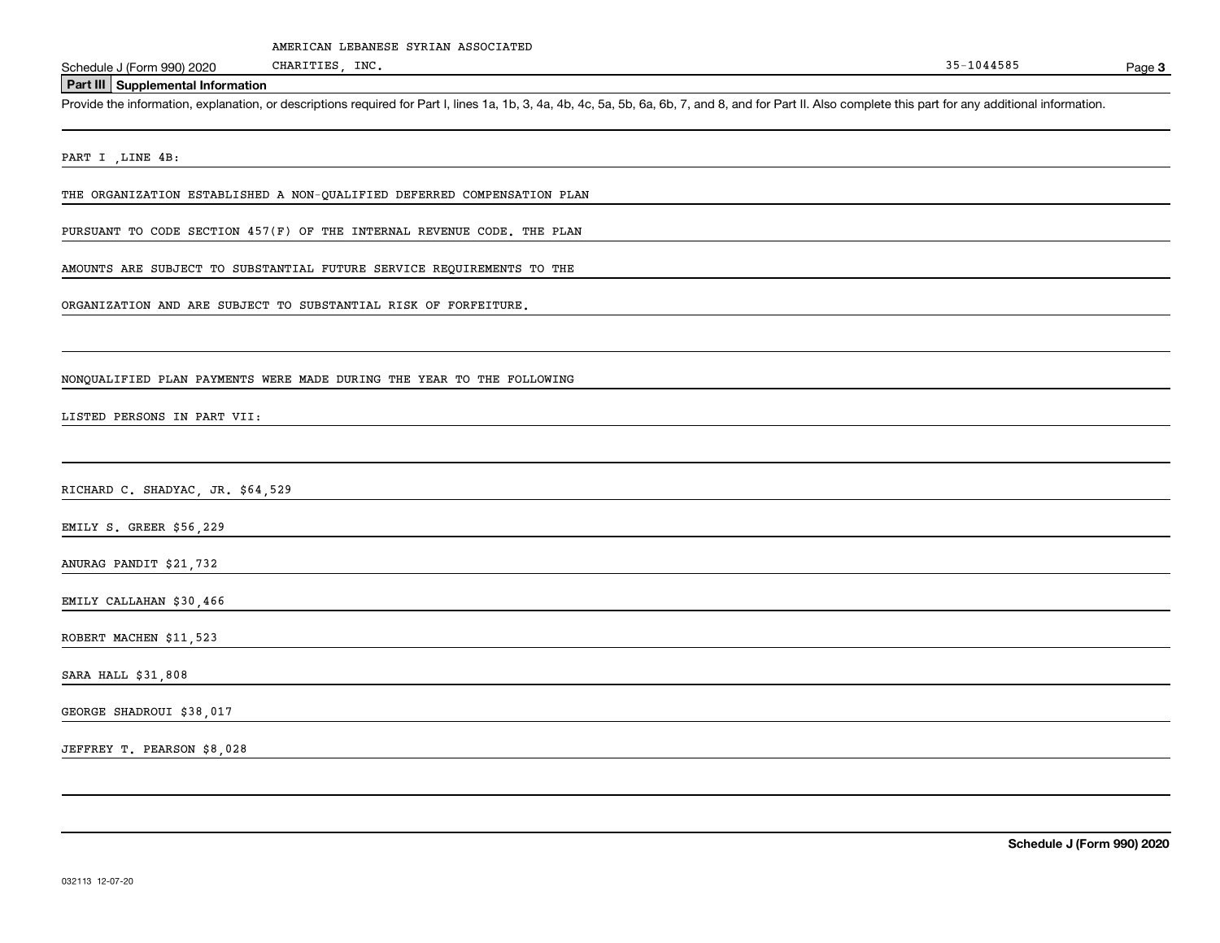AMERICAN LEBANESE SYRIAN ASSOCIATED CHARITIES, INC. 35-1044585

Schedule J (Form 990) 2020

## Part III Supplemental Information

Provide the information, explanation, or descriptions required for Part I, lines 1a, 1b, 3, 4a, 4b, 4c, 5a, 5b, 6a, 6b, 7, and 8, and for Part II. Also complete this part for any additional information.

PART I ,LINE 4B:

THE ORGANIZATION ESTABLISHED A NON-QUALIFIED DEFERRED COMPENSATION PLAN PURSUANT TO CODE SECTION 457(F) OF THE INTERNAL REVENUE CODE. THE PLAN AMOUNTS ARE SUBJECT TO SUBSTANTIAL FUTURE SERVICE REQUIREMENTS TO THE ORGANIZATION AND ARE SUBJECT TO SUBSTANTIAL RISK OF FORFEITURE.

NONQUALIFIED PLAN PAYMENTS WERE MADE DURING THE YEAR TO THE FOLLOWING LISTED PERSONS IN PART VII:

RICHARD C. SHADYAC, JR. $64,529

EMILY S. GREER $56,229

ANURAG PANDIT $21,732

EMILY CALLAHAN $30,466

ROBERT MACHEN $11,523

SARA HALL $31,808

GEORGE SHADROUI $38,017

JEFFREY T. PEARSON $8,028

Schedule J (Form 990) 2020

032113 12-07-20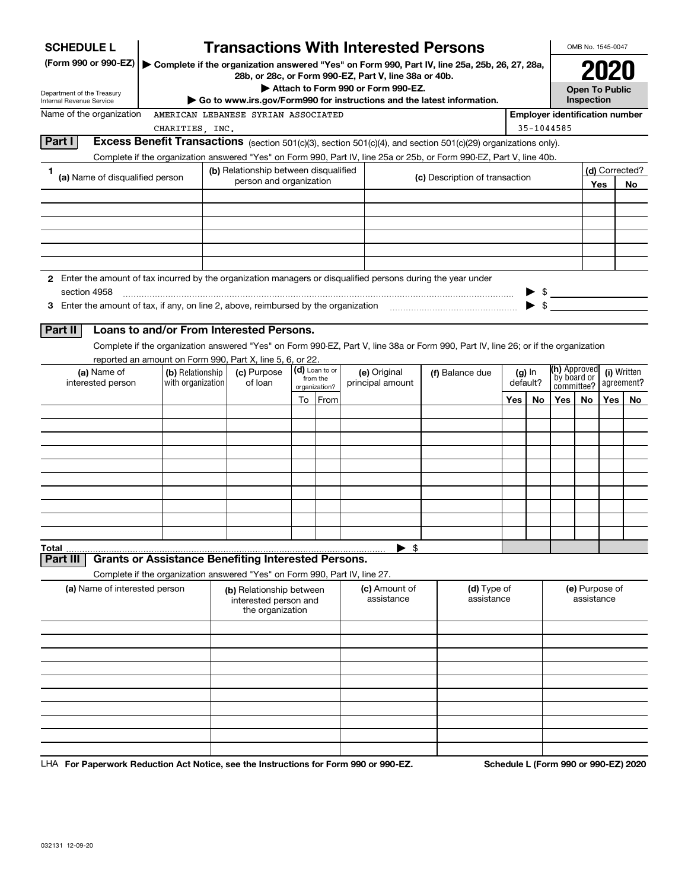**SCHEDULE L**
**(Form 990 or 990-EZ)**

Department of the Treasury
Internal Revenue Service

# Transactions With Interested Persons

▶ **Complete if the organization answered "Yes" on Form 990, Part IV, line 25a, 25b, 26, 27, 28a, 28b, or 28c, or Form 990-EZ, Part V, line 38a or 40b.**
▶ **Attach to Form 990 or Form 990-EZ.**
▶ **Go to www.irs.gov/Form990 for instructions and the latest information.**

OMB No. 1545-0047

**2020**

**Open To Public Inspection**

Name of the organization: AMERICAN LEBANESE SYRIAN ASSOCIATED CHARITIES, INC.

**Employer identification number**: 35-1044585

## Part I Excess Benefit Transactions (section 501(c)(3), section 501(c)(4), and section 501(c)(29) organizations only).

Complete if the organization answered "Yes" on Form 990, Part IV, line 25a or 25b, or Form 990-EZ, Part V, line 40b.

| 1 (a) Name of disqualified person | (b) Relationship between disqualified person and organization | (c) Description of transaction | (d) Corrected? Yes | No |
|---|---|---|---|---|
| | | | | |
| | | | | |
| | | | | |
| | | | | |
| | | | | |
| | | | | |

**2** Enter the amount of tax incurred by the organization managers or disqualified persons during the year under section 4958 ▶ $

**3** Enter the amount of tax, if any, on line 2, above, reimbursed by the organization ▶ $

## Part II Loans to and/or From Interested Persons.

Complete if the organization answered "Yes" on Form 990-EZ, Part V, line 38a or Form 990, Part IV, line 26; or if the organization reported an amount on Form 990, Part X, line 5, 6, or 22.

| (a) Name of interested person | (b) Relationship with organization | (c) Purpose of loan | (d) Loan to or from the organization? To | From | (e) Original principal amount | (f) Balance due | (g) In default? Yes | No | (h) Approved by board or committee? Yes | No | (i) Written agreement? Yes | No |
|---|---|---|---|---|---|---|---|---|---|---|---|---|
| | | | | | | | | | | | | |
| | | | | | | | | | | | | |
| | | | | | | | | | | | | |
| | | | | | | | | | | | | |
| | | | | | | | | | | | | |
| | | | | | | | | | | | | |
| | | | | | | | | | | | | |
| | | | | | | | | | | | | |
| | | | | | | | | | | | | |
| | | | | | | | | | | | | |
| **Total** | | | | | ▶ $ | | | | | | | |

## Part III Grants or Assistance Benefiting Interested Persons.

Complete if the organization answered "Yes" on Form 990, Part IV, line 27.

| (a) Name of interested person | (b) Relationship between interested person and the organization | (c) Amount of assistance | (d) Type of assistance | (e) Purpose of assistance |
|---|---|---|---|---|
| | | | | |
| | | | | |
| | | | | |
| | | | | |
| | | | | |
| | | | | |
| | | | | |
| | | | | |
| | | | | |

LHA **For Paperwork Reduction Act Notice, see the Instructions for Form 990 or 990-EZ.** **Schedule L (Form 990 or 990-EZ) 2020**

032131 12-09-20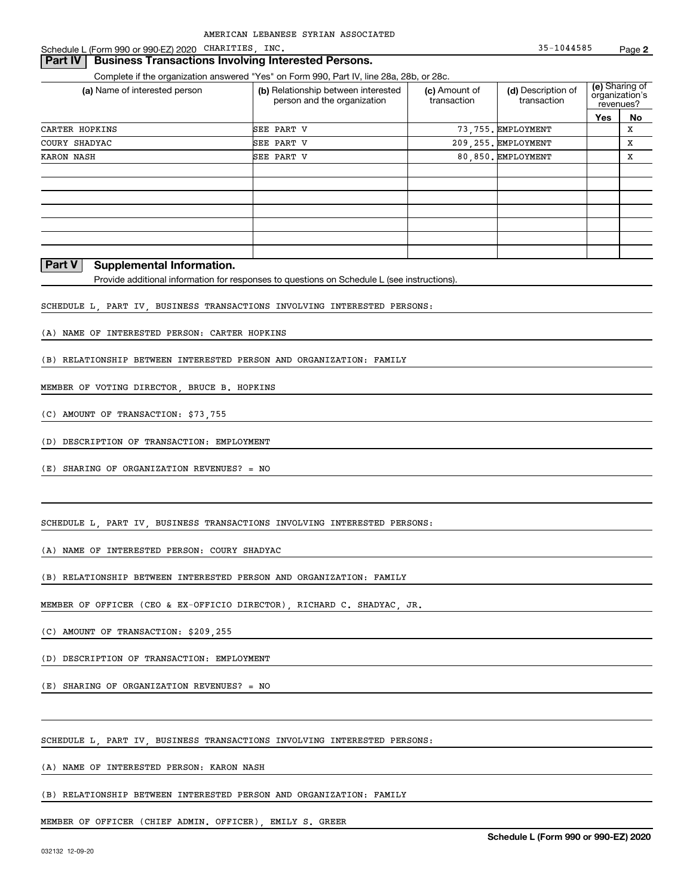AMERICAN LEBANESE SYRIAN ASSOCIATED

Schedule L (Form 990 or 990-EZ) 2020 CHARITIES, INC. 35-1044585 Page 2

## Part IV Business Transactions Involving Interested Persons.

Complete if the organization answered "Yes" on Form 990, Part IV, line 28a, 28b, or 28c.

| (a) Name of interested person | (b) Relationship between interested person and the organization | (c) Amount of transaction | (d) Description of transaction | (e) Sharing of organization's revenues? | |
|---|---|---|---|---|---|
| | | | | Yes | No |
| CARTER HOPKINS | SEE PART V | 73,755. | EMPLOYMENT | | X |
| COURY SHADYAC | SEE PART V | 209,255. | EMPLOYMENT | | X |
| KARON NASH | SEE PART V | 80,850. | EMPLOYMENT | | X |
| | | | | | |
| | | | | | |
| | | | | | |
| | | | | | |
| | | | | | |
| | | | | | |
| | | | | | |

## Part V Supplemental Information.

Provide additional information for responses to questions on Schedule L (see instructions).

SCHEDULE L, PART IV, BUSINESS TRANSACTIONS INVOLVING INTERESTED PERSONS:

(A) NAME OF INTERESTED PERSON: CARTER HOPKINS

(B) RELATIONSHIP BETWEEN INTERESTED PERSON AND ORGANIZATION: FAMILY

MEMBER OF VOTING DIRECTOR, BRUCE B. HOPKINS

(C) AMOUNT OF TRANSACTION: $73,755

(D) DESCRIPTION OF TRANSACTION: EMPLOYMENT

(E) SHARING OF ORGANIZATION REVENUES? = NO

SCHEDULE L, PART IV, BUSINESS TRANSACTIONS INVOLVING INTERESTED PERSONS:

(A) NAME OF INTERESTED PERSON: COURY SHADYAC

(B) RELATIONSHIP BETWEEN INTERESTED PERSON AND ORGANIZATION: FAMILY

MEMBER OF OFFICER (CEO & EX-OFFICIO DIRECTOR), RICHARD C. SHADYAC, JR.

(C) AMOUNT OF TRANSACTION: $209,255

(D) DESCRIPTION OF TRANSACTION: EMPLOYMENT

(E) SHARING OF ORGANIZATION REVENUES? = NO

SCHEDULE L, PART IV, BUSINESS TRANSACTIONS INVOLVING INTERESTED PERSONS:

(A) NAME OF INTERESTED PERSON: KARON NASH

(B) RELATIONSHIP BETWEEN INTERESTED PERSON AND ORGANIZATION: FAMILY

MEMBER OF OFFICER (CHIEF ADMIN. OFFICER), EMILY S. GREER

Schedule L (Form 990 or 990-EZ) 2020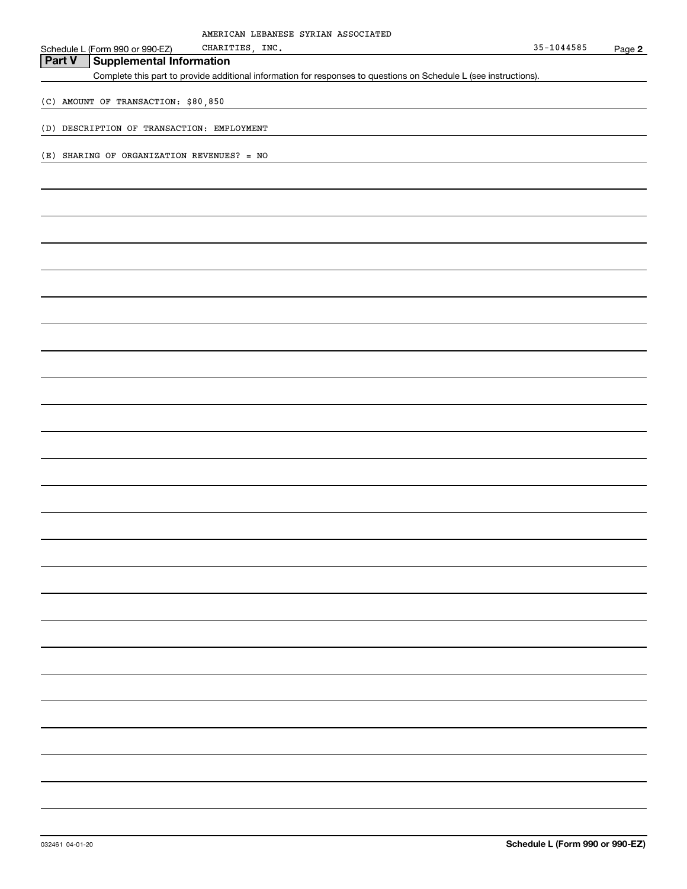Schedule L (Form 990 or 990-EZ) AMERICAN LEBANESE SYRIAN ASSOCIATED CHARITIES, INC. 35-1044585 Page **2**

## Part V Supplemental Information

Complete this part to provide additional information for responses to questions on Schedule L (see instructions).

(C) AMOUNT OF TRANSACTION: $80,850

(D) DESCRIPTION OF TRANSACTION: EMPLOYMENT

(E) SHARING OF ORGANIZATION REVENUES? = NO

032461 04-01-20 **Schedule L (Form 990 or 990-EZ)**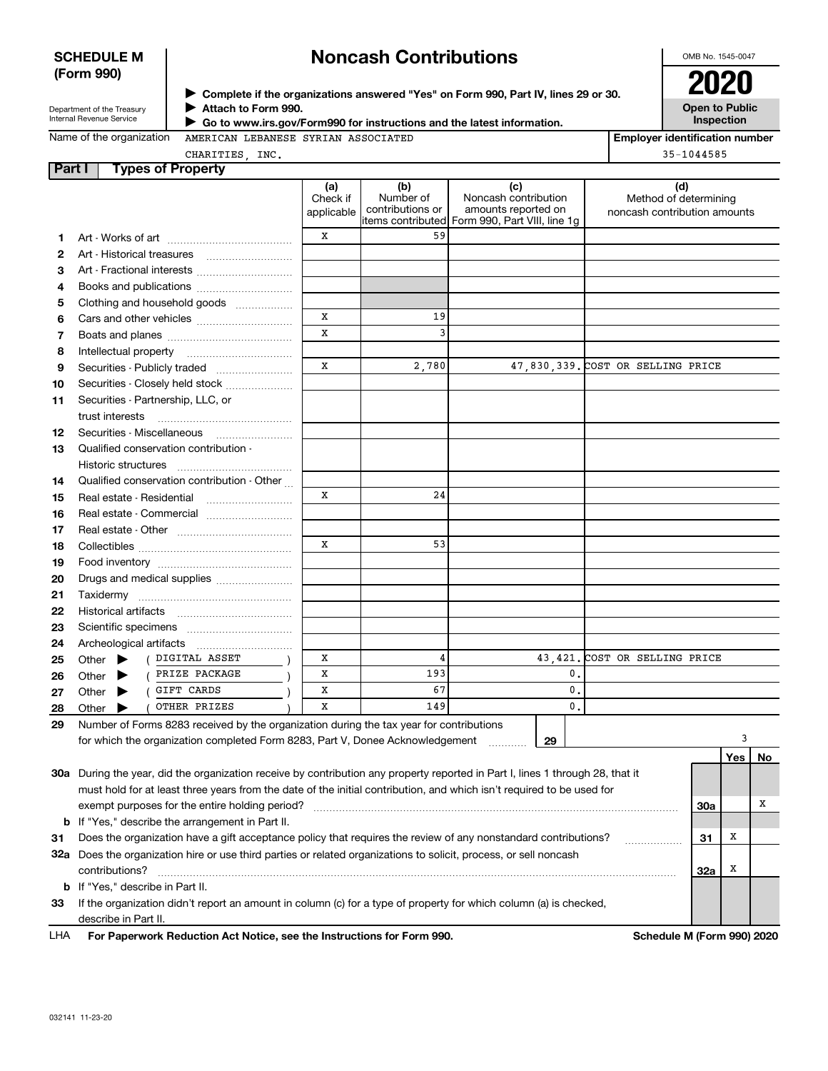**SCHEDULE M (Form 990)**

Department of the Treasury
Internal Revenue Service

# Noncash Contributions

▶ Complete if the organizations answered "Yes" on Form 990, Part IV, lines 29 or 30.
▶ Attach to Form 990.
▶ Go to www.irs.gov/Form990 for instructions and the latest information.

OMB No. 1545-0047

**2020**

**Open to Public Inspection**

Name of the organization: AMERICAN LEBANESE SYRIAN ASSOCIATED CHARITIES, INC.

Employer identification number: 35-1044585

## Part I Types of Property

| | | (a) Check if applicable | (b) Number of contributions or items contributed | (c) Noncash contribution amounts reported on Form 990, Part VIII, line 1g | (d) Method of determining noncash contribution amounts |
|---|---|---|---|---|---|
| 1 | Art - Works of art | X | 59 | | |
| 2 | Art - Historical treasures | | | | |
| 3 | Art - Fractional interests | | | | |
| 4 | Books and publications | | | | |
| 5 | Clothing and household goods | | | | |
| 6 | Cars and other vehicles | X | 19 | | |
| 7 | Boats and planes | X | 3 | | |
| 8 | Intellectual property | | | | |
| 9 | Securities - Publicly traded | X | 2,780 | 47,830,339. | COST OR SELLING PRICE |
| 10 | Securities - Closely held stock | | | | |
| 11 | Securities - Partnership, LLC, or trust interests | | | | |
| 12 | Securities - Miscellaneous | | | | |
| 13 | Qualified conservation contribution - Historic structures | | | | |
| 14 | Qualified conservation contribution - Other | | | | |
| 15 | Real estate - Residential | X | 24 | | |
| 16 | Real estate - Commercial | | | | |
| 17 | Real estate - Other | | | | |
| 18 | Collectibles | X | 53 | | |
| 19 | Food inventory | | | | |
| 20 | Drugs and medical supplies | | | | |
| 21 | Taxidermy | | | | |
| 22 | Historical artifacts | | | | |
| 23 | Scientific specimens | | | | |
| 24 | Archeological artifacts | | | | |
| 25 | Other ▶ ( DIGITAL ASSET ) | X | 4 | 43,421. | COST OR SELLING PRICE |
| 26 | Other ▶ ( PRIZE PACKAGE ) | X | 193 | 0. | |
| 27 | Other ▶ ( GIFT CARDS ) | X | 67 | 0. | |
| 28 | Other ▶ ( OTHER PRIZES ) | X | 149 | 0. | |

29 Number of Forms 8283 received by the organization during the tax year for contributions for which the organization completed Form 8283, Part V, Donee Acknowledgement ..... **29** ..... 3

| | | | Yes | No |
|---|---|---|---|---|
| 30a | During the year, did the organization receive by contribution any property reported in Part I, lines 1 through 28, that it must hold for at least three years from the date of the initial contribution, and which isn't required to be used for exempt purposes for the entire holding period? | 30a | | X |
| b | If "Yes," describe the arrangement in Part II. | | | |
| 31 | Does the organization have a gift acceptance policy that requires the review of any nonstandard contributions? | 31 | X | |
| 32a | Does the organization hire or use third parties or related organizations to solicit, process, or sell noncash contributions? | 32a | X | |
| b | If "Yes," describe in Part II. | | | |
| 33 | If the organization didn't report an amount in column (c) for a type of property for which column (a) is checked, describe in Part II. | | | |

LHA For Paperwork Reduction Act Notice, see the Instructions for Form 990. Schedule M (Form 990) 2020

032141 11-23-20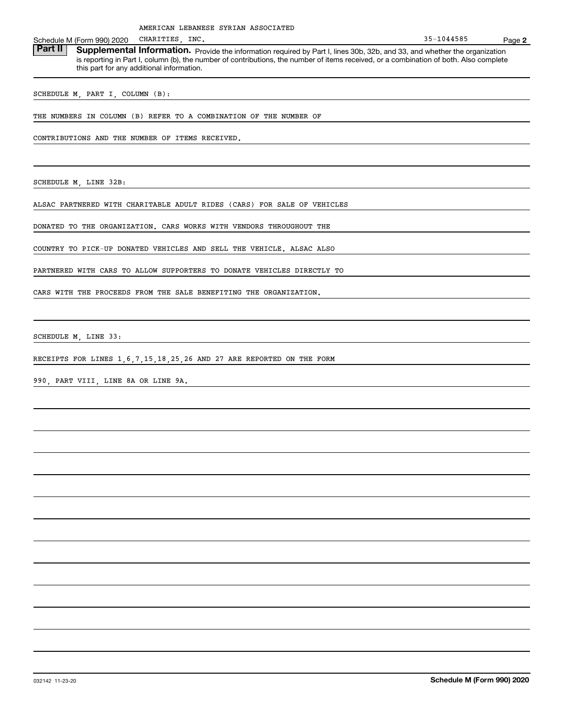AMERICAN LEBANESE SYRIAN ASSOCIATED CHARITIES, INC. 35-1044585

Schedule M (Form 990) 2020 Page **2**

**Part II Supplemental Information.** Provide the information required by Part I, lines 30b, 32b, and 33, and whether the organization is reporting in Part I, column (b), the number of contributions, the number of items received, or a combination of both. Also complete this part for any additional information.

SCHEDULE M, PART I, COLUMN (B):

THE NUMBERS IN COLUMN (B) REFER TO A COMBINATION OF THE NUMBER OF CONTRIBUTIONS AND THE NUMBER OF ITEMS RECEIVED.

SCHEDULE M, LINE 32B:

ALSAC PARTNERED WITH CHARITABLE ADULT RIDES (CARS) FOR SALE OF VEHICLES DONATED TO THE ORGANIZATION. CARS WORKS WITH VENDORS THROUGHOUT THE COUNTRY TO PICK-UP DONATED VEHICLES AND SELL THE VEHICLE. ALSAC ALSO PARTNERED WITH CARS TO ALLOW SUPPORTERS TO DONATE VEHICLES DIRECTLY TO CARS WITH THE PROCEEDS FROM THE SALE BENEFITING THE ORGANIZATION.

SCHEDULE M, LINE 33:

RECEIPTS FOR LINES 1,6,7,15,18,25,26 AND 27 ARE REPORTED ON THE FORM 990, PART VIII, LINE 8A OR LINE 9A.

032142 11-23-20 **Schedule M (Form 990) 2020**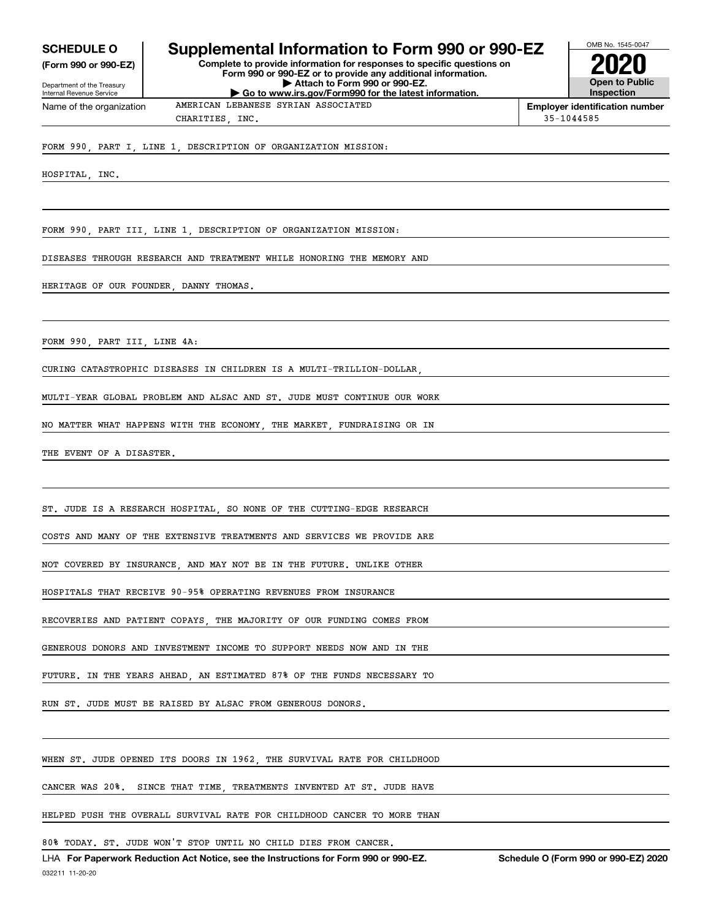**SCHEDULE O**
**(Form 990 or 990-EZ)**

Department of the Treasury
Internal Revenue Service

# Supplemental Information to Form 990 or 990-EZ

**Complete to provide information for responses to specific questions on Form 990 or 990-EZ or to provide any additional information.**
**▶ Attach to Form 990 or 990-EZ.**
**▶ Go to www.irs.gov/Form990 for the latest information.**

OMB No. 1545-0047
**2020**
**Open to Public Inspection**

| Name of the organization | Employer identification number |
|---|---|
| AMERICAN LEBANESE SYRIAN ASSOCIATED CHARITIES, INC. | 35-1044585 |

FORM 990, PART I, LINE 1, DESCRIPTION OF ORGANIZATION MISSION:

HOSPITAL, INC.

FORM 990, PART III, LINE 1, DESCRIPTION OF ORGANIZATION MISSION:

DISEASES THROUGH RESEARCH AND TREATMENT WHILE HONORING THE MEMORY AND HERITAGE OF OUR FOUNDER, DANNY THOMAS.

FORM 990, PART III, LINE 4A:

CURING CATASTROPHIC DISEASES IN CHILDREN IS A MULTI-TRILLION-DOLLAR, MULTI-YEAR GLOBAL PROBLEM AND ALSAC AND ST. JUDE MUST CONTINUE OUR WORK NO MATTER WHAT HAPPENS WITH THE ECONOMY, THE MARKET, FUNDRAISING OR IN THE EVENT OF A DISASTER.

ST. JUDE IS A RESEARCH HOSPITAL, SO NONE OF THE CUTTING-EDGE RESEARCH COSTS AND MANY OF THE EXTENSIVE TREATMENTS AND SERVICES WE PROVIDE ARE NOT COVERED BY INSURANCE, AND MAY NOT BE IN THE FUTURE. UNLIKE OTHER HOSPITALS THAT RECEIVE 90-95% OPERATING REVENUES FROM INSURANCE RECOVERIES AND PATIENT COPAYS, THE MAJORITY OF OUR FUNDING COMES FROM GENEROUS DONORS AND INVESTMENT INCOME TO SUPPORT NEEDS NOW AND IN THE FUTURE. IN THE YEARS AHEAD, AN ESTIMATED 87% OF THE FUNDS NECESSARY TO RUN ST. JUDE MUST BE RAISED BY ALSAC FROM GENEROUS DONORS.

WHEN ST. JUDE OPENED ITS DOORS IN 1962, THE SURVIVAL RATE FOR CHILDHOOD CANCER WAS 20%. SINCE THAT TIME, TREATMENTS INVENTED AT ST. JUDE HAVE HELPED PUSH THE OVERALL SURVIVAL RATE FOR CHILDHOOD CANCER TO MORE THAN 80% TODAY. ST. JUDE WON'T STOP UNTIL NO CHILD DIES FROM CANCER.

LHA **For Paperwork Reduction Act Notice, see the Instructions for Form 990 or 990-EZ.** **Schedule O (Form 990 or 990-EZ) 2020**
032211 11-20-20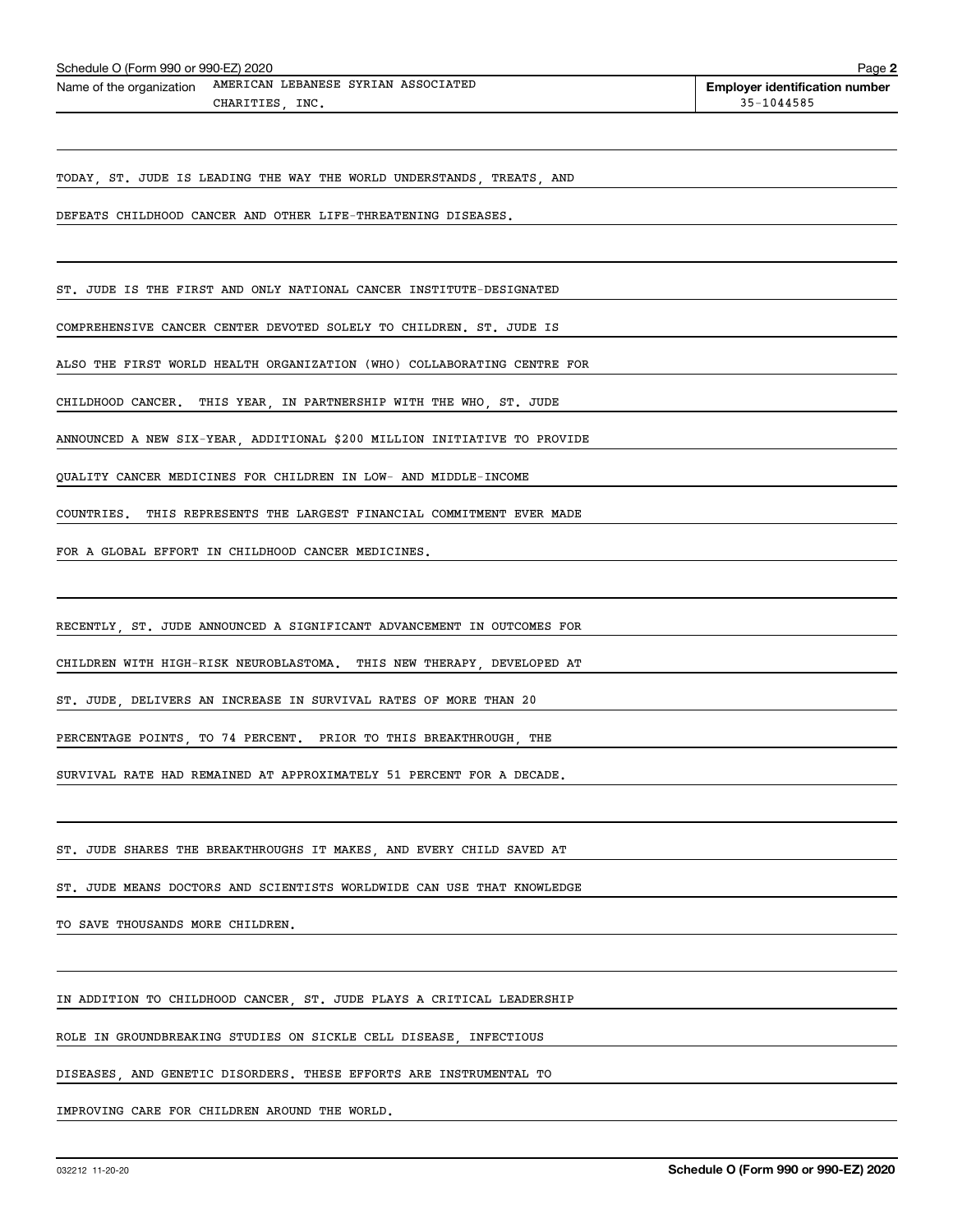Name of the organization: AMERICAN LEBANESE SYRIAN ASSOCIATED CHARITIES, INC.

Employer identification number: 35-1044585

TODAY, ST. JUDE IS LEADING THE WAY THE WORLD UNDERSTANDS, TREATS, AND DEFEATS CHILDHOOD CANCER AND OTHER LIFE-THREATENING DISEASES.

ST. JUDE IS THE FIRST AND ONLY NATIONAL CANCER INSTITUTE-DESIGNATED COMPREHENSIVE CANCER CENTER DEVOTED SOLELY TO CHILDREN. ST. JUDE IS ALSO THE FIRST WORLD HEALTH ORGANIZATION (WHO) COLLABORATING CENTRE FOR CHILDHOOD CANCER. THIS YEAR, IN PARTNERSHIP WITH THE WHO, ST. JUDE ANNOUNCED A NEW SIX-YEAR, ADDITIONAL $200 MILLION INITIATIVE TO PROVIDE QUALITY CANCER MEDICINES FOR CHILDREN IN LOW- AND MIDDLE-INCOME COUNTRIES. THIS REPRESENTS THE LARGEST FINANCIAL COMMITMENT EVER MADE FOR A GLOBAL EFFORT IN CHILDHOOD CANCER MEDICINES.

RECENTLY, ST. JUDE ANNOUNCED A SIGNIFICANT ADVANCEMENT IN OUTCOMES FOR CHILDREN WITH HIGH-RISK NEUROBLASTOMA. THIS NEW THERAPY, DEVELOPED AT ST. JUDE, DELIVERS AN INCREASE IN SURVIVAL RATES OF MORE THAN 20 PERCENTAGE POINTS, TO 74 PERCENT. PRIOR TO THIS BREAKTHROUGH, THE SURVIVAL RATE HAD REMAINED AT APPROXIMATELY 51 PERCENT FOR A DECADE.

ST. JUDE SHARES THE BREAKTHROUGHS IT MAKES, AND EVERY CHILD SAVED AT ST. JUDE MEANS DOCTORS AND SCIENTISTS WORLDWIDE CAN USE THAT KNOWLEDGE TO SAVE THOUSANDS MORE CHILDREN.

IN ADDITION TO CHILDHOOD CANCER, ST. JUDE PLAYS A CRITICAL LEADERSHIP ROLE IN GROUNDBREAKING STUDIES ON SICKLE CELL DISEASE, INFECTIOUS DISEASES, AND GENETIC DISORDERS. THESE EFFORTS ARE INSTRUMENTAL TO IMPROVING CARE FOR CHILDREN AROUND THE WORLD.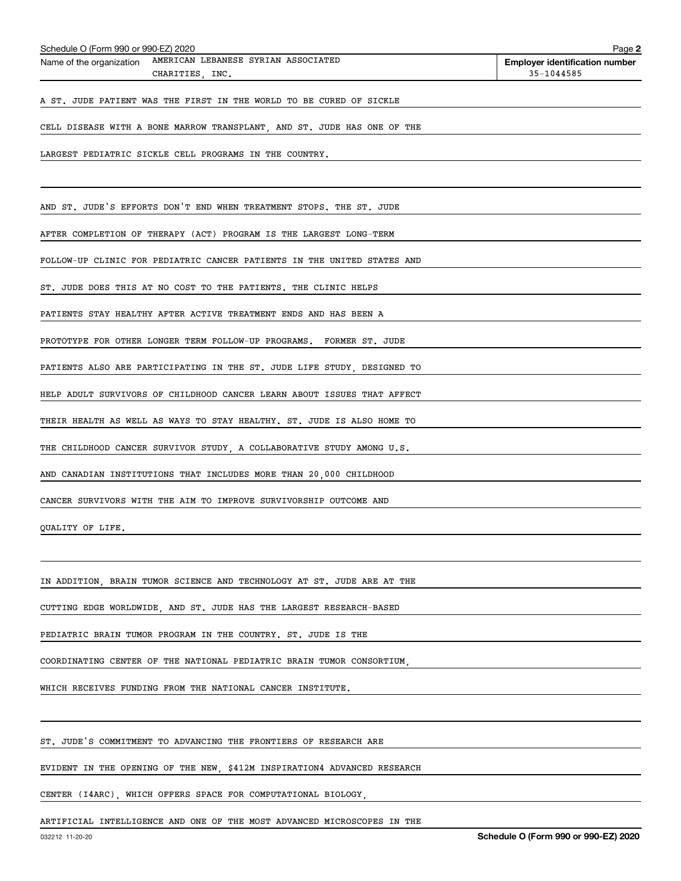Name of the organization AMERICAN LEBANESE SYRIAN ASSOCIATED CHARITIES, INC.

Employer identification number 35-1044585

A ST. JUDE PATIENT WAS THE FIRST IN THE WORLD TO BE CURED OF SICKLE CELL DISEASE WITH A BONE MARROW TRANSPLANT, AND ST. JUDE HAS ONE OF THE LARGEST PEDIATRIC SICKLE CELL PROGRAMS IN THE COUNTRY.

AND ST. JUDE'S EFFORTS DON'T END WHEN TREATMENT STOPS. THE ST. JUDE AFTER COMPLETION OF THERAPY (ACT) PROGRAM IS THE LARGEST LONG-TERM FOLLOW-UP CLINIC FOR PEDIATRIC CANCER PATIENTS IN THE UNITED STATES AND ST. JUDE DOES THIS AT NO COST TO THE PATIENTS. THE CLINIC HELPS PATIENTS STAY HEALTHY AFTER ACTIVE TREATMENT ENDS AND HAS BEEN A PROTOTYPE FOR OTHER LONGER TERM FOLLOW-UP PROGRAMS. FORMER ST. JUDE PATIENTS ALSO ARE PARTICIPATING IN THE ST. JUDE LIFE STUDY, DESIGNED TO HELP ADULT SURVIVORS OF CHILDHOOD CANCER LEARN ABOUT ISSUES THAT AFFECT THEIR HEALTH AS WELL AS WAYS TO STAY HEALTHY. ST. JUDE IS ALSO HOME TO THE CHILDHOOD CANCER SURVIVOR STUDY, A COLLABORATIVE STUDY AMONG U.S. AND CANADIAN INSTITUTIONS THAT INCLUDES MORE THAN 20,000 CHILDHOOD CANCER SURVIVORS WITH THE AIM TO IMPROVE SURVIVORSHIP OUTCOME AND QUALITY OF LIFE.

IN ADDITION, BRAIN TUMOR SCIENCE AND TECHNOLOGY AT ST. JUDE ARE AT THE CUTTING EDGE WORLDWIDE, AND ST. JUDE HAS THE LARGEST RESEARCH-BASED PEDIATRIC BRAIN TUMOR PROGRAM IN THE COUNTRY. ST. JUDE IS THE COORDINATING CENTER OF THE NATIONAL PEDIATRIC BRAIN TUMOR CONSORTIUM, WHICH RECEIVES FUNDING FROM THE NATIONAL CANCER INSTITUTE.

ST. JUDE'S COMMITMENT TO ADVANCING THE FRONTIERS OF RESEARCH ARE EVIDENT IN THE OPENING OF THE NEW, $412M INSPIRATION4 ADVANCED RESEARCH CENTER (I4ARC), WHICH OFFERS SPACE FOR COMPUTATIONAL BIOLOGY, ARTIFICIAL INTELLIGENCE AND ONE OF THE MOST ADVANCED MICROSCOPES IN THE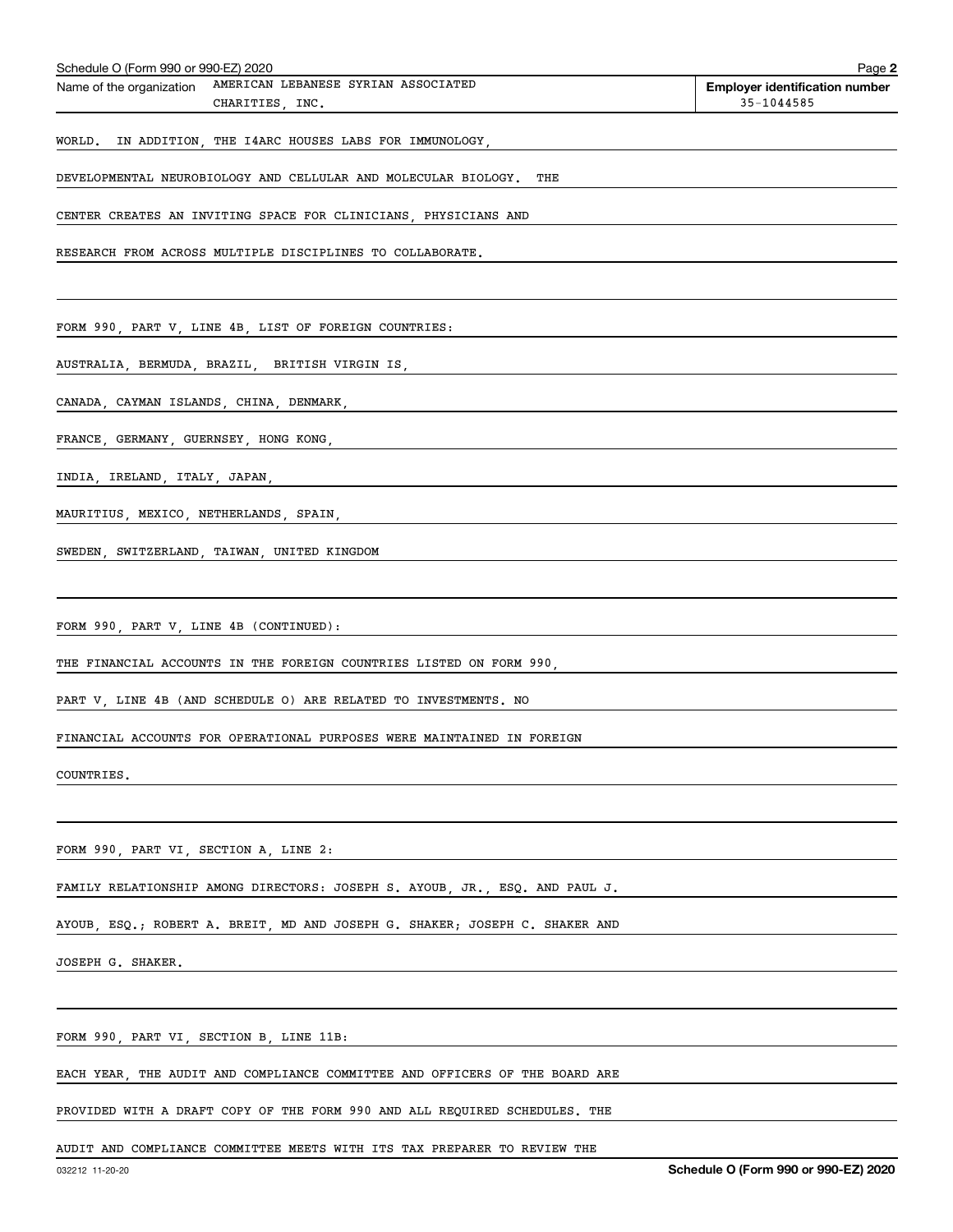Name of the organization AMERICAN LEBANESE SYRIAN ASSOCIATED CHARITIES, INC.

Employer identification number 35-1044585

WORLD. IN ADDITION, THE I4ARC HOUSES LABS FOR IMMUNOLOGY, DEVELOPMENTAL NEUROBIOLOGY AND CELLULAR AND MOLECULAR BIOLOGY. THE CENTER CREATES AN INVITING SPACE FOR CLINICIANS, PHYSICIANS AND RESEARCH FROM ACROSS MULTIPLE DISCIPLINES TO COLLABORATE.

FORM 990, PART V, LINE 4B, LIST OF FOREIGN COUNTRIES:

AUSTRALIA, BERMUDA, BRAZIL, BRITISH VIRGIN IS,
CANADA, CAYMAN ISLANDS, CHINA, DENMARK,
FRANCE, GERMANY, GUERNSEY, HONG KONG,
INDIA, IRELAND, ITALY, JAPAN,
MAURITIUS, MEXICO, NETHERLANDS, SPAIN,
SWEDEN, SWITZERLAND, TAIWAN, UNITED KINGDOM

FORM 990, PART V, LINE 4B (CONTINUED):

THE FINANCIAL ACCOUNTS IN THE FOREIGN COUNTRIES LISTED ON FORM 990, PART V, LINE 4B (AND SCHEDULE O) ARE RELATED TO INVESTMENTS. NO FINANCIAL ACCOUNTS FOR OPERATIONAL PURPOSES WERE MAINTAINED IN FOREIGN COUNTRIES.

FORM 990, PART VI, SECTION A, LINE 2:

FAMILY RELATIONSHIP AMONG DIRECTORS: JOSEPH S. AYOUB, JR., ESQ. AND PAUL J. AYOUB, ESQ.; ROBERT A. BREIT, MD AND JOSEPH G. SHAKER; JOSEPH C. SHAKER AND JOSEPH G. SHAKER.

FORM 990, PART VI, SECTION B, LINE 11B:

EACH YEAR, THE AUDIT AND COMPLIANCE COMMITTEE AND OFFICERS OF THE BOARD ARE PROVIDED WITH A DRAFT COPY OF THE FORM 990 AND ALL REQUIRED SCHEDULES. THE AUDIT AND COMPLIANCE COMMITTEE MEETS WITH ITS TAX PREPARER TO REVIEW THE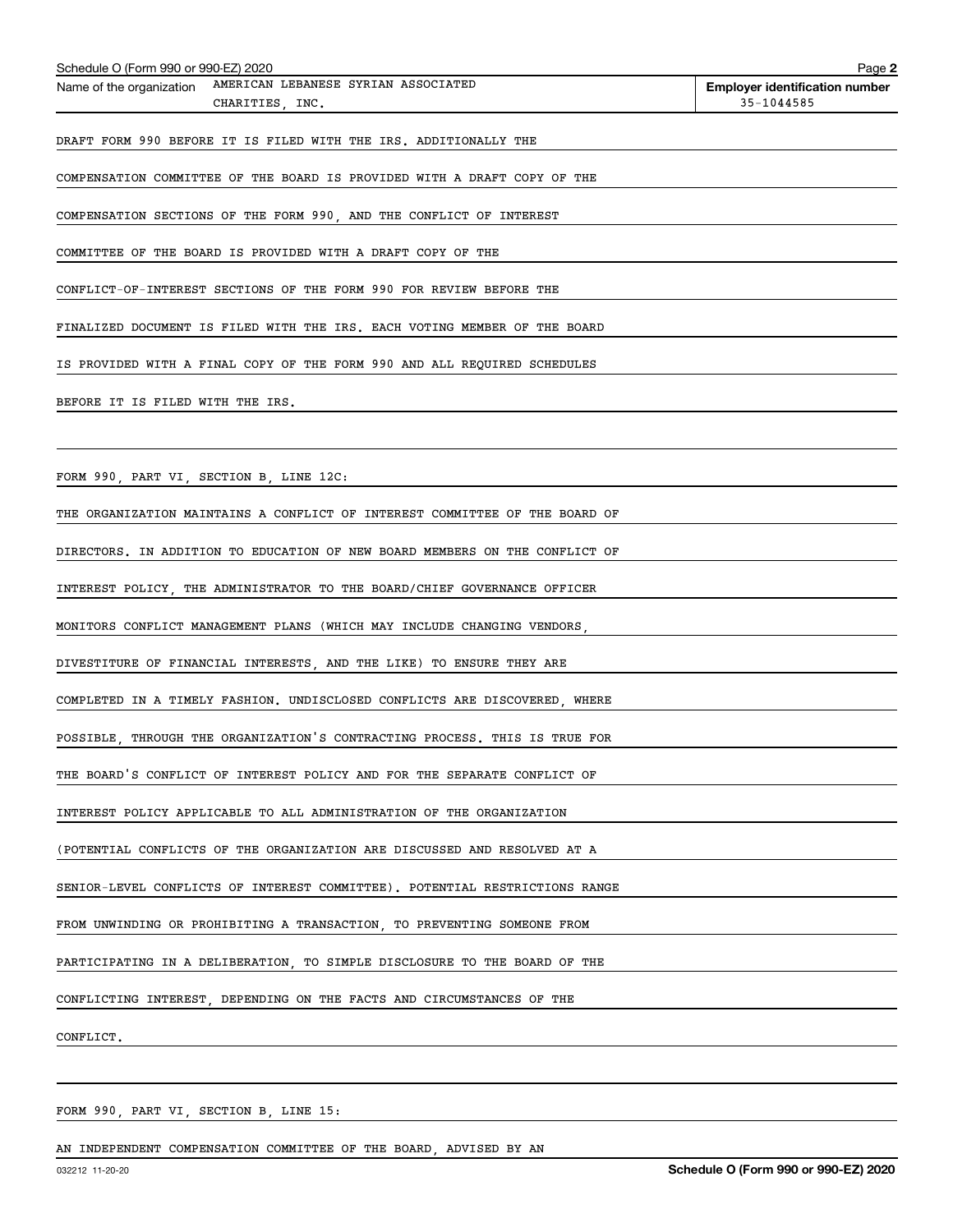Name of the organization AMERICAN LEBANESE SYRIAN ASSOCIATED CHARITIES, INC.

**Employer identification number** 35-1044585

DRAFT FORM 990 BEFORE IT IS FILED WITH THE IRS. ADDITIONALLY THE COMPENSATION COMMITTEE OF THE BOARD IS PROVIDED WITH A DRAFT COPY OF THE COMPENSATION SECTIONS OF THE FORM 990, AND THE CONFLICT OF INTEREST COMMITTEE OF THE BOARD IS PROVIDED WITH A DRAFT COPY OF THE CONFLICT-OF-INTEREST SECTIONS OF THE FORM 990 FOR REVIEW BEFORE THE FINALIZED DOCUMENT IS FILED WITH THE IRS. EACH VOTING MEMBER OF THE BOARD IS PROVIDED WITH A FINAL COPY OF THE FORM 990 AND ALL REQUIRED SCHEDULES BEFORE IT IS FILED WITH THE IRS.

FORM 990, PART VI, SECTION B, LINE 12C:

THE ORGANIZATION MAINTAINS A CONFLICT OF INTEREST COMMITTEE OF THE BOARD OF DIRECTORS. IN ADDITION TO EDUCATION OF NEW BOARD MEMBERS ON THE CONFLICT OF INTEREST POLICY, THE ADMINISTRATOR TO THE BOARD/CHIEF GOVERNANCE OFFICER MONITORS CONFLICT MANAGEMENT PLANS (WHICH MAY INCLUDE CHANGING VENDORS, DIVESTITURE OF FINANCIAL INTERESTS, AND THE LIKE) TO ENSURE THEY ARE COMPLETED IN A TIMELY FASHION. UNDISCLOSED CONFLICTS ARE DISCOVERED, WHERE POSSIBLE, THROUGH THE ORGANIZATION'S CONTRACTING PROCESS. THIS IS TRUE FOR THE BOARD'S CONFLICT OF INTEREST POLICY AND FOR THE SEPARATE CONFLICT OF INTEREST POLICY APPLICABLE TO ALL ADMINISTRATION OF THE ORGANIZATION (POTENTIAL CONFLICTS OF THE ORGANIZATION ARE DISCUSSED AND RESOLVED AT A SENIOR-LEVEL CONFLICTS OF INTEREST COMMITTEE). POTENTIAL RESTRICTIONS RANGE FROM UNWINDING OR PROHIBITING A TRANSACTION, TO PREVENTING SOMEONE FROM PARTICIPATING IN A DELIBERATION, TO SIMPLE DISCLOSURE TO THE BOARD OF THE CONFLICTING INTEREST, DEPENDING ON THE FACTS AND CIRCUMSTANCES OF THE CONFLICT.

FORM 990, PART VI, SECTION B, LINE 15:

AN INDEPENDENT COMPENSATION COMMITTEE OF THE BOARD, ADVISED BY AN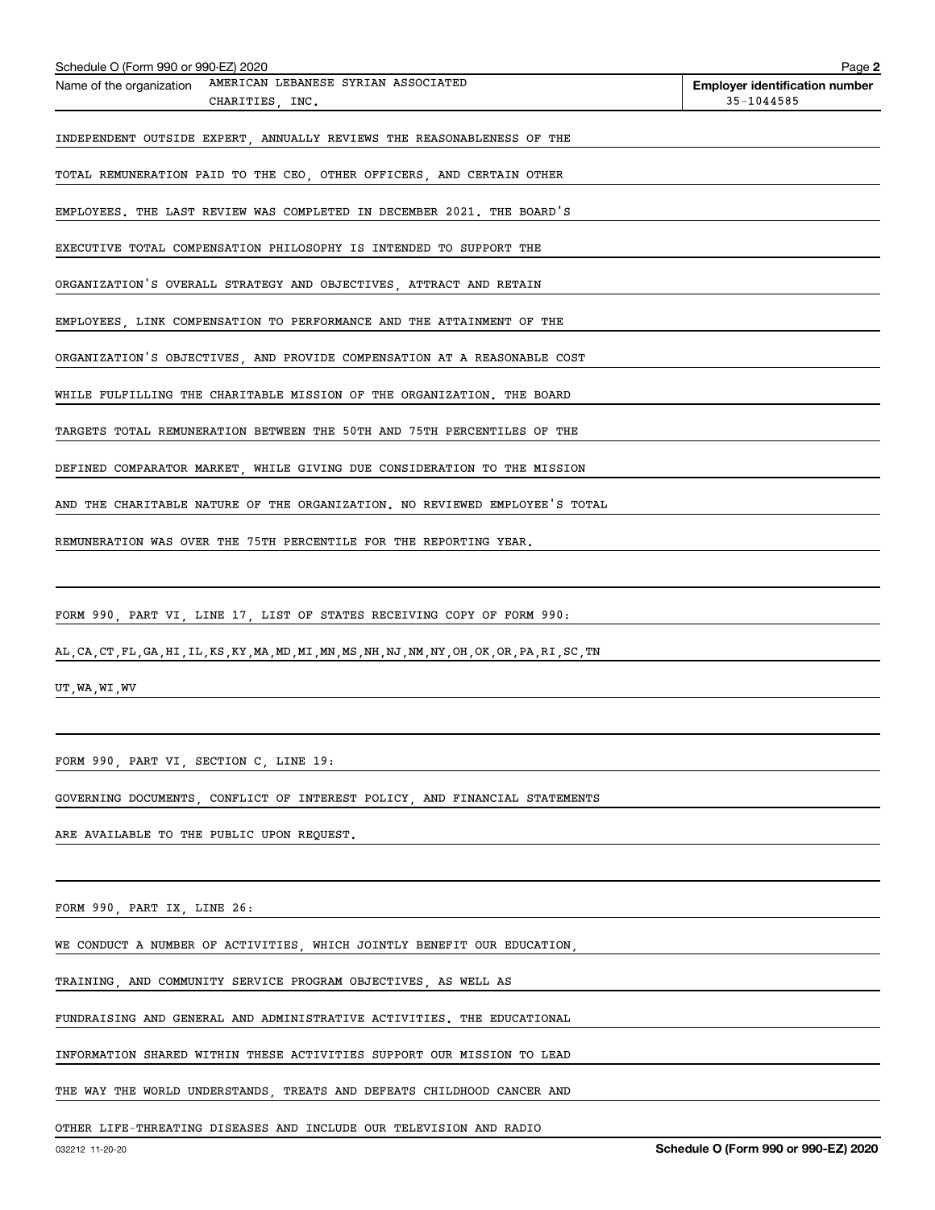Name of the organization AMERICAN LEBANESE SYRIAN ASSOCIATED CHARITIES, INC.

**Employer identification number** 35-1044585

INDEPENDENT OUTSIDE EXPERT, ANNUALLY REVIEWS THE REASONABLENESS OF THE TOTAL REMUNERATION PAID TO THE CEO, OTHER OFFICERS, AND CERTAIN OTHER EMPLOYEES. THE LAST REVIEW WAS COMPLETED IN DECEMBER 2021. THE BOARD'S EXECUTIVE TOTAL COMPENSATION PHILOSOPHY IS INTENDED TO SUPPORT THE ORGANIZATION'S OVERALL STRATEGY AND OBJECTIVES, ATTRACT AND RETAIN EMPLOYEES, LINK COMPENSATION TO PERFORMANCE AND THE ATTAINMENT OF THE ORGANIZATION'S OBJECTIVES, AND PROVIDE COMPENSATION AT A REASONABLE COST WHILE FULFILLING THE CHARITABLE MISSION OF THE ORGANIZATION. THE BOARD TARGETS TOTAL REMUNERATION BETWEEN THE 50TH AND 75TH PERCENTILES OF THE DEFINED COMPARATOR MARKET, WHILE GIVING DUE CONSIDERATION TO THE MISSION AND THE CHARITABLE NATURE OF THE ORGANIZATION. NO REVIEWED EMPLOYEE'S TOTAL REMUNERATION WAS OVER THE 75TH PERCENTILE FOR THE REPORTING YEAR.

FORM 990, PART VI, LINE 17, LIST OF STATES RECEIVING COPY OF FORM 990:

AL,CA,CT,FL,GA,HI,IL,KS,KY,MA,MD,MI,MN,MS,NH,NJ,NM,NY,OH,OK,OR,PA,RI,SC,TN UT,WA,WI,WV

FORM 990, PART VI, SECTION C, LINE 19:

GOVERNING DOCUMENTS, CONFLICT OF INTEREST POLICY, AND FINANCIAL STATEMENTS ARE AVAILABLE TO THE PUBLIC UPON REQUEST.

FORM 990, PART IX, LINE 26:

WE CONDUCT A NUMBER OF ACTIVITIES, WHICH JOINTLY BENEFIT OUR EDUCATION, TRAINING, AND COMMUNITY SERVICE PROGRAM OBJECTIVES, AS WELL AS FUNDRAISING AND GENERAL AND ADMINISTRATIVE ACTIVITIES. THE EDUCATIONAL INFORMATION SHARED WITHIN THESE ACTIVITIES SUPPORT OUR MISSION TO LEAD THE WAY THE WORLD UNDERSTANDS, TREATS AND DEFEATS CHILDHOOD CANCER AND OTHER LIFE-THREATING DISEASES AND INCLUDE OUR TELEVISION AND RADIO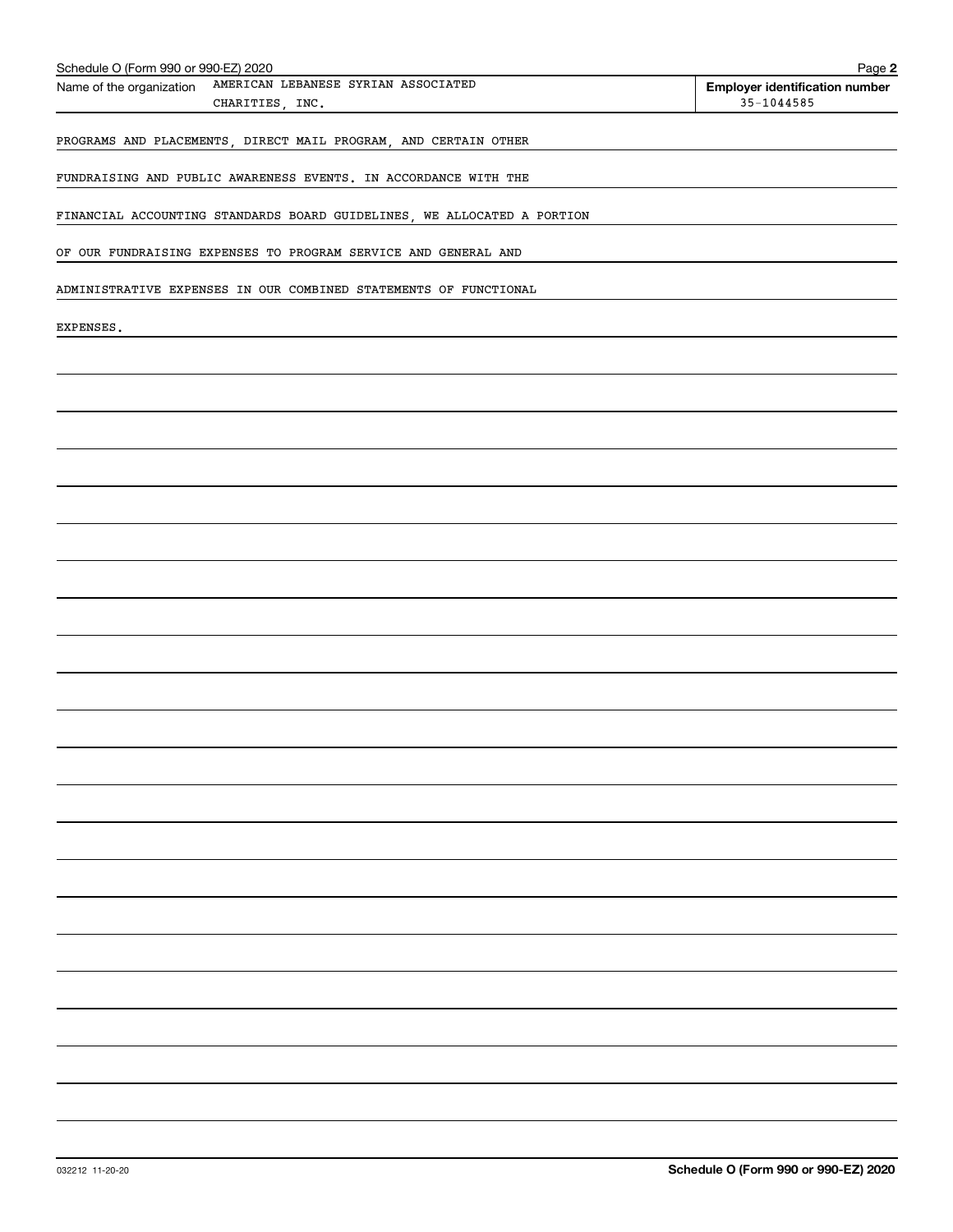Name of the organization AMERICAN LEBANESE SYRIAN ASSOCIATED CHARITIES, INC.

**Employer identification number** 35-1044585

PROGRAMS AND PLACEMENTS, DIRECT MAIL PROGRAM, AND CERTAIN OTHER FUNDRAISING AND PUBLIC AWARENESS EVENTS. IN ACCORDANCE WITH THE FINANCIAL ACCOUNTING STANDARDS BOARD GUIDELINES, WE ALLOCATED A PORTION OF OUR FUNDRAISING EXPENSES TO PROGRAM SERVICE AND GENERAL AND ADMINISTRATIVE EXPENSES IN OUR COMBINED STATEMENTS OF FUNCTIONAL EXPENSES.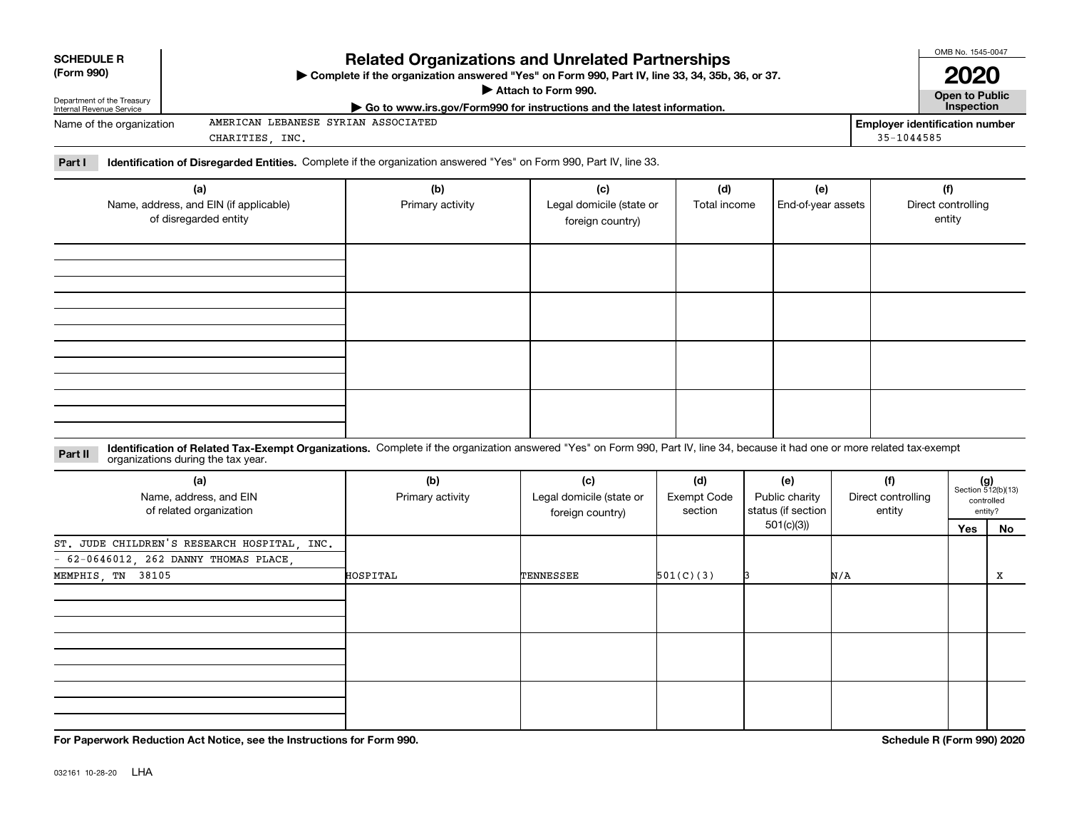**SCHEDULE R (Form 990)**

Department of the Treasury
Internal Revenue Service

# Related Organizations and Unrelated Partnerships

▶ Complete if the organization answered "Yes" on Form 990, Part IV, line 33, 34, 35b, 36, or 37.
▶ Attach to Form 990.
▶ Go to www.irs.gov/Form990 for instructions and the latest information.

OMB No. 1545-0047

**2020**

**Open to Public Inspection**

Name of the organization: AMERICAN LEBANESE SYRIAN ASSOCIATED CHARITIES, INC.

Employer identification number: 35-1044585

**Part I** **Identification of Disregarded Entities.** Complete if the organization answered "Yes" on Form 990, Part IV, line 33.

| (a) Name, address, and EIN (if applicable) of disregarded entity | (b) Primary activity | (c) Legal domicile (state or foreign country) | (d) Total income | (e) End-of-year assets | (f) Direct controlling entity |
|---|---|---|---|---|---|
| | | | | | |
| | | | | | |
| | | | | | |
| | | | | | |

**Part II** **Identification of Related Tax-Exempt Organizations.** Complete if the organization answered "Yes" on Form 990, Part IV, line 34, because it had one or more related tax-exempt organizations during the tax year.

| (a) Name, address, and EIN of related organization | (b) Primary activity | (c) Legal domicile (state or foreign country) | (d) Exempt Code section | (e) Public charity status (if section 501(c)(3)) | (f) Direct controlling entity | (g) Section 512(b)(13) controlled entity? Yes | No |
|---|---|---|---|---|---|---|---|
| ST. JUDE CHILDREN'S RESEARCH HOSPITAL, INC. - 62-0646012, 262 DANNY THOMAS PLACE, MEMPHIS, TN 38105 | HOSPITAL | TENNESSEE | 501(C)(3) | 3 | N/A | | X |
| | | | | | | | |
| | | | | | | | |
| | | | | | | | |

**For Paperwork Reduction Act Notice, see the Instructions for Form 990.**

**Schedule R (Form 990) 2020**

032161 10-28-20 LHA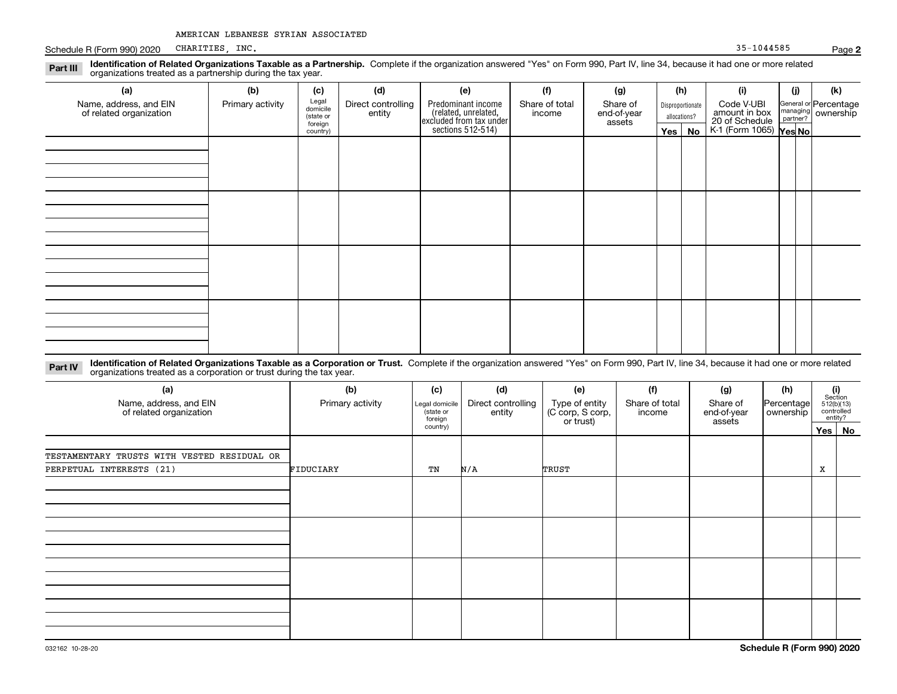AMERICAN LEBANESE SYRIAN ASSOCIATED CHARITIES, INC.

Schedule R (Form 990) 2020 35-1044585 Page **2**

**Part III** **Identification of Related Organizations Taxable as a Partnership.** Complete if the organization answered "Yes" on Form 990, Part IV, line 34, because it had one or more related organizations treated as a partnership during the tax year.

| (a) Name, address, and EIN of related organization | (b) Primary activity | (c) Legal domicile (state or foreign country) | (d) Direct controlling entity | (e) Predominant income (related, unrelated, excluded from tax under sections 512-514) | (f) Share of total income | (g) Share of end-of-year assets | (h) Disproportionate allocations? Yes | No | (i) Code V-UBI amount in box 20 of Schedule K-1 (Form 1065) | (j) General or managing partner? Yes | No | (k) Percentage ownership |
|---|---|---|---|---|---|---|---|---|---|---|---|---|
| | | | | | | | | | | | | |
| | | | | | | | | | | | | |
| | | | | | | | | | | | | |
| | | | | | | | | | | | | |

**Part IV** **Identification of Related Organizations Taxable as a Corporation or Trust.** Complete if the organization answered "Yes" on Form 990, Part IV, line 34, because it had one or more related organizations treated as a corporation or trust during the tax year.

| (a) Name, address, and EIN of related organization | (b) Primary activity | (c) Legal domicile (state or foreign country) | (d) Direct controlling entity | (e) Type of entity (C corp, S corp, or trust) | (f) Share of total income | (g) Share of end-of-year assets | (h) Percentage ownership | (i) Section 512(b)(13) controlled entity? Yes | No |
|---|---|---|---|---|---|---|---|---|---|
| TESTAMENTARY TRUSTS WITH VESTED RESIDUAL OR PERPETUAL INTERESTS (21) | FIDUCIARY | TN | N/A | TRUST | | | | X | |
| | | | | | | | | | |
| | | | | | | | | | |
| | | | | | | | | | |
| | | | | | | | | | |

032162 10-28-20 **Schedule R (Form 990) 2020**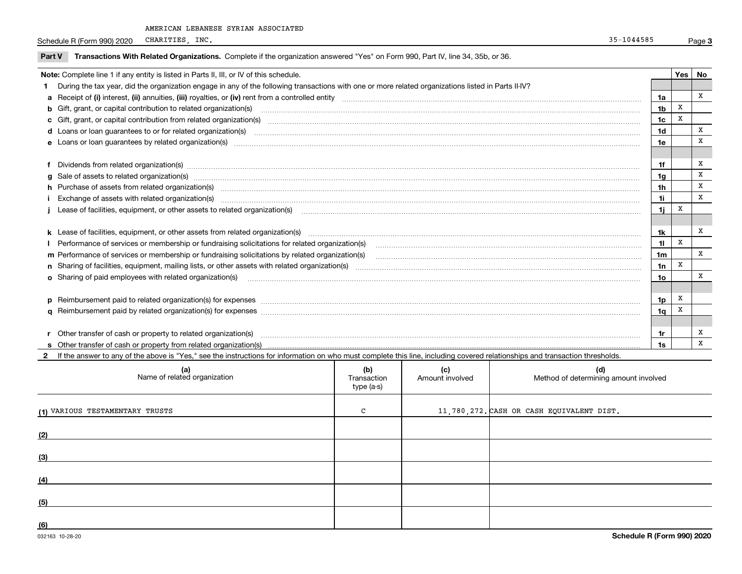AMERICAN LEBANESE SYRIAN ASSOCIATED

Schedule R (Form 990) 2020 CHARITIES, INC. 35-1044585 Page **3**

**Part V** **Transactions With Related Organizations.** Complete if the organization answered "Yes" on Form 990, Part IV, line 34, 35b, or 36.

| **Note:** Complete line 1 if any entity is listed in Parts II, III, or IV of this schedule. | | Yes | No |
|---|---|---|---|
| **1** During the tax year, did the organization engage in any of the following transactions with one or more related organizations listed in Parts II-IV? | | | |
| **a** Receipt of **(i)** interest, **(ii)** annuities, **(iii)** royalties, or **(iv)** rent from a controlled entity | 1a | | X |
| **b** Gift, grant, or capital contribution to related organization(s) | 1b | X | |
| **c** Gift, grant, or capital contribution from related organization(s) | 1c | X | |
| **d** Loans or loan guarantees to or for related organization(s) | 1d | | X |
| **e** Loans or loan guarantees by related organization(s) | 1e | | X |
| **f** Dividends from related organization(s) | 1f | | X |
| **g** Sale of assets to related organization(s) | 1g | | X |
| **h** Purchase of assets from related organization(s) | 1h | | X |
| **i** Exchange of assets with related organization(s) | 1i | | X |
| **j** Lease of facilities, equipment, or other assets to related organization(s) | 1j | X | |
| **k** Lease of facilities, equipment, or other assets from related organization(s) | 1k | | X |
| **l** Performance of services or membership or fundraising solicitations for related organization(s) | 1l | X | |
| **m** Performance of services or membership or fundraising solicitations by related organization(s) | 1m | | X |
| **n** Sharing of facilities, equipment, mailing lists, or other assets with related organization(s) | 1n | X | |
| **o** Sharing of paid employees with related organization(s) | 1o | | X |
| **p** Reimbursement paid to related organization(s) for expenses | 1p | X | |
| **q** Reimbursement paid by related organization(s) for expenses | 1q | X | |
| **r** Other transfer of cash or property to related organization(s) | 1r | | X |
| **s** Other transfer of cash or property from related organization(s) | 1s | | X |

**2** If the answer to any of the above is "Yes," see the instructions for information on who must complete this line, including covered relationships and transaction thresholds.

| (a) Name of related organization | (b) Transaction type (a-s) | (c) Amount involved | (d) Method of determining amount involved |
|---|---|---|---|
| (1) VARIOUS TESTAMENTARY TRUSTS | C | 11,780,272. | CASH OR CASH EQUIVALENT DIST. |
| (2) | | | |
| (3) | | | |
| (4) | | | |
| (5) | | | |
| (6) | | | |

032163 10-28-20 **Schedule R (Form 990) 2020**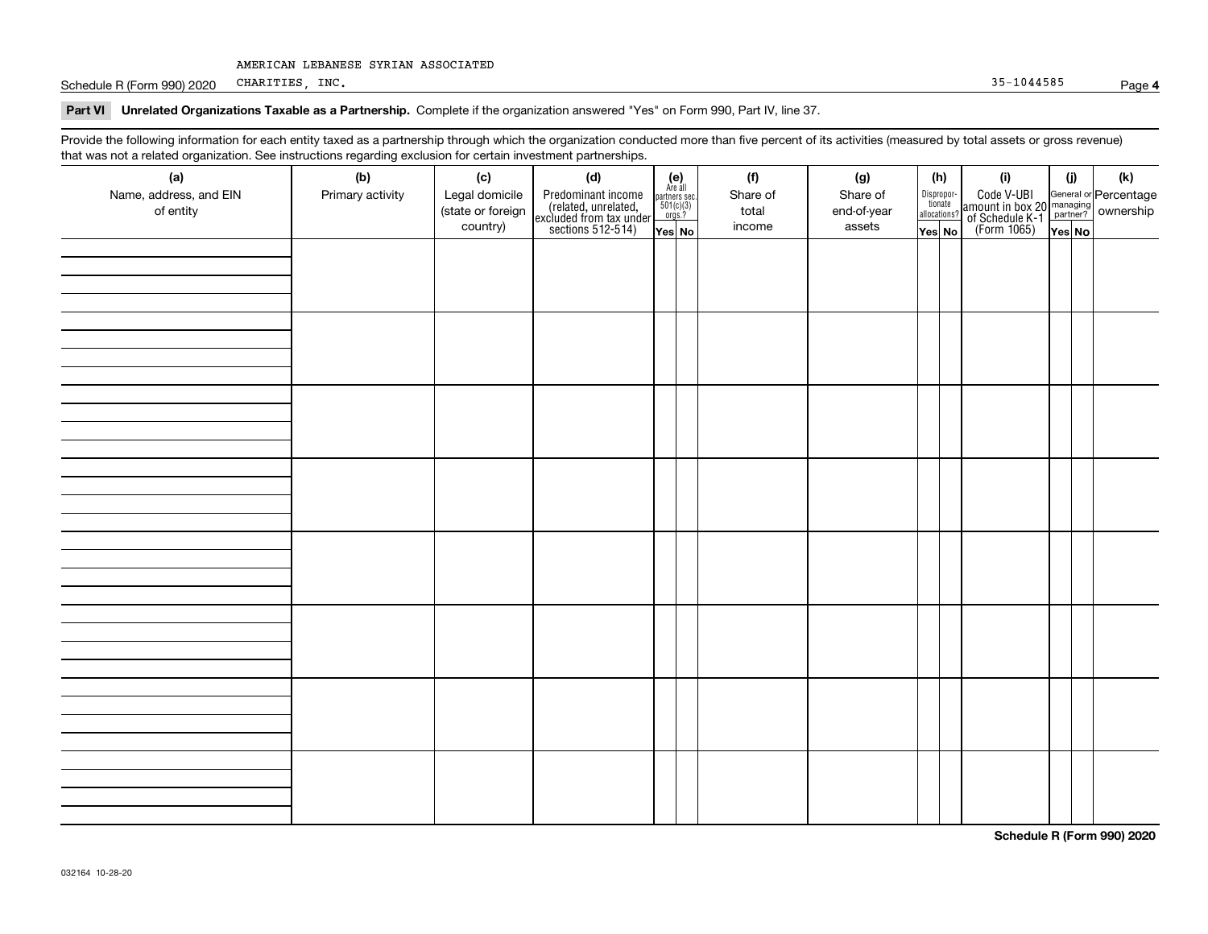AMERICAN LEBANESE SYRIAN ASSOCIATED CHARITIES, INC. 35-1044585

## Part VI Unrelated Organizations Taxable as a Partnership. Complete if the organization answered "Yes" on Form 990, Part IV, line 37.

Provide the following information for each entity taxed as a partnership through which the organization conducted more than five percent of its activities (measured by total assets or gross revenue) that was not a related organization. See instructions regarding exclusion for certain investment partnerships.

| (a) Name, address, and EIN of entity | (b) Primary activity | (c) Legal domicile (state or foreign country) | (d) Predominant income (related, unrelated, excluded from tax under sections 512-514) | (e) Are all partners sec. 501(c)(3) orgs.? | | (f) Share of total income | (g) Share of end-of-year assets | (h) Disproportionate allocations? | | (i) Code V-UBI amount in box 20 of Schedule K-1 (Form 1065) | (j) General or managing partner? | | (k) Percentage ownership |
|---|---|---|---|---|---|---|---|---|---|---|---|---|---|
| | | | | Yes | No | | | Yes | No | | Yes | No | |
| | | | | | | | | | | | | | |
| | | | | | | | | | | | | | |
| | | | | | | | | | | | | | |
| | | | | | | | | | | | | | |
| | | | | | | | | | | | | | |
| | | | | | | | | | | | | | |
| | | | | | | | | | | | | | |
| | | | | | | | | | | | | | |

Schedule R (Form 990) 2020

032164 10-28-20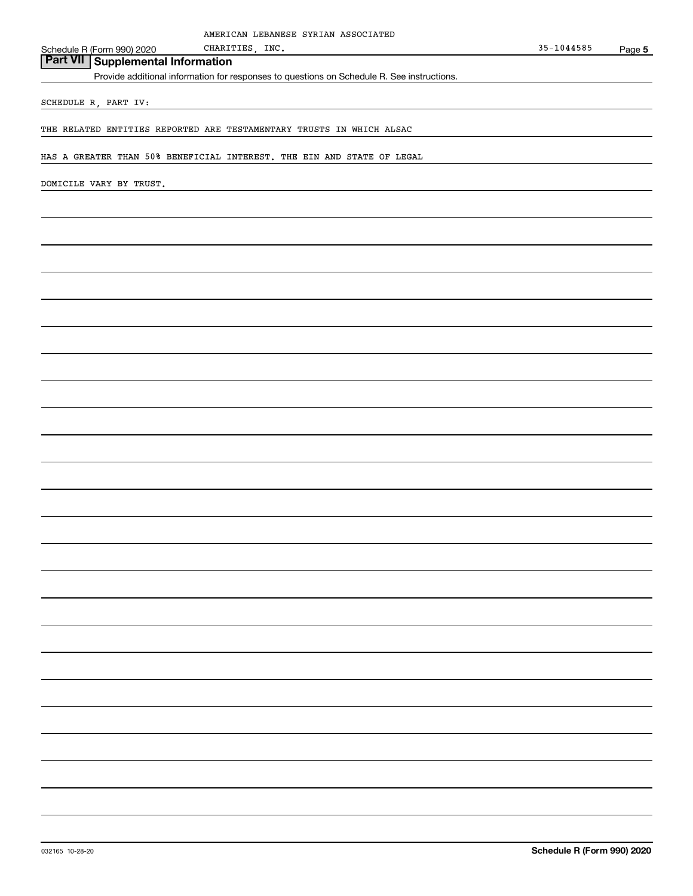AMERICAN LEBANESE SYRIAN ASSOCIATED CHARITIES, INC. 35-1044585

## Part VII Supplemental Information

Provide additional information for responses to questions on Schedule R. See instructions.

SCHEDULE R, PART IV:

THE RELATED ENTITIES REPORTED ARE TESTAMENTARY TRUSTS IN WHICH ALSAC HAS A GREATER THAN 50% BENEFICIAL INTEREST. THE EIN AND STATE OF LEGAL DOMICILE VARY BY TRUST.

032165 10-28-20 **Schedule R (Form 990) 2020**